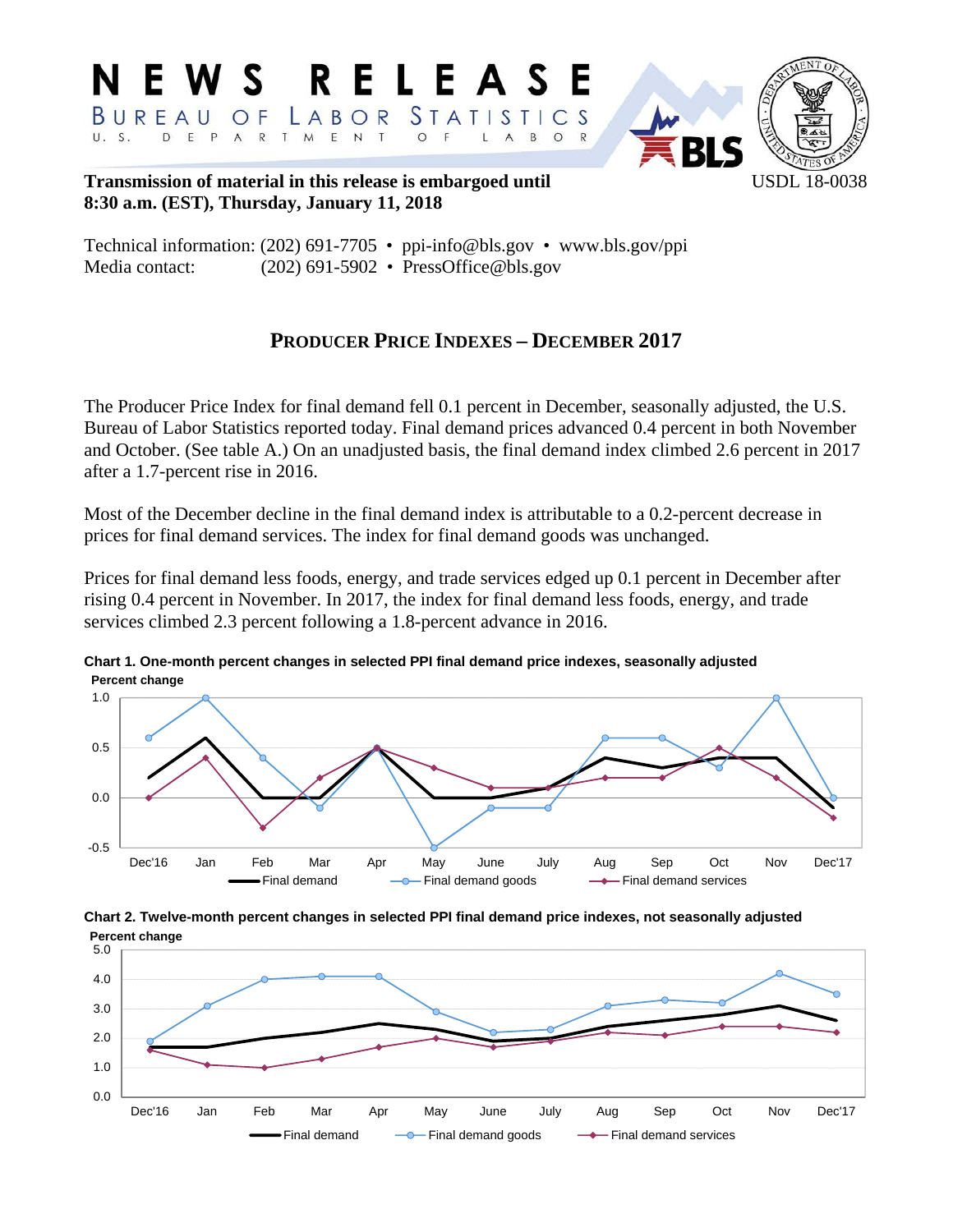# NEWS RELEASE

BUREAU OF LABOR STATISTICS

U. S. DEPARTMENT OF LABOR

**Transmission of material in this release is embargoed until 8:30 a.m. (EST), Thursday, January 11, 2018**

USDL 18-0038

Technical information: (202) 691-7705 • ppi-info@bls.gov • www.bls.gov/ppi
Media contact: (202) 691-5902 • PressOffice@bls.gov

## PRODUCER PRICE INDEXES – DECEMBER 2017

The Producer Price Index for final demand fell 0.1 percent in December, seasonally adjusted, the U.S. Bureau of Labor Statistics reported today. Final demand prices advanced 0.4 percent in both November and October. (See table A.) On an unadjusted basis, the final demand index climbed 2.6 percent in 2017 after a 1.7-percent rise in 2016.

Most of the December decline in the final demand index is attributable to a 0.2-percent decrease in prices for final demand services. The index for final demand goods was unchanged.

Prices for final demand less foods, energy, and trade services edged up 0.1 percent in December after rising 0.4 percent in November. In 2017, the index for final demand less foods, energy, and trade services climbed 2.3 percent following a 1.8-percent advance in 2016.

**Chart 1. One-month percent changes in selected PPI final demand price indexes, seasonally adjusted**

**Chart 2. Twelve-month percent changes in selected PPI final demand price indexes, not seasonally adjusted**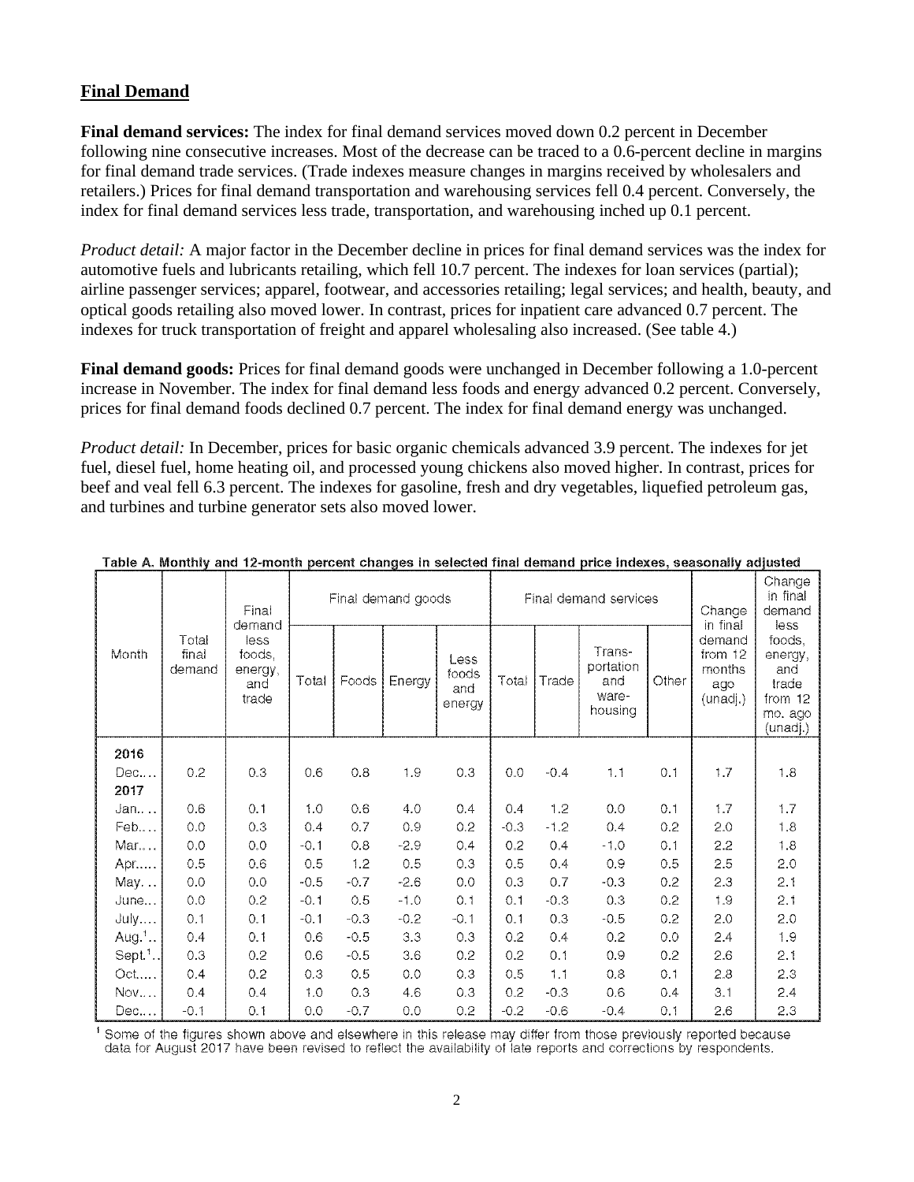## Final Demand

**Final demand services:** The index for final demand services moved down 0.2 percent in December following nine consecutive increases. Most of the decrease can be traced to a 0.6-percent decline in margins for final demand trade services. (Trade indexes measure changes in margins received by wholesalers and retailers.) Prices for final demand transportation and warehousing services fell 0.4 percent. Conversely, the index for final demand services less trade, transportation, and warehousing inched up 0.1 percent.

*Product detail:* A major factor in the December decline in prices for final demand services was the index for automotive fuels and lubricants retailing, which fell 10.7 percent. The indexes for loan services (partial); airline passenger services; apparel, footwear, and accessories retailing; legal services; and health, beauty, and optical goods retailing also moved lower. In contrast, prices for inpatient care advanced 0.7 percent. The indexes for truck transportation of freight and apparel wholesaling also increased. (See table 4.)

**Final demand goods:** Prices for final demand goods were unchanged in December following a 1.0-percent increase in November. The index for final demand less foods and energy advanced 0.2 percent. Conversely, prices for final demand foods declined 0.7 percent. The index for final demand energy was unchanged.

*Product detail:* In December, prices for basic organic chemicals advanced 3.9 percent. The indexes for jet fuel, diesel fuel, home heating oil, and processed young chickens also moved higher. In contrast, prices for beef and veal fell 6.3 percent. The indexes for gasoline, fresh and dry vegetables, liquefied petroleum gas, and turbines and turbine generator sets also moved lower.

Table A. Monthly and 12-month percent changes in selected final demand price indexes, seasonally adjusted

| Month | Total final demand | Final demand less foods, energy, and trade | Final demand goods | | | | Final demand services | | | | Change in final demand from 12 months ago (unadj.) | Change in final demand less foods, energy, and trade from 12 mo. ago (unadj.) |
|---|---|---|---|---|---|---|---|---|---|---|---|---|
| | | | Total | Foods | Energy | Less foods and energy | Total | Trade | Transportation and warehousing | Other | | |
| **2016** | | | | | | | | | | | | |
| Dec.... | 0.2 | 0.3 | 0.6 | 0.8 | 1.9 | 0.3 | 0.0 | -0.4 | 1.1 | 0.1 | 1.7 | 1.8 |
| **2017** | | | | | | | | | | | | |
| Jan.... | 0.6 | 0.1 | 1.0 | 0.6 | 4.0 | 0.4 | 0.4 | 1.2 | 0.0 | 0.1 | 1.7 | 1.7 |
| Feb.... | 0.0 | 0.3 | 0.4 | 0.7 | 0.9 | 0.2 | -0.3 | -1.2 | 0.4 | 0.2 | 2.0 | 1.8 |
| Mar.... | 0.0 | 0.0 | -0.1 | 0.8 | -2.9 | 0.4 | 0.2 | 0.4 | -1.0 | 0.1 | 2.2 | 1.8 |
| Apr..... | 0.5 | 0.6 | 0.5 | 1.2 | 0.5 | 0.3 | 0.5 | 0.4 | 0.9 | 0.5 | 2.5 | 2.0 |
| May... | 0.0 | 0.0 | -0.5 | -0.7 | -2.6 | 0.0 | 0.3 | 0.7 | -0.3 | 0.2 | 2.3 | 2.1 |
| June... | 0.0 | 0.2 | -0.1 | 0.5 | -1.0 | 0.1 | 0.1 | -0.3 | 0.3 | 0.2 | 1.9 | 2.1 |
| July.... | 0.1 | 0.1 | -0.1 | -0.3 | -0.2 | -0.1 | 0.1 | 0.3 | -0.5 | 0.2 | 2.0 | 2.0 |
| Aug.[1].. | 0.4 | 0.1 | 0.6 | -0.5 | 3.3 | 0.3 | 0.2 | 0.4 | 0.2 | 0.0 | 2.4 | 1.9 |
| Sept.[1].. | 0.3 | 0.2 | 0.6 | -0.5 | 3.6 | 0.2 | 0.2 | 0.1 | 0.9 | 0.2 | 2.6 | 2.1 |
| Oct..... | 0.4 | 0.2 | 0.3 | 0.5 | 0.0 | 0.3 | 0.5 | 1.1 | 0.8 | 0.1 | 2.8 | 2.3 |
| Nov.... | 0.4 | 0.4 | 1.0 | 0.3 | 4.6 | 0.3 | 0.2 | -0.3 | 0.6 | 0.4 | 3.1 | 2.4 |
| Dec.... | -0.1 | 0.1 | 0.0 | -0.7 | 0.0 | 0.2 | -0.2 | -0.6 | -0.4 | 0.1 | 2.6 | 2.3 |

[1] Some of the figures shown above and elsewhere in this release may differ from those previously reported because data for August 2017 have been revised to reflect the availability of late reports and corrections by respondents.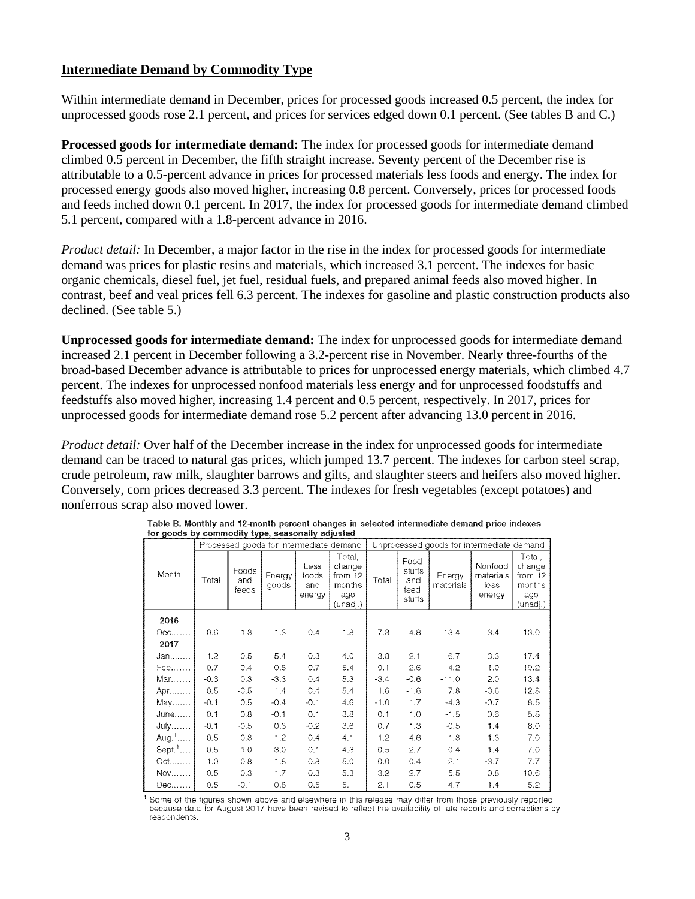## Intermediate Demand by Commodity Type

Within intermediate demand in December, prices for processed goods increased 0.5 percent, the index for unprocessed goods rose 2.1 percent, and prices for services edged down 0.1 percent. (See tables B and C.)

**Processed goods for intermediate demand:** The index for processed goods for intermediate demand climbed 0.5 percent in December, the fifth straight increase. Seventy percent of the December rise is attributable to a 0.5-percent advance in prices for processed materials less foods and energy. The index for processed energy goods also moved higher, increasing 0.8 percent. Conversely, prices for processed foods and feeds inched down 0.1 percent. In 2017, the index for processed goods for intermediate demand climbed 5.1 percent, compared with a 1.8-percent advance in 2016.

*Product detail:* In December, a major factor in the rise in the index for processed goods for intermediate demand was prices for plastic resins and materials, which increased 3.1 percent. The indexes for basic organic chemicals, diesel fuel, jet fuel, residual fuels, and prepared animal feeds also moved higher. In contrast, beef and veal prices fell 6.3 percent. The indexes for gasoline and plastic construction products also declined. (See table 5.)

**Unprocessed goods for intermediate demand:** The index for unprocessed goods for intermediate demand increased 2.1 percent in December following a 3.2-percent rise in November. Nearly three-fourths of the broad-based December advance is attributable to prices for unprocessed energy materials, which climbed 4.7 percent. The indexes for unprocessed nonfood materials less energy and for unprocessed foodstuffs and feedstuffs also moved higher, increasing 1.4 percent and 0.5 percent, respectively. In 2017, prices for unprocessed goods for intermediate demand rose 5.2 percent after advancing 13.0 percent in 2016.

*Product detail:* Over half of the December increase in the index for unprocessed goods for intermediate demand can be traced to natural gas prices, which jumped 13.7 percent. The indexes for carbon steel scrap, crude petroleum, raw milk, slaughter barrows and gilts, and slaughter steers and heifers also moved higher. Conversely, corn prices decreased 3.3 percent. The indexes for fresh vegetables (except potatoes) and nonferrous scrap also moved lower.

Table B. Monthly and 12-month percent changes in selected intermediate demand price indexes for goods by commodity type, seasonally adjusted

| Month | Processed goods for intermediate demand | | | | | Unprocessed goods for intermediate demand | | | | |
|---|---|---|---|---|---|---|---|---|---|---|
| | Total | Foods and feeds | Energy goods | Less foods and energy | Total, change from 12 months ago (unadj.) | Total | Foodstuffs and feedstuffs | Energy materials | Nonfood materials less energy | Total, change from 12 months ago (unadj.) |
| **2016** | | | | | | | | | | |
| Dec....... | 0.6 | 1.3 | 1.3 | 0.4 | 1.8 | 7.3 | 4.8 | 13.4 | 3.4 | 13.0 |
| **2017** | | | | | | | | | | |
| Jan........ | 1.2 | 0.5 | 5.4 | 0.3 | 4.0 | 3.8 | 2.1 | 6.7 | 3.3 | 17.4 |
| Feb....... | 0.7 | 0.4 | 0.8 | 0.7 | 5.4 | -0.1 | 2.6 | -4.2 | 1.0 | 19.2 |
| Mar....... | -0.3 | 0.3 | -3.3 | 0.4 | 5.3 | -3.4 | -0.6 | -11.0 | 2.0 | 13.4 |
| Apr........ | 0.5 | -0.5 | 1.4 | 0.4 | 5.4 | 1.6 | -1.6 | 7.8 | -0.6 | 12.8 |
| May....... | -0.1 | 0.5 | -0.4 | -0.1 | 4.6 | -1.0 | 1.7 | -4.3 | -0.7 | 8.5 |
| June...... | 0.1 | 0.8 | -0.1 | 0.1 | 3.8 | 0.1 | 1.0 | -1.5 | 0.6 | 5.8 |
| July....... | -0.1 | -0.5 | 0.3 | -0.2 | 3.6 | 0.7 | 1.3 | -0.5 | 1.4 | 6.0 |
| Aug.[1]..... | 0.5 | -0.3 | 1.2 | 0.4 | 4.1 | -1.2 | -4.6 | 1.3 | 1.3 | 7.0 |
| Sept.[1].... | 0.5 | -1.0 | 3.0 | 0.1 | 4.3 | -0.5 | -2.7 | 0.4 | 1.4 | 7.0 |
| Oct........ | 1.0 | 0.8 | 1.8 | 0.8 | 5.0 | 0.0 | 0.4 | 2.1 | -3.7 | 7.7 |
| Nov....... | 0.5 | 0.3 | 1.7 | 0.3 | 5.3 | 3.2 | 2.7 | 5.5 | 0.8 | 10.6 |
| Dec....... | 0.5 | -0.1 | 0.8 | 0.5 | 5.1 | 2.1 | 0.5 | 4.7 | 1.4 | 5.2 |

[1] Some of the figures shown above and elsewhere in this release may differ from those previously reported because data for August 2017 have been revised to reflect the availability of late reports and corrections by respondents.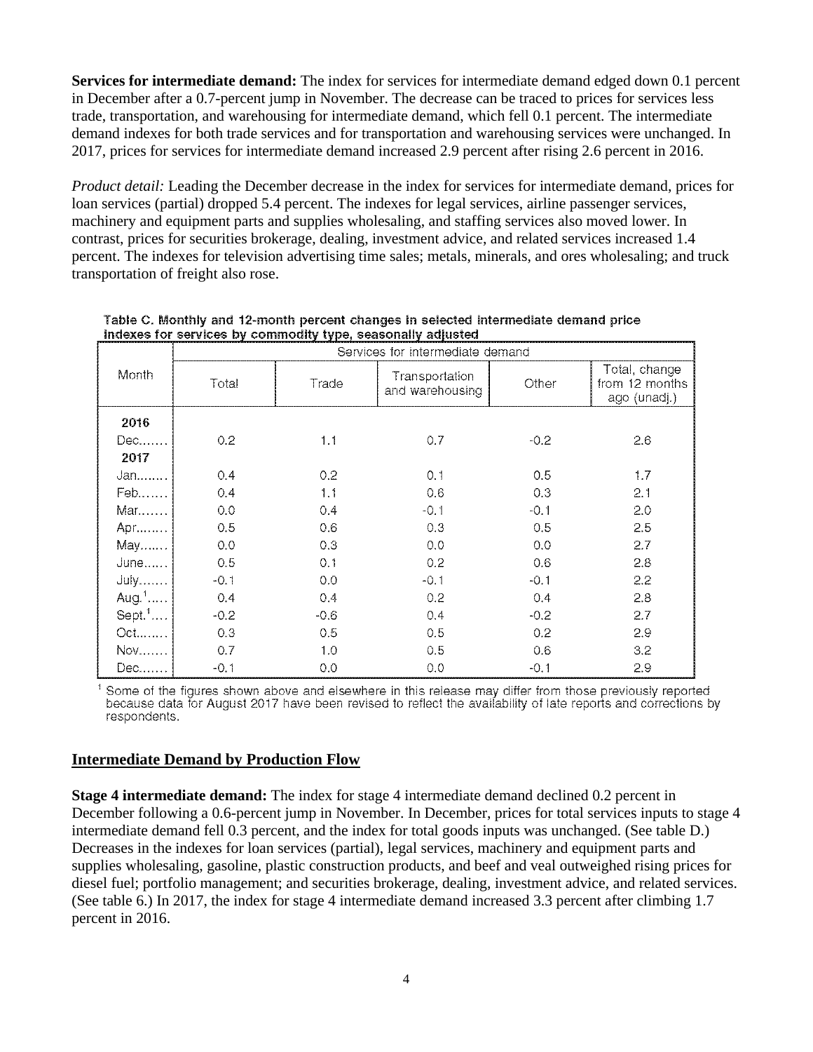**Services for intermediate demand:** The index for services for intermediate demand edged down 0.1 percent in December after a 0.7-percent jump in November. The decrease can be traced to prices for services less trade, transportation, and warehousing for intermediate demand, which fell 0.1 percent. The intermediate demand indexes for both trade services and for transportation and warehousing services were unchanged. In 2017, prices for services for intermediate demand increased 2.9 percent after rising 2.6 percent in 2016.

*Product detail:* Leading the December decrease in the index for services for intermediate demand, prices for loan services (partial) dropped 5.4 percent. The indexes for legal services, airline passenger services, machinery and equipment parts and supplies wholesaling, and staffing services also moved lower. In contrast, prices for securities brokerage, dealing, investment advice, and related services increased 1.4 percent. The indexes for television advertising time sales; metals, minerals, and ores wholesaling; and truck transportation of freight also rose.

Table C. Monthly and 12-month percent changes in selected intermediate demand price indexes for services by commodity type, seasonally adjusted

| Month | Services for intermediate demand | | | | |
|---|---|---|---|---|---|
| | Total | Trade | Transportation and warehousing | Other | Total, change from 12 months ago (unadj.) |
| **2016** | | | | | |
| Dec....... | 0.2 | 1.1 | 0.7 | -0.2 | 2.6 |
| **2017** | | | | | |
| Jan........ | 0.4 | 0.2 | 0.1 | 0.5 | 1.7 |
| Feb....... | 0.4 | 1.1 | 0.6 | 0.3 | 2.1 |
| Mar....... | 0.0 | 0.4 | -0.1 | -0.1 | 2.0 |
| Apr........ | 0.5 | 0.6 | 0.3 | 0.5 | 2.5 |
| May....... | 0.0 | 0.3 | 0.0 | 0.0 | 2.7 |
| June...... | 0.5 | 0.1 | 0.2 | 0.6 | 2.8 |
| July....... | -0.1 | 0.0 | -0.1 | -0.1 | 2.2 |
| Aug.[1]..... | 0.4 | 0.4 | 0.2 | 0.4 | 2.8 |
| Sept.[1].... | -0.2 | -0.6 | 0.4 | -0.2 | 2.7 |
| Oct........ | 0.3 | 0.5 | 0.5 | 0.2 | 2.9 |
| Nov....... | 0.7 | 1.0 | 0.5 | 0.6 | 3.2 |
| Dec....... | -0.1 | 0.0 | 0.0 | -0.1 | 2.9 |

[1] Some of the figures shown above and elsewhere in this release may differ from those previously reported because data for August 2017 have been revised to reflect the availability of late reports and corrections by respondents.

## Intermediate Demand by Production Flow

**Stage 4 intermediate demand:** The index for stage 4 intermediate demand declined 0.2 percent in December following a 0.6-percent jump in November. In December, prices for total services inputs to stage 4 intermediate demand fell 0.3 percent, and the index for total goods inputs was unchanged. (See table D.) Decreases in the indexes for loan services (partial), legal services, machinery and equipment parts and supplies wholesaling, gasoline, plastic construction products, and beef and veal outweighed rising prices for diesel fuel; portfolio management; and securities brokerage, dealing, investment advice, and related services. (See table 6.) In 2017, the index for stage 4 intermediate demand increased 3.3 percent after climbing 1.7 percent in 2016.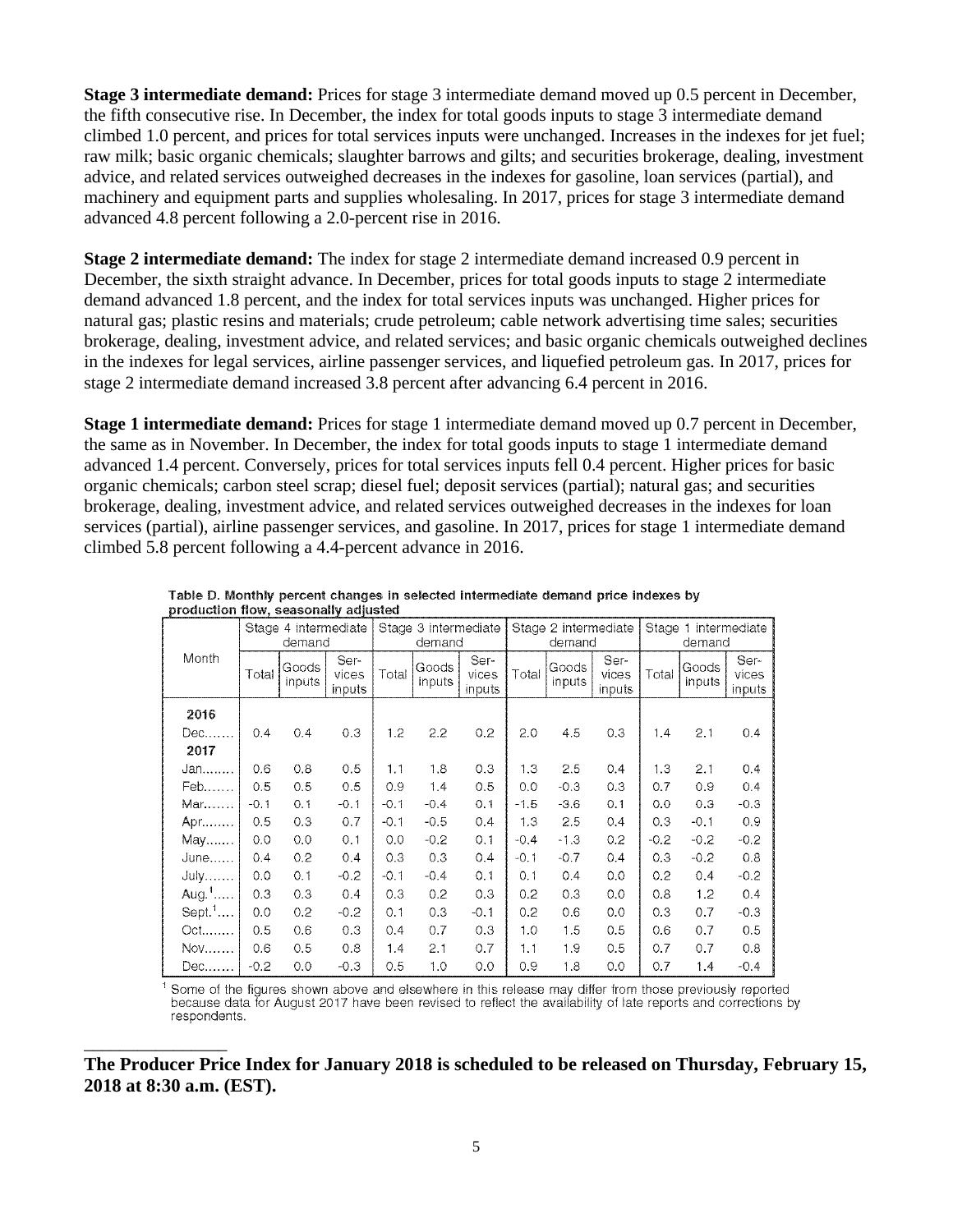**Stage 3 intermediate demand:** Prices for stage 3 intermediate demand moved up 0.5 percent in December, the fifth consecutive rise. In December, the index for total goods inputs to stage 3 intermediate demand climbed 1.0 percent, and prices for total services inputs were unchanged. Increases in the indexes for jet fuel; raw milk; basic organic chemicals; slaughter barrows and gilts; and securities brokerage, dealing, investment advice, and related services outweighed decreases in the indexes for gasoline, loan services (partial), and machinery and equipment parts and supplies wholesaling. In 2017, prices for stage 3 intermediate demand advanced 4.8 percent following a 2.0-percent rise in 2016.

**Stage 2 intermediate demand:** The index for stage 2 intermediate demand increased 0.9 percent in December, the sixth straight advance. In December, prices for total goods inputs to stage 2 intermediate demand advanced 1.8 percent, and the index for total services inputs was unchanged. Higher prices for natural gas; plastic resins and materials; crude petroleum; cable network advertising time sales; securities brokerage, dealing, investment advice, and related services; and basic organic chemicals outweighed declines in the indexes for legal services, airline passenger services, and liquefied petroleum gas. In 2017, prices for stage 2 intermediate demand increased 3.8 percent after advancing 6.4 percent in 2016.

**Stage 1 intermediate demand:** Prices for stage 1 intermediate demand moved up 0.7 percent in December, the same as in November. In December, the index for total goods inputs to stage 1 intermediate demand advanced 1.4 percent. Conversely, prices for total services inputs fell 0.4 percent. Higher prices for basic organic chemicals; carbon steel scrap; diesel fuel; deposit services (partial); natural gas; and securities brokerage, dealing, investment advice, and related services outweighed decreases in the indexes for loan services (partial), airline passenger services, and gasoline. In 2017, prices for stage 1 intermediate demand climbed 5.8 percent following a 4.4-percent advance in 2016.

Table D. Monthly percent changes in selected intermediate demand price indexes by production flow, seasonally adjusted

| Month | Stage 4 intermediate demand | | | Stage 3 intermediate demand | | | Stage 2 intermediate demand | | | Stage 1 intermediate demand | | |
|---|---|---|---|---|---|---|---|---|---|---|---|---|
| | Total | Goods inputs | Services inputs | Total | Goods inputs | Services inputs | Total | Goods inputs | Services inputs | Total | Goods inputs | Services inputs |
| **2016** | | | | | | | | | | | | |
| Dec....... | 0.4 | 0.4 | 0.3 | 1.2 | 2.2 | 0.2 | 2.0 | 4.5 | 0.3 | 1.4 | 2.1 | 0.4 |
| **2017** | | | | | | | | | | | | |
| Jan........ | 0.6 | 0.8 | 0.5 | 1.1 | 1.8 | 0.3 | 1.3 | 2.5 | 0.4 | 1.3 | 2.1 | 0.4 |
| Feb....... | 0.5 | 0.5 | 0.5 | 0.9 | 1.4 | 0.5 | 0.0 | -0.3 | 0.3 | 0.7 | 0.9 | 0.4 |
| Mar....... | -0.1 | 0.1 | -0.1 | -0.1 | -0.4 | 0.1 | -1.5 | -3.6 | 0.1 | 0.0 | 0.3 | -0.3 |
| Apr........ | 0.5 | 0.3 | 0.7 | -0.1 | -0.5 | 0.4 | 1.3 | 2.5 | 0.4 | 0.3 | -0.1 | 0.9 |
| May....... | 0.0 | 0.0 | 0.1 | 0.0 | -0.2 | 0.1 | -0.4 | -1.3 | 0.2 | -0.2 | -0.2 | -0.2 |
| June...... | 0.4 | 0.2 | 0.4 | 0.3 | 0.3 | 0.4 | -0.1 | -0.7 | 0.4 | 0.3 | -0.2 | 0.8 |
| July....... | 0.0 | 0.1 | -0.2 | -0.1 | -0.4 | 0.1 | 0.1 | 0.4 | 0.0 | 0.2 | 0.4 | -0.2 |
| Aug.[1]..... | 0.3 | 0.3 | 0.4 | 0.3 | 0.2 | 0.3 | 0.2 | 0.3 | 0.0 | 0.8 | 1.2 | 0.4 |
| Sept.[1].... | 0.0 | 0.2 | -0.2 | 0.1 | 0.3 | -0.1 | 0.2 | 0.6 | 0.0 | 0.3 | 0.7 | -0.3 |
| Oct........ | 0.5 | 0.6 | 0.3 | 0.4 | 0.7 | 0.3 | 1.0 | 1.5 | 0.5 | 0.6 | 0.7 | 0.5 |
| Nov....... | 0.6 | 0.5 | 0.8 | 1.4 | 2.1 | 0.7 | 1.1 | 1.9 | 0.5 | 0.7 | 0.7 | 0.8 |
| Dec....... | -0.2 | 0.0 | -0.3 | 0.5 | 1.0 | 0.0 | 0.9 | 1.8 | 0.0 | 0.7 | 1.4 | -0.4 |

[1] Some of the figures shown above and elsewhere in this release may differ from those previously reported because data for August 2017 have been revised to reflect the availability of late reports and corrections by respondents.

---

**The Producer Price Index for January 2018 is scheduled to be released on Thursday, February 15, 2018 at 8:30 a.m. (EST).**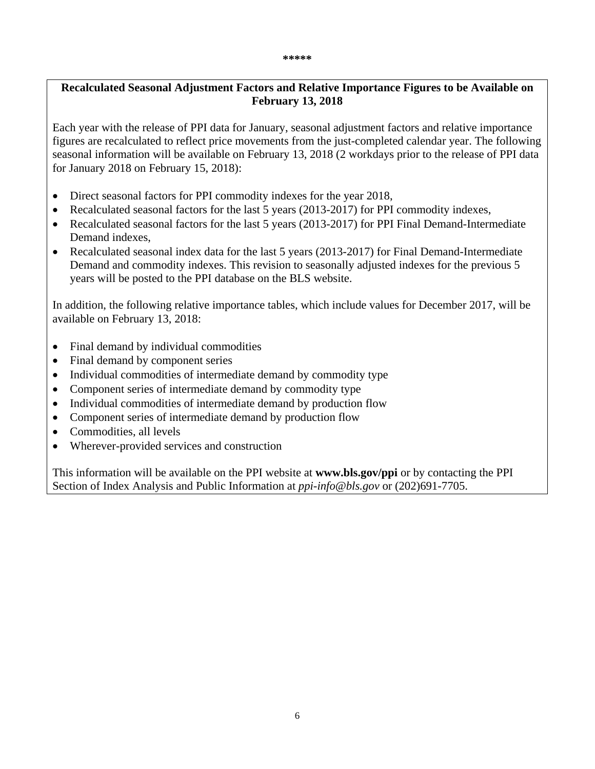\*\*\*\*\*

**Recalculated Seasonal Adjustment Factors and Relative Importance Figures to be Available on February 13, 2018**

Each year with the release of PPI data for January, seasonal adjustment factors and relative importance figures are recalculated to reflect price movements from the just-completed calendar year. The following seasonal information will be available on February 13, 2018 (2 workdays prior to the release of PPI data for January 2018 on February 15, 2018):

- Direct seasonal factors for PPI commodity indexes for the year 2018,
- Recalculated seasonal factors for the last 5 years (2013-2017) for PPI commodity indexes,
- Recalculated seasonal factors for the last 5 years (2013-2017) for PPI Final Demand-Intermediate Demand indexes,
- Recalculated seasonal index data for the last 5 years (2013-2017) for Final Demand-Intermediate Demand and commodity indexes. This revision to seasonally adjusted indexes for the previous 5 years will be posted to the PPI database on the BLS website.

In addition, the following relative importance tables, which include values for December 2017, will be available on February 13, 2018:

- Final demand by individual commodities
- Final demand by component series
- Individual commodities of intermediate demand by commodity type
- Component series of intermediate demand by commodity type
- Individual commodities of intermediate demand by production flow
- Component series of intermediate demand by production flow
- Commodities, all levels
- Wherever-provided services and construction

This information will be available on the PPI website at **www.bls.gov/ppi** or by contacting the PPI Section of Index Analysis and Public Information at *ppi-info@bls.gov* or (202)691-7705.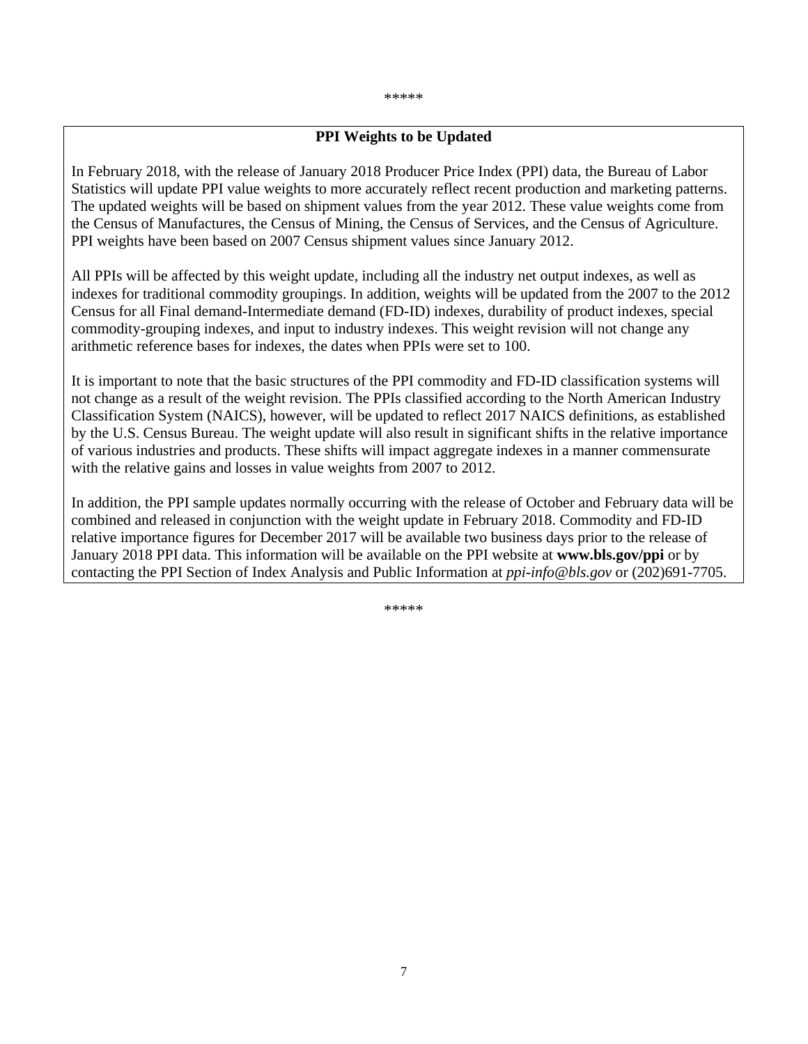\*\*\*\*\*

## PPI Weights to be Updated

In February 2018, with the release of January 2018 Producer Price Index (PPI) data, the Bureau of Labor Statistics will update PPI value weights to more accurately reflect recent production and marketing patterns. The updated weights will be based on shipment values from the year 2012. These value weights come from the Census of Manufactures, the Census of Mining, the Census of Services, and the Census of Agriculture. PPI weights have been based on 2007 Census shipment values since January 2012.

All PPIs will be affected by this weight update, including all the industry net output indexes, as well as indexes for traditional commodity groupings. In addition, weights will be updated from the 2007 to the 2012 Census for all Final demand-Intermediate demand (FD-ID) indexes, durability of product indexes, special commodity-grouping indexes, and input to industry indexes. This weight revision will not change any arithmetic reference bases for indexes, the dates when PPIs were set to 100.

It is important to note that the basic structures of the PPI commodity and FD-ID classification systems will not change as a result of the weight revision. The PPIs classified according to the North American Industry Classification System (NAICS), however, will be updated to reflect 2017 NAICS definitions, as established by the U.S. Census Bureau. The weight update will also result in significant shifts in the relative importance of various industries and products. These shifts will impact aggregate indexes in a manner commensurate with the relative gains and losses in value weights from 2007 to 2012.

In addition, the PPI sample updates normally occurring with the release of October and February data will be combined and released in conjunction with the weight update in February 2018. Commodity and FD-ID relative importance figures for December 2017 will be available two business days prior to the release of January 2018 PPI data. This information will be available on the PPI website at **www.bls.gov/ppi** or by contacting the PPI Section of Index Analysis and Public Information at *ppi-info@bls.gov* or (202)691-7705.

\*\*\*\*\*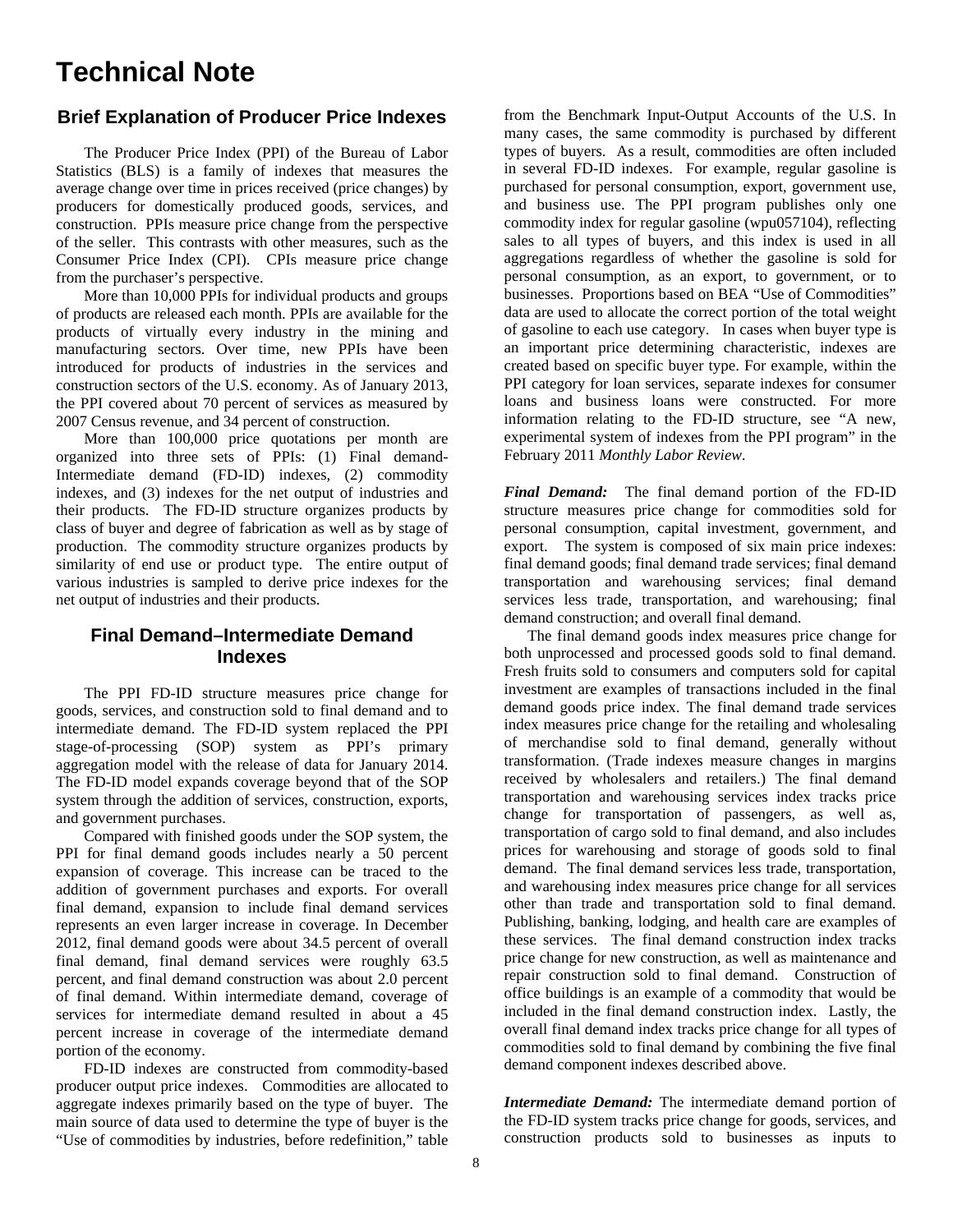# Technical Note

## Brief Explanation of Producer Price Indexes

The Producer Price Index (PPI) of the Bureau of Labor Statistics (BLS) is a family of indexes that measures the average change over time in prices received (price changes) by producers for domestically produced goods, services, and construction. PPIs measure price change from the perspective of the seller. This contrasts with other measures, such as the Consumer Price Index (CPI). CPIs measure price change from the purchaser's perspective.

More than 10,000 PPIs for individual products and groups of products are released each month. PPIs are available for the products of virtually every industry in the mining and manufacturing sectors. Over time, new PPIs have been introduced for products of industries in the services and construction sectors of the U.S. economy. As of January 2013, the PPI covered about 70 percent of services as measured by 2007 Census revenue, and 34 percent of construction.

More than 100,000 price quotations per month are organized into three sets of PPIs: (1) Final demand-Intermediate demand (FD-ID) indexes, (2) commodity indexes, and (3) indexes for the net output of industries and their products. The FD-ID structure organizes products by class of buyer and degree of fabrication as well as by stage of production. The commodity structure organizes products by similarity of end use or product type. The entire output of various industries is sampled to derive price indexes for the net output of industries and their products.

## Final Demand–Intermediate Demand Indexes

The PPI FD-ID structure measures price change for goods, services, and construction sold to final demand and to intermediate demand. The FD-ID system replaced the PPI stage-of-processing (SOP) system as PPI's primary aggregation model with the release of data for January 2014. The FD-ID model expands coverage beyond that of the SOP system through the addition of services, construction, exports, and government purchases.

Compared with finished goods under the SOP system, the PPI for final demand goods includes nearly a 50 percent expansion of coverage. This increase can be traced to the addition of government purchases and exports. For overall final demand, expansion to include final demand services represents an even larger increase in coverage. In December 2012, final demand goods were about 34.5 percent of overall final demand, final demand services were roughly 63.5 percent, and final demand construction was about 2.0 percent of final demand. Within intermediate demand, coverage of services for intermediate demand resulted in about a 45 percent increase in coverage of the intermediate demand portion of the economy.

FD-ID indexes are constructed from commodity-based producer output price indexes. Commodities are allocated to aggregate indexes primarily based on the type of buyer. The main source of data used to determine the type of buyer is the "Use of commodities by industries, before redefinition," table from the Benchmark Input-Output Accounts of the U.S. In many cases, the same commodity is purchased by different types of buyers. As a result, commodities are often included in several FD-ID indexes. For example, regular gasoline is purchased for personal consumption, export, government use, and business use. The PPI program publishes only one commodity index for regular gasoline (wpu057104), reflecting sales to all types of buyers, and this index is used in all aggregations regardless of whether the gasoline is sold for personal consumption, as an export, to government, or to businesses. Proportions based on BEA "Use of Commodities" data are used to allocate the correct portion of the total weight of gasoline to each use category. In cases when buyer type is an important price determining characteristic, indexes are created based on specific buyer type. For example, within the PPI category for loan services, separate indexes for consumer loans and business loans were constructed. For more information relating to the FD-ID structure, see "A new, experimental system of indexes from the PPI program" in the February 2011 *Monthly Labor Review*.

***Final Demand:*** The final demand portion of the FD-ID structure measures price change for commodities sold for personal consumption, capital investment, government, and export. The system is composed of six main price indexes: final demand goods; final demand trade services; final demand transportation and warehousing services; final demand services less trade, transportation, and warehousing; final demand construction; and overall final demand.

The final demand goods index measures price change for both unprocessed and processed goods sold to final demand. Fresh fruits sold to consumers and computers sold for capital investment are examples of transactions included in the final demand goods price index. The final demand trade services index measures price change for the retailing and wholesaling of merchandise sold to final demand, generally without transformation. (Trade indexes measure changes in margins received by wholesalers and retailers.) The final demand transportation and warehousing services index tracks price change for transportation of passengers, as well as, transportation of cargo sold to final demand, and also includes prices for warehousing and storage of goods sold to final demand. The final demand services less trade, transportation, and warehousing index measures price change for all services other than trade and transportation sold to final demand. Publishing, banking, lodging, and health care are examples of these services. The final demand construction index tracks price change for new construction, as well as maintenance and repair construction sold to final demand. Construction of office buildings is an example of a commodity that would be included in the final demand construction index. Lastly, the overall final demand index tracks price change for all types of commodities sold to final demand by combining the five final demand component indexes described above.

***Intermediate Demand:*** The intermediate demand portion of the FD-ID system tracks price change for goods, services, and construction products sold to businesses as inputs to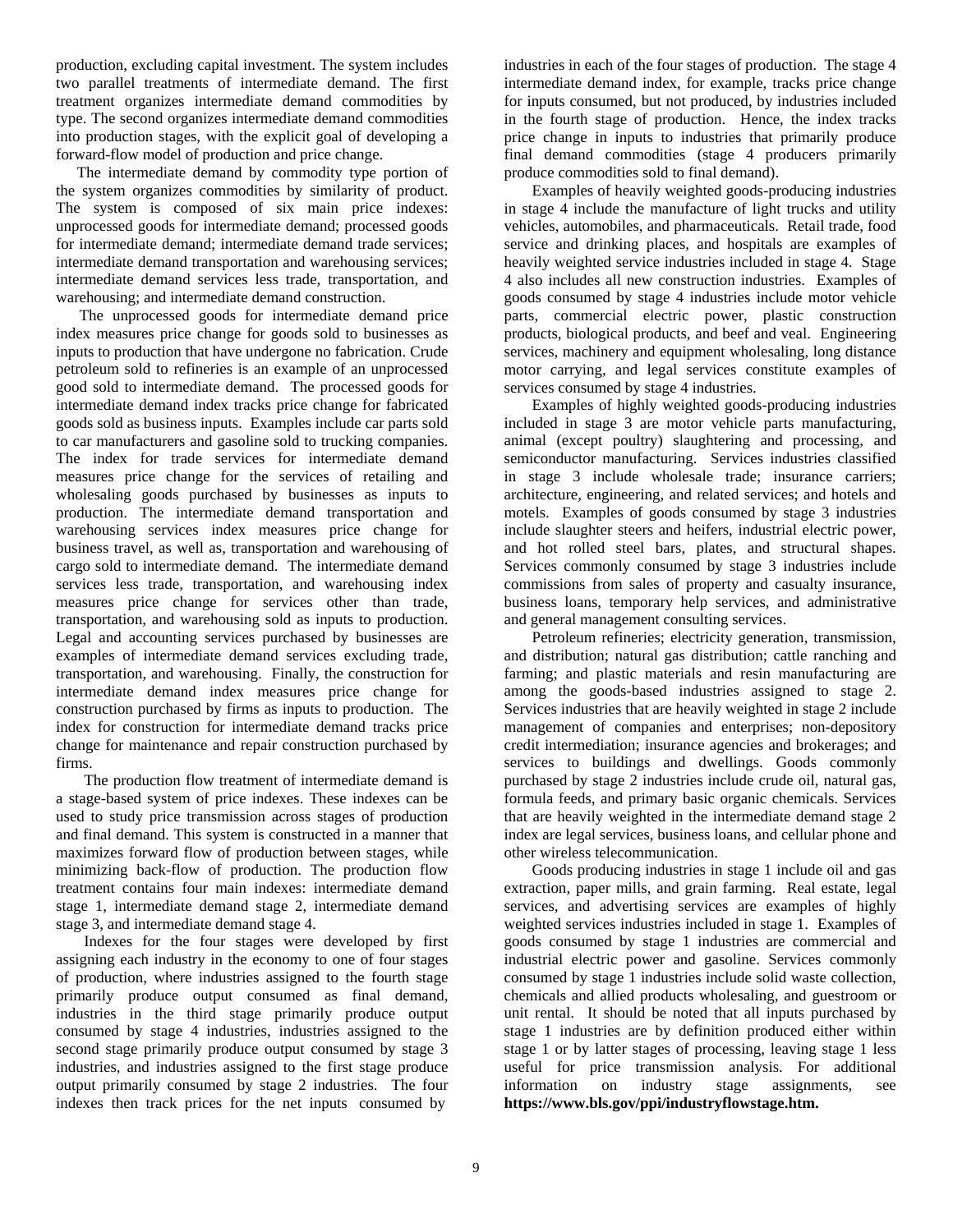production, excluding capital investment. The system includes two parallel treatments of intermediate demand. The first treatment organizes intermediate demand commodities by type. The second organizes intermediate demand commodities into production stages, with the explicit goal of developing a forward-flow model of production and price change.

The intermediate demand by commodity type portion of the system organizes commodities by similarity of product. The system is composed of six main price indexes: unprocessed goods for intermediate demand; processed goods for intermediate demand; intermediate demand trade services; intermediate demand transportation and warehousing services; intermediate demand services less trade, transportation, and warehousing; and intermediate demand construction.

The unprocessed goods for intermediate demand price index measures price change for goods sold to businesses as inputs to production that have undergone no fabrication. Crude petroleum sold to refineries is an example of an unprocessed good sold to intermediate demand. The processed goods for intermediate demand index tracks price change for fabricated goods sold as business inputs. Examples include car parts sold to car manufacturers and gasoline sold to trucking companies. The index for trade services for intermediate demand measures price change for the services of retailing and wholesaling goods purchased by businesses as inputs to production. The intermediate demand transportation and warehousing services index measures price change for business travel, as well as, transportation and warehousing of cargo sold to intermediate demand. The intermediate demand services less trade, transportation, and warehousing index measures price change for services other than trade, transportation, and warehousing sold as inputs to production. Legal and accounting services purchased by businesses are examples of intermediate demand services excluding trade, transportation, and warehousing. Finally, the construction for intermediate demand index measures price change for construction purchased by firms as inputs to production. The index for construction for intermediate demand tracks price change for maintenance and repair construction purchased by firms.

The production flow treatment of intermediate demand is a stage-based system of price indexes. These indexes can be used to study price transmission across stages of production and final demand. This system is constructed in a manner that maximizes forward flow of production between stages, while minimizing back-flow of production. The production flow treatment contains four main indexes: intermediate demand stage 1, intermediate demand stage 2, intermediate demand stage 3, and intermediate demand stage 4.

Indexes for the four stages were developed by first assigning each industry in the economy to one of four stages of production, where industries assigned to the fourth stage primarily produce output consumed as final demand, industries in the third stage primarily produce output consumed by stage 4 industries, industries assigned to the second stage primarily produce output consumed by stage 3 industries, and industries assigned to the first stage produce output primarily consumed by stage 2 industries. The four indexes then track prices for the net inputs consumed by industries in each of the four stages of production. The stage 4 intermediate demand index, for example, tracks price change for inputs consumed, but not produced, by industries included in the fourth stage of production. Hence, the index tracks price change in inputs to industries that primarily produce final demand commodities (stage 4 producers primarily produce commodities sold to final demand).

Examples of heavily weighted goods-producing industries in stage 4 include the manufacture of light trucks and utility vehicles, automobiles, and pharmaceuticals. Retail trade, food service and drinking places, and hospitals are examples of heavily weighted service industries included in stage 4. Stage 4 also includes all new construction industries. Examples of goods consumed by stage 4 industries include motor vehicle parts, commercial electric power, plastic construction products, biological products, and beef and veal. Engineering services, machinery and equipment wholesaling, long distance motor carrying, and legal services constitute examples of services consumed by stage 4 industries.

Examples of highly weighted goods-producing industries included in stage 3 are motor vehicle parts manufacturing, animal (except poultry) slaughtering and processing, and semiconductor manufacturing. Services industries classified in stage 3 include wholesale trade; insurance carriers; architecture, engineering, and related services; and hotels and motels. Examples of goods consumed by stage 3 industries include slaughter steers and heifers, industrial electric power, and hot rolled steel bars, plates, and structural shapes. Services commonly consumed by stage 3 industries include commissions from sales of property and casualty insurance, business loans, temporary help services, and administrative and general management consulting services.

Petroleum refineries; electricity generation, transmission, and distribution; natural gas distribution; cattle ranching and farming; and plastic materials and resin manufacturing are among the goods-based industries assigned to stage 2. Services industries that are heavily weighted in stage 2 include management of companies and enterprises; non-depository credit intermediation; insurance agencies and brokerages; and services to buildings and dwellings. Goods commonly purchased by stage 2 industries include crude oil, natural gas, formula feeds, and primary basic organic chemicals. Services that are heavily weighted in the intermediate demand stage 2 index are legal services, business loans, and cellular phone and other wireless telecommunication.

Goods producing industries in stage 1 include oil and gas extraction, paper mills, and grain farming. Real estate, legal services, and advertising services are examples of highly weighted services industries included in stage 1. Examples of goods consumed by stage 1 industries are commercial and industrial electric power and gasoline. Services commonly consumed by stage 1 industries include solid waste collection, chemicals and allied products wholesaling, and guestroom or unit rental. It should be noted that all inputs purchased by stage 1 industries are by definition produced either within stage 1 or by latter stages of processing, leaving stage 1 less useful for price transmission analysis. For additional information on industry stage assignments, see **https://www.bls.gov/ppi/industryflowstage.htm.**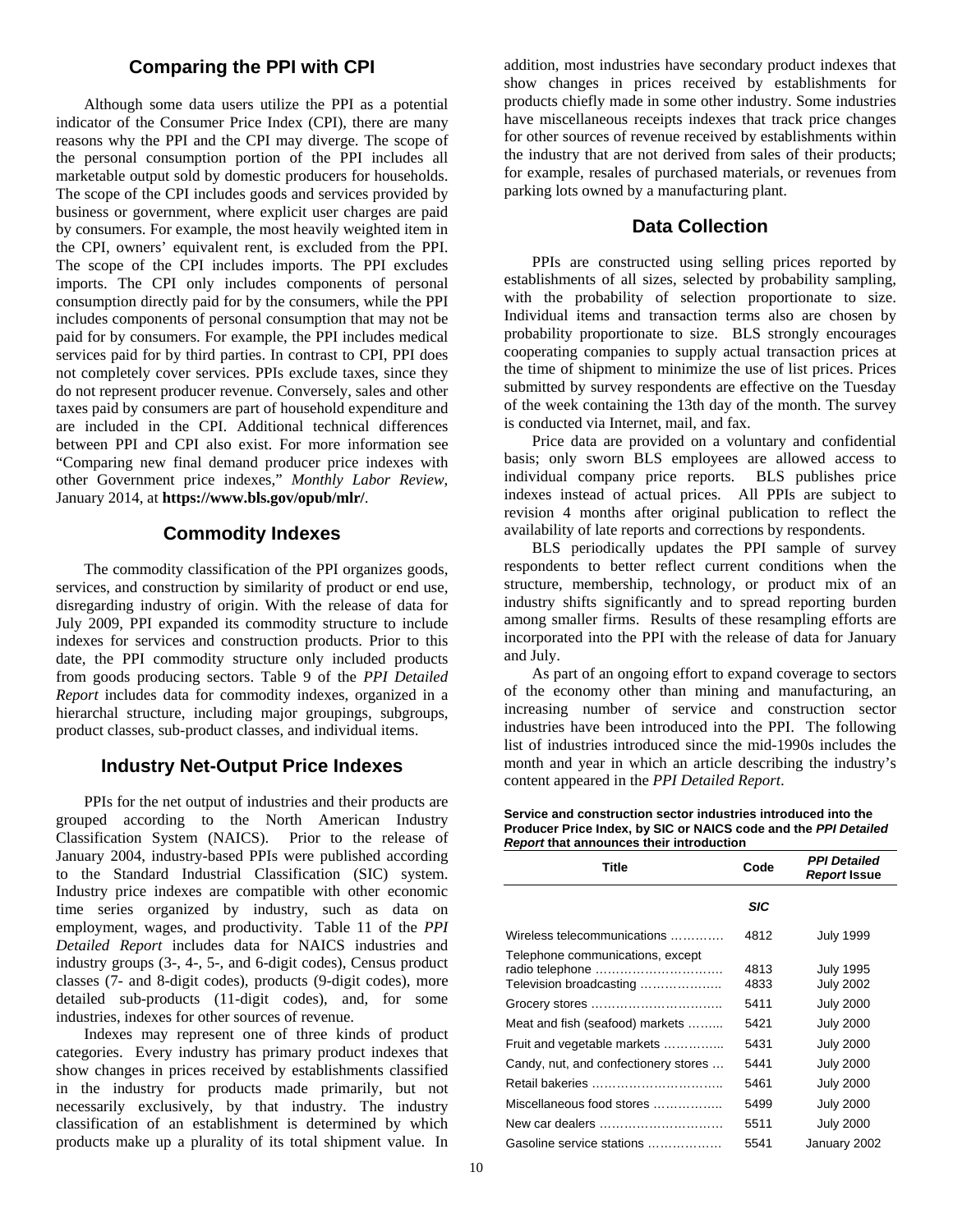## Comparing the PPI with CPI

Although some data users utilize the PPI as a potential indicator of the Consumer Price Index (CPI), there are many reasons why the PPI and the CPI may diverge. The scope of the personal consumption portion of the PPI includes all marketable output sold by domestic producers for households. The scope of the CPI includes goods and services provided by business or government, where explicit user charges are paid by consumers. For example, the most heavily weighted item in the CPI, owners' equivalent rent, is excluded from the PPI. The scope of the CPI includes imports. The PPI excludes imports. The CPI only includes components of personal consumption directly paid for by the consumers, while the PPI includes components of personal consumption that may not be paid for by consumers. For example, the PPI includes medical services paid for by third parties. In contrast to CPI, PPI does not completely cover services. PPIs exclude taxes, since they do not represent producer revenue. Conversely, sales and other taxes paid by consumers are part of household expenditure and are included in the CPI. Additional technical differences between PPI and CPI also exist. For more information see "Comparing new final demand producer price indexes with other Government price indexes," *Monthly Labor Review*, January 2014, at **https://www.bls.gov/opub/mlr/**.

## Commodity Indexes

The commodity classification of the PPI organizes goods, services, and construction by similarity of product or end use, disregarding industry of origin. With the release of data for July 2009, PPI expanded its commodity structure to include indexes for services and construction products. Prior to this date, the PPI commodity structure only included products from goods producing sectors. Table 9 of the *PPI Detailed Report* includes data for commodity indexes, organized in a hierarchal structure, including major groupings, subgroups, product classes, sub-product classes, and individual items.

## Industry Net-Output Price Indexes

PPIs for the net output of industries and their products are grouped according to the North American Industry Classification System (NAICS). Prior to the release of January 2004, industry-based PPIs were published according to the Standard Industrial Classification (SIC) system. Industry price indexes are compatible with other economic time series organized by industry, such as data on employment, wages, and productivity. Table 11 of the *PPI Detailed Report* includes data for NAICS industries and industry groups (3-, 4-, 5-, and 6-digit codes), Census product classes (7- and 8-digit codes), products (9-digit codes), more detailed sub-products (11-digit codes), and, for some industries, indexes for other sources of revenue.

Indexes may represent one of three kinds of product categories. Every industry has primary product indexes that show changes in prices received by establishments classified in the industry for products made primarily, but not necessarily exclusively, by that industry. The industry classification of an establishment is determined by which products make up a plurality of its total shipment value. In addition, most industries have secondary product indexes that show changes in prices received by establishments for products chiefly made in some other industry. Some industries have miscellaneous receipts indexes that track price changes for other sources of revenue received by establishments within the industry that are not derived from sales of their products; for example, resales of purchased materials, or revenues from parking lots owned by a manufacturing plant.

## Data Collection

PPIs are constructed using selling prices reported by establishments of all sizes, selected by probability sampling, with the probability of selection proportionate to size. Individual items and transaction terms also are chosen by probability proportionate to size. BLS strongly encourages cooperating companies to supply actual transaction prices at the time of shipment to minimize the use of list prices. Prices submitted by survey respondents are effective on the Tuesday of the week containing the 13th day of the month. The survey is conducted via Internet, mail, and fax.

Price data are provided on a voluntary and confidential basis; only sworn BLS employees are allowed access to individual company price reports. BLS publishes price indexes instead of actual prices. All PPIs are subject to revision 4 months after original publication to reflect the availability of late reports and corrections by respondents.

BLS periodically updates the PPI sample of survey respondents to better reflect current conditions when the structure, membership, technology, or product mix of an industry shifts significantly and to spread reporting burden among smaller firms. Results of these resampling efforts are incorporated into the PPI with the release of data for January and July.

As part of an ongoing effort to expand coverage to sectors of the economy other than mining and manufacturing, an increasing number of service and construction sector industries have been introduced into the PPI. The following list of industries introduced since the mid-1990s includes the month and year in which an article describing the industry's content appeared in the *PPI Detailed Report*.

**Service and construction sector industries introduced into the Producer Price Index, by SIC or NAICS code and the *PPI Detailed Report* that announces their introduction**

| Title | Code | *PPI Detailed Report* Issue |
|---|---|---|
| | ***SIC*** | |
| Wireless telecommunications ………… | 4812 | July 1999 |
| Telephone communications, except radio telephone ………………………… | 4813 | July 1995 |
| Television broadcasting ……………….. | 4833 | July 2002 |
| Grocery stores ………………………….. | 5411 | July 2000 |
| Meat and fish (seafood) markets ……... | 5421 | July 2000 |
| Fruit and vegetable markets …………... | 5431 | July 2000 |
| Candy, nut, and confectionery stores … | 5441 | July 2000 |
| Retail bakeries ………………………….. | 5461 | July 2000 |
| Miscellaneous food stores …………….. | 5499 | July 2000 |
| New car dealers ………………………… | 5511 | July 2000 |
| Gasoline service stations ……………… | 5541 | January 2002 |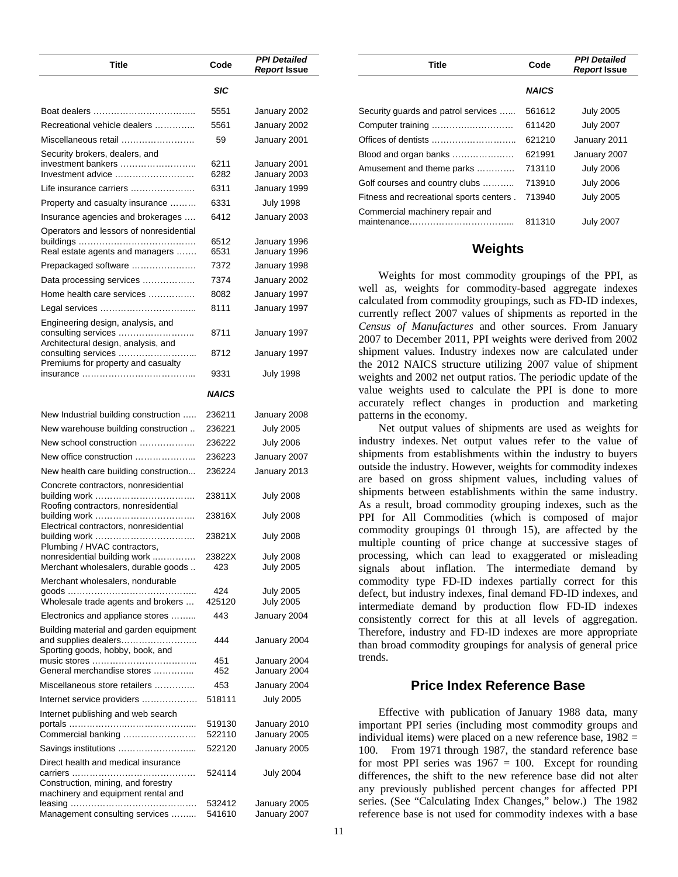| Title | Code | *PPI Detailed Report* Issue |
|---|---|---|
| | ***SIC*** | |
| Boat dealers …………………………….. | 5551 | January 2002 |
| Recreational vehicle dealers ………….. | 5561 | January 2002 |
| Miscellaneous retail ……………………. | 59 | January 2001 |
| Security brokers, dealers, and investment bankers …………………….. | 6211 | January 2001 |
| Investment advice ……………………… | 6282 | January 2003 |
| Life insurance carriers ………………… | 6311 | January 1999 |
| Property and casualty insurance ……… | 6331 | July 1998 |
| Insurance agencies and brokerages …. | 6412 | January 2003 |
| Operators and lessors of nonresidential buildings …………………………………. | 6512 | January 1996 |
| Real estate agents and managers ……. | 6531 | January 1996 |
| Prepackaged software ………………… | 7372 | January 1998 |
| Data processing services ……………… | 7374 | January 2002 |
| Home health care services …………… | 8082 | January 1997 |
| Legal services …………………………... | 8111 | January 1997 |
| Engineering design, analysis, and consulting services …………………….. | 8711 | January 1997 |
| Architectural design, analysis, and consulting services …………………….. | 8712 | January 1997 |
| Premiums for property and casualty insurance ………………………………... | 9331 | July 1998 |
| | ***NAICS*** | |
| New Industrial building construction ….. | 236211 | January 2008 |
| New warehouse building construction .. | 236221 | July 2005 |
| New school construction ……………… | 236222 | July 2006 |
| New office construction ………………... | 236223 | January 2007 |
| New health care building construction... | 236224 | January 2013 |
| Concrete contractors, nonresidential building work …………………………… | 23811X | July 2008 |
| Roofing contractors, nonresidential building work …………………………… | 23816X | July 2008 |
| Electrical contractors, nonresidential building work …………………………… | 23821X | July 2008 |
| Plumbing / HVAC contractors, nonresidential building work …………… | 23822X | July 2008 |
| Merchant wholesalers, durable goods .. | 423 | July 2005 |
| Merchant wholesalers, nondurable goods …………………………………….. | 424 | July 2005 |
| Wholesale trade agents and brokers … | 425120 | July 2005 |
| Electronics and appliance stores …….. | 443 | January 2004 |
| Building material and garden equipment and supplies dealers…………………….. | 444 | January 2004 |
| Sporting goods, hobby, book, and music stores ……………………………... | 451 | January 2004 |
| General merchandise stores …………. | 452 | January 2004 |
| Miscellaneous store retailers …………. | 453 | January 2004 |
| Internet service providers ……………… | 518111 | July 2005 |
| Internet publishing and web search portals …………………………………... | 519130 | January 2010 |
| Commercial banking …………………… | 522110 | January 2005 |
| Savings institutions ……………………... | 522120 | January 2005 |
| Direct health and medical insurance carriers …………………………………… | 524114 | July 2004 |
| Construction, mining, and forestry machinery and equipment rental and leasing …………………………………… | 532412 | January 2005 |
| Management consulting services …….. | 541610 | January 2007 |
| Security guards and patrol services …... | 561612 | July 2005 |
| Computer training ……………………… | 611420 | July 2007 |
| Offices of dentists ……………………….. | 621210 | January 2011 |
| Blood and organ banks ………………… | 621991 | January 2007 |
| Amusement and theme parks ………… | 713110 | July 2006 |
| Golf courses and country clubs ……….. | 713910 | July 2006 |
| Fitness and recreational sports centers . | 713940 | July 2005 |
| Commercial machinery repair and maintenance……………………………... | 811310 | July 2007 |

## Weights

Weights for most commodity groupings of the PPI, as well as, weights for commodity-based aggregate indexes calculated from commodity groupings, such as FD-ID indexes, currently reflect 2007 values of shipments as reported in the *Census of Manufactures* and other sources. From January 2007 to December 2011, PPI weights were derived from 2002 shipment values. Industry indexes now are calculated under the 2012 NAICS structure utilizing 2007 value of shipment weights and 2002 net output ratios. The periodic update of the value weights used to calculate the PPI is done to more accurately reflect changes in production and marketing patterns in the economy.

Net output values of shipments are used as weights for industry indexes. Net output values refer to the value of shipments from establishments within the industry to buyers outside the industry. However, weights for commodity indexes are based on gross shipment values, including values of shipments between establishments within the same industry. As a result, broad commodity grouping indexes, such as the PPI for All Commodities (which is composed of major commodity groupings 01 through 15), are affected by the multiple counting of price change at successive stages of processing, which can lead to exaggerated or misleading signals about inflation. The intermediate demand by commodity type FD-ID indexes partially correct for this defect, but industry indexes, final demand FD-ID indexes, and intermediate demand by production flow FD-ID indexes consistently correct for this at all levels of aggregation. Therefore, industry and FD-ID indexes are more appropriate than broad commodity groupings for analysis of general price trends.

## Price Index Reference Base

Effective with publication of January 1988 data, many important PPI series (including most commodity groups and individual items) were placed on a new reference base, 1982 = 100. From 1971 through 1987, the standard reference base for most PPI series was 1967 = 100. Except for rounding differences, the shift to the new reference base did not alter any previously published percent changes for affected PPI series. (See "Calculating Index Changes," below.) The 1982 reference base is not used for commodity indexes with a base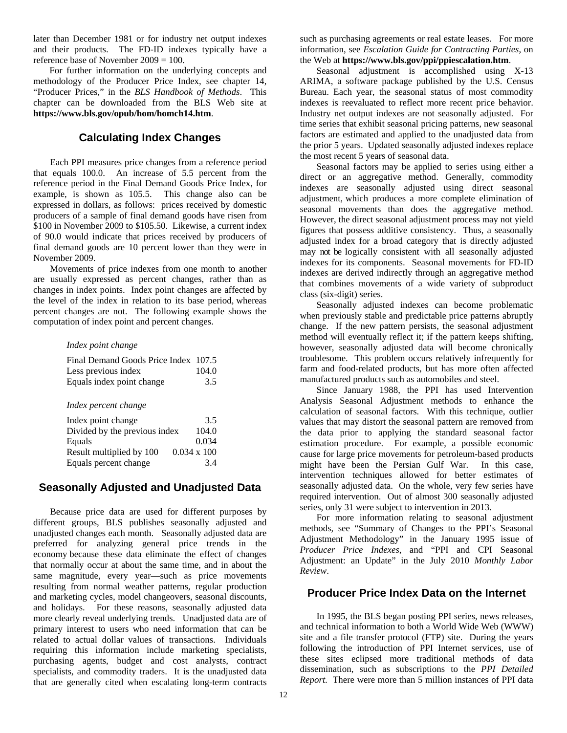later than December 1981 or for industry net output indexes and their products. The FD-ID indexes typically have a reference base of November 2009 = 100.

For further information on the underlying concepts and methodology of the Producer Price Index, see chapter 14, "Producer Prices," in the *BLS Handbook of Methods*. This chapter can be downloaded from the BLS Web site at **https://www.bls.gov/opub/hom/homch14.htm**.

## Calculating Index Changes

Each PPI measures price changes from a reference period that equals 100.0. An increase of 5.5 percent from the reference period in the Final Demand Goods Price Index, for example, is shown as 105.5. This change also can be expressed in dollars, as follows: prices received by domestic producers of a sample of final demand goods have risen from \$100 in November 2009 to \$105.50. Likewise, a current index of 90.0 would indicate that prices received by producers of final demand goods are 10 percent lower than they were in November 2009.

Movements of price indexes from one month to another are usually expressed as percent changes, rather than as changes in index points. Index point changes are affected by the level of the index in relation to its base period, whereas percent changes are not. The following example shows the computation of index point and percent changes.

*Index point change*

| | |
|---|---|
| Final Demand Goods Price Index | 107.5 |
| Less previous index | 104.0 |
| Equals index point change | 3.5 |

*Index percent change*

| | |
|---|---|
| Index point change | 3.5 |
| Divided by the previous index | 104.0 |
| Equals | 0.034 |
| Result multiplied by 100 | 0.034 x 100 |
| Equals percent change | 3.4 |

## Seasonally Adjusted and Unadjusted Data

Because price data are used for different purposes by different groups, BLS publishes seasonally adjusted and unadjusted changes each month. Seasonally adjusted data are preferred for analyzing general price trends in the economy because these data eliminate the effect of changes that normally occur at about the same time, and in about the same magnitude, every year—such as price movements resulting from normal weather patterns, regular production and marketing cycles, model changeovers, seasonal discounts, and holidays. For these reasons, seasonally adjusted data more clearly reveal underlying trends. Unadjusted data are of primary interest to users who need information that can be related to actual dollar values of transactions. Individuals requiring this information include marketing specialists, purchasing agents, budget and cost analysts, contract specialists, and commodity traders. It is the unadjusted data that are generally cited when escalating long-term contracts such as purchasing agreements or real estate leases. For more information, see *Escalation Guide for Contracting Parties*, on the Web at **https://www.bls.gov/ppi/ppiescalation.htm**.

Seasonal adjustment is accomplished using X-13 ARIMA, a software package published by the U.S. Census Bureau. Each year, the seasonal status of most commodity indexes is reevaluated to reflect more recent price behavior. Industry net output indexes are not seasonally adjusted. For time series that exhibit seasonal pricing patterns, new seasonal factors are estimated and applied to the unadjusted data from the prior 5 years. Updated seasonally adjusted indexes replace the most recent 5 years of seasonal data.

Seasonal factors may be applied to series using either a direct or an aggregative method. Generally, commodity indexes are seasonally adjusted using direct seasonal adjustment, which produces a more complete elimination of seasonal movements than does the aggregative method. However, the direct seasonal adjustment process may not yield figures that possess additive consistency. Thus, a seasonally adjusted index for a broad category that is directly adjusted may not be logically consistent with all seasonally adjusted indexes for its components. Seasonal movements for FD-ID indexes are derived indirectly through an aggregative method that combines movements of a wide variety of subproduct class (six-digit) series.

Seasonally adjusted indexes can become problematic when previously stable and predictable price patterns abruptly change. If the new pattern persists, the seasonal adjustment method will eventually reflect it; if the pattern keeps shifting, however, seasonally adjusted data will become chronically troublesome. This problem occurs relatively infrequently for farm and food-related products, but has more often affected manufactured products such as automobiles and steel.

Since January 1988, the PPI has used Intervention Analysis Seasonal Adjustment methods to enhance the calculation of seasonal factors. With this technique, outlier values that may distort the seasonal pattern are removed from the data prior to applying the standard seasonal factor estimation procedure. For example, a possible economic cause for large price movements for petroleum-based products might have been the Persian Gulf War. In this case, intervention techniques allowed for better estimates of seasonally adjusted data. On the whole, very few series have required intervention. Out of almost 300 seasonally adjusted series, only 31 were subject to intervention in 2013.

For more information relating to seasonal adjustment methods, see "Summary of Changes to the PPI's Seasonal Adjustment Methodology" in the January 1995 issue of *Producer Price Indexes*, and "PPI and CPI Seasonal Adjustment: an Update" in the July 2010 *Monthly Labor Review*.

## Producer Price Index Data on the Internet

In 1995, the BLS began posting PPI series, news releases, and technical information to both a World Wide Web (WWW) site and a file transfer protocol (FTP) site. During the years following the introduction of PPI Internet services, use of these sites eclipsed more traditional methods of data dissemination, such as subscriptions to the *PPI Detailed Report*. There were more than 5 million instances of PPI data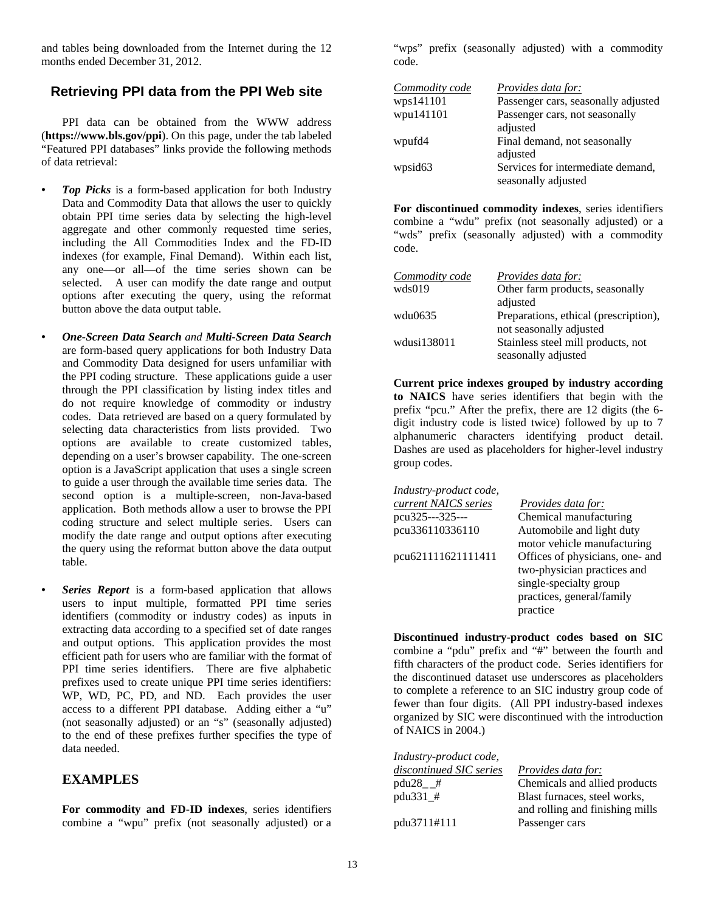and tables being downloaded from the Internet during the 12 months ended December 31, 2012.

## Retrieving PPI data from the PPI Web site

PPI data can be obtained from the WWW address (**https://www.bls.gov/ppi**). On this page, under the tab labeled "Featured PPI databases" links provide the following methods of data retrieval:

- ***Top Picks*** is a form-based application for both Industry Data and Commodity Data that allows the user to quickly obtain PPI time series data by selecting the high-level aggregate and other commonly requested time series, including the All Commodities Index and the FD-ID indexes (for example, Final Demand). Within each list, any one—or all—of the time series shown can be selected. A user can modify the date range and output options after executing the query, using the reformat button above the data output table.

- ***One-Screen Data Search*** *and* ***Multi-Screen Data Search*** are form-based query applications for both Industry Data and Commodity Data designed for users unfamiliar with the PPI coding structure. These applications guide a user through the PPI classification by listing index titles and do not require knowledge of commodity or industry codes. Data retrieved are based on a query formulated by selecting data characteristics from lists provided. Two options are available to create customized tables, depending on a user's browser capability. The one-screen option is a JavaScript application that uses a single screen to guide a user through the available time series data. The second option is a multiple-screen, non-Java-based application. Both methods allow a user to browse the PPI coding structure and select multiple series. Users can modify the date range and output options after executing the query using the reformat button above the data output table.

- ***Series Report*** is a form-based application that allows users to input multiple, formatted PPI time series identifiers (commodity or industry codes) as inputs in extracting data according to a specified set of date ranges and output options. This application provides the most efficient path for users who are familiar with the format of PPI time series identifiers. There are five alphabetic prefixes used to create unique PPI time series identifiers: WP, WD, PC, PD, and ND. Each provides the user access to a different PPI database. Adding either a "u" (not seasonally adjusted) or an "s" (seasonally adjusted) to the end of these prefixes further specifies the type of data needed.

## EXAMPLES

**For commodity and FD-ID indexes**, series identifiers combine a "wpu" prefix (not seasonally adjusted) or a "wps" prefix (seasonally adjusted) with a commodity code.

| *Commodity code* | *Provides data for:* |
|---|---|
| wps141101 | Passenger cars, seasonally adjusted |
| wpu141101 | Passenger cars, not seasonally adjusted |
| wpufd4 | Final demand, not seasonally adjusted |
| wpsid63 | Services for intermediate demand, seasonally adjusted |

**For discontinued commodity indexes**, series identifiers combine a "wdu" prefix (not seasonally adjusted) or a "wds" prefix (seasonally adjusted) with a commodity code.

| *Commodity code* | *Provides data for:* |
|---|---|
| wds019 | Other farm products, seasonally adjusted |
| wdu0635 | Preparations, ethical (prescription), not seasonally adjusted |
| wdusi138011 | Stainless steel mill products, not seasonally adjusted |

**Current price indexes grouped by industry according to NAICS** have series identifiers that begin with the prefix "pcu." After the prefix, there are 12 digits (the 6-digit industry code is listed twice) followed by up to 7 alphanumeric characters identifying product detail. Dashes are used as placeholders for higher-level industry group codes.

| *Industry-product code, current NAICS series* | *Provides data for:* |
|---|---|
| pcu325---325--- | Chemical manufacturing |
| pcu336110336110 | Automobile and light duty motor vehicle manufacturing |
| pcu621111621111411 | Offices of physicians, one- and two-physician practices and single-specialty group practices, general/family practice |

**Discontinued industry-product codes based on SIC** combine a "pdu" prefix and "#" between the fourth and fifth characters of the product code. Series identifiers for the discontinued dataset use underscores as placeholders to complete a reference to an SIC industry group code of fewer than four digits. (All PPI industry-based indexes organized by SIC were discontinued with the introduction of NAICS in 2004.)

| *Industry-product code, discontinued SIC series* | *Provides data for:* |
|---|---|
| pdu28__# | Chemicals and allied products |
| pdu331_# | Blast furnaces, steel works, and rolling and finishing mills |
| pdu3711#111 | Passenger cars |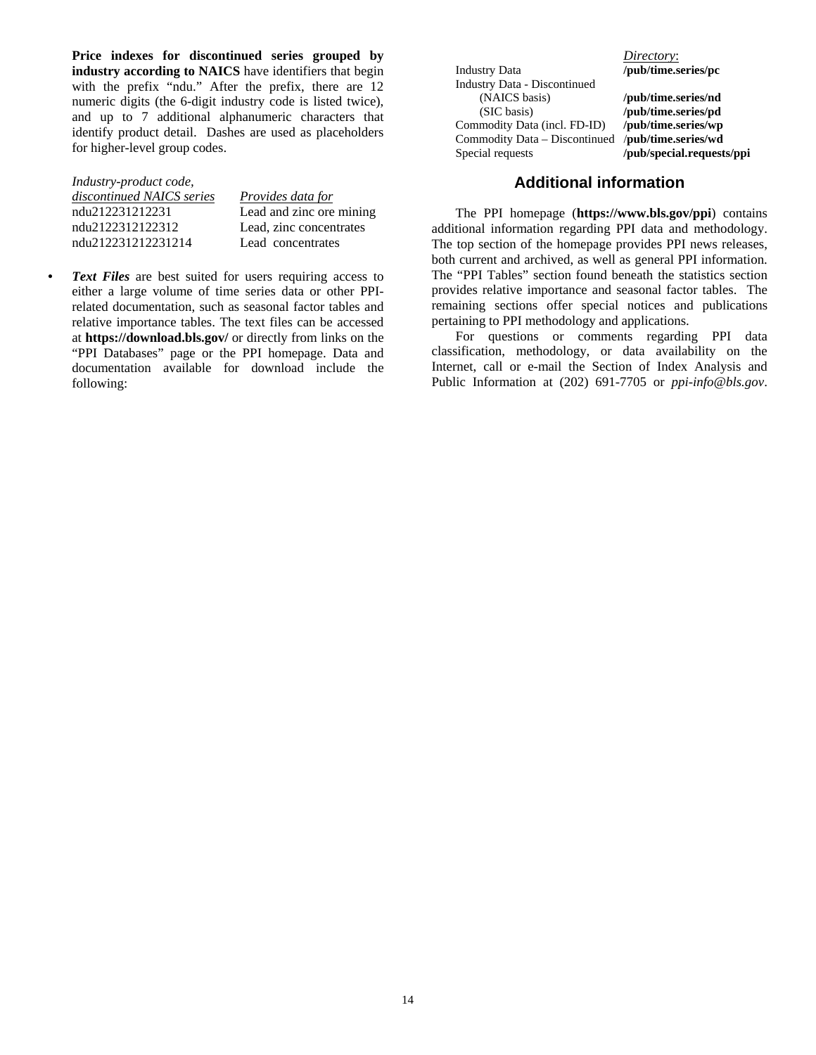**Price indexes for discontinued series grouped by industry according to NAICS** have identifiers that begin with the prefix "ndu." After the prefix, there are 12 numeric digits (the 6-digit industry code is listed twice), and up to 7 additional alphanumeric characters that identify product detail. Dashes are used as placeholders for higher-level group codes.

| *Industry-product code, discontinued NAICS series* | *Provides data for* |
|---|---|
| ndu212231212231 | Lead and zinc ore mining |
| ndu2122312122312 | Lead, zinc concentrates |
| ndu212231212231214 | Lead concentrates |

- ***Text Files*** are best suited for users requiring access to either a large volume of time series data or other PPI-related documentation, such as seasonal factor tables and relative importance tables. The text files can be accessed at **https://download.bls.gov/** or directly from links on the "PPI Databases" page or the PPI homepage. Data and documentation available for download include the following:

| | *Directory*: |
|---|---|
| Industry Data | **/pub/time.series/pc** |
| Industry Data - Discontinued | |
| (NAICS basis) | **/pub/time.series/nd** |
| (SIC basis) | **/pub/time.series/pd** |
| Commodity Data (incl. FD-ID) | **/pub/time.series/wp** |
| Commodity Data – Discontinued | **/pub/time.series/wd** |
| Special requests | **/pub/special.requests/ppi** |

## Additional information

The PPI homepage (**https://www.bls.gov/ppi**) contains additional information regarding PPI data and methodology. The top section of the homepage provides PPI news releases, both current and archived, as well as general PPI information. The "PPI Tables" section found beneath the statistics section provides relative importance and seasonal factor tables. The remaining sections offer special notices and publications pertaining to PPI methodology and applications.

For questions or comments regarding PPI data classification, methodology, or data availability on the Internet, call or e-mail the Section of Index Analysis and Public Information at (202) 691-7705 or *ppi-info@bls.gov*.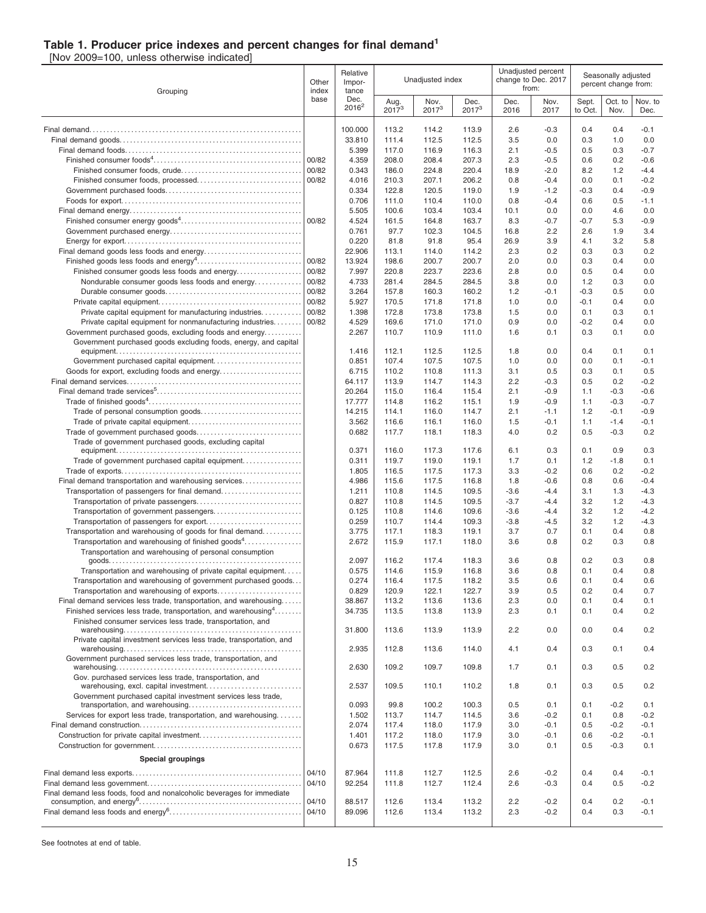## Table 1. Producer price indexes and percent changes for final demand[1]

[Nov 2009=100, unless otherwise indicated]

| Grouping | Other index base | Relative Importance Dec. 2016[2] | Unadjusted index | | | Unadjusted percent change to Dec. 2017 from: | | Seasonally adjusted percent change from: | | |
|---|---|---|---|---|---|---|---|---|---|---|
| | | | Aug. 2017[3] | Nov. 2017[3] | Dec. 2017[3] | Dec. 2016 | Nov. 2017 | Sept. to Oct. | Oct. to Nov. | Nov. to Dec. |
| Final demand | | 100.000 | 113.2 | 114.2 | 113.9 | 2.6 | -0.3 | 0.4 | 0.4 | -0.1 |
| Final demand goods | | 33.810 | 111.4 | 112.5 | 112.5 | 3.5 | 0.0 | 0.3 | 1.0 | 0.0 |
| Final demand foods | | 5.399 | 117.0 | 116.9 | 116.3 | 2.1 | -0.5 | 0.5 | 0.3 | -0.7 |
| Finished consumer foods[4] | 00/82 | 4.359 | 208.0 | 208.4 | 207.3 | 2.3 | -0.5 | 0.6 | 0.2 | -0.6 |
| Finished consumer foods, crude | 00/82 | 0.343 | 186.0 | 224.8 | 220.4 | 18.9 | -2.0 | 8.2 | 1.2 | -4.4 |
| Finished consumer foods, processed | 00/82 | 4.016 | 210.3 | 207.1 | 206.2 | 0.8 | -0.4 | 0.0 | 0.1 | -0.2 |
| Government purchased foods | | 0.334 | 122.8 | 120.5 | 119.0 | 1.9 | -1.2 | -0.3 | 0.4 | -0.9 |
| Foods for export | | 0.706 | 111.0 | 110.4 | 110.0 | 0.8 | -0.4 | 0.6 | 0.5 | -1.1 |
| Final demand energy | | 5.505 | 100.6 | 103.4 | 103.4 | 10.1 | 0.0 | 0.0 | 4.6 | 0.0 |
| Finished consumer energy goods[4] | 00/82 | 4.524 | 161.5 | 164.8 | 163.7 | 8.3 | -0.7 | -0.7 | 5.3 | -0.9 |
| Government purchased energy | | 0.761 | 97.7 | 102.3 | 104.5 | 16.8 | 2.2 | 2.6 | 1.9 | 3.4 |
| Energy for export | | 0.220 | 81.8 | 91.8 | 95.4 | 26.9 | 3.9 | 4.1 | 3.2 | 5.8 |
| Final demand goods less foods and energy | | 22.906 | 113.1 | 114.0 | 114.2 | 2.3 | 0.2 | 0.3 | 0.3 | 0.2 |
| Finished goods less foods and energy[4] | 00/82 | 13.924 | 198.6 | 200.7 | 200.7 | 2.0 | 0.0 | 0.3 | 0.4 | 0.0 |
| Finished consumer goods less foods and energy | 00/82 | 7.997 | 220.8 | 223.7 | 223.6 | 2.8 | 0.0 | 0.5 | 0.4 | 0.0 |
| Nondurable consumer goods less foods and energy | 00/82 | 4.733 | 281.4 | 284.5 | 284.5 | 3.8 | 0.0 | 1.2 | 0.3 | 0.0 |
| Durable consumer goods | 00/82 | 3.264 | 157.8 | 160.3 | 160.2 | 1.2 | -0.1 | -0.3 | 0.5 | 0.0 |
| Private capital equipment | 00/82 | 5.927 | 170.5 | 171.8 | 171.8 | 1.0 | 0.0 | -0.1 | 0.4 | 0.0 |
| Private capital equipment for manufacturing industries | 00/82 | 1.398 | 172.8 | 173.8 | 173.8 | 1.5 | 0.0 | 0.1 | 0.3 | 0.1 |
| Private capital equipment for nonmanufacturing industries | 00/82 | 4.529 | 169.6 | 171.0 | 171.0 | 0.9 | 0.0 | -0.2 | 0.4 | 0.0 |
| Government purchased goods, excluding foods and energy | | 2.267 | 110.7 | 110.9 | 111.0 | 1.6 | 0.1 | 0.3 | 0.1 | 0.0 |
| Government purchased goods excluding foods, energy, and capital equipment | | 1.416 | 112.1 | 112.5 | 112.5 | 1.8 | 0.0 | 0.4 | 0.1 | 0.1 |
| Government purchased capital equipment | | 0.851 | 107.4 | 107.5 | 107.5 | 1.0 | 0.0 | 0.0 | 0.1 | -0.1 |
| Goods for export, excluding foods and energy | | 6.715 | 110.2 | 110.8 | 111.3 | 3.1 | 0.5 | 0.3 | 0.1 | 0.5 |
| Final demand services | | 64.117 | 113.9 | 114.7 | 114.3 | 2.2 | -0.3 | 0.5 | 0.2 | -0.2 |
| Final demand trade services[5] | | 20.264 | 115.0 | 116.4 | 115.4 | 2.1 | -0.9 | 1.1 | -0.3 | -0.6 |
| Trade of finished goods[4] | | 17.777 | 114.8 | 116.2 | 115.1 | 1.9 | -0.9 | 1.1 | -0.3 | -0.7 |
| Trade of personal consumption goods | | 14.215 | 114.1 | 116.0 | 114.7 | 2.1 | -1.1 | 1.2 | -0.1 | -0.9 |
| Trade of private capital equipment | | 3.562 | 116.6 | 116.1 | 116.0 | 1.5 | -0.1 | 1.1 | -1.4 | -0.1 |
| Trade of government purchased goods | | 0.682 | 117.7 | 118.1 | 118.3 | 4.0 | 0.2 | 0.5 | -0.3 | 0.2 |
| Trade of government purchased goods, excluding capital equipment | | 0.371 | 116.0 | 117.3 | 117.6 | 6.1 | 0.3 | 0.1 | 0.9 | 0.3 |
| Trade of government purchased capital equipment | | 0.311 | 119.7 | 119.0 | 119.1 | 1.7 | 0.1 | 1.2 | -1.8 | 0.1 |
| Trade of exports | | 1.805 | 116.5 | 117.5 | 117.3 | 3.3 | -0.2 | 0.6 | 0.2 | -0.2 |
| Final demand transportation and warehousing services | | 4.986 | 115.6 | 117.5 | 116.8 | 1.8 | -0.6 | 0.8 | 0.6 | -0.4 |
| Transportation of passengers for final demand | | 1.211 | 110.8 | 114.5 | 109.5 | -3.6 | -4.4 | 3.1 | 1.3 | -4.3 |
| Transportation of private passengers | | 0.827 | 110.8 | 114.5 | 109.5 | -3.7 | -4.4 | 3.2 | 1.2 | -4.3 |
| Transportation of government passengers | | 0.125 | 110.8 | 114.6 | 109.6 | -3.6 | -4.4 | 3.2 | 1.2 | -4.2 |
| Transportation of passengers for export | | 0.259 | 110.7 | 114.4 | 109.3 | -3.8 | -4.5 | 3.2 | 1.2 | -4.3 |
| Transportation and warehousing of goods for final demand | | 3.775 | 117.1 | 118.3 | 119.1 | 3.7 | 0.7 | 0.1 | 0.4 | 0.8 |
| Transportation and warehousing of finished goods[4] | | 2.672 | 115.9 | 117.1 | 118.0 | 3.6 | 0.8 | 0.2 | 0.3 | 0.8 |
| Transportation and warehousing of personal consumption goods | | 2.097 | 116.2 | 117.4 | 118.3 | 3.6 | 0.8 | 0.2 | 0.3 | 0.8 |
| Transportation and warehousing of private capital equipment | | 0.575 | 114.6 | 115.9 | 116.8 | 3.6 | 0.8 | 0.1 | 0.4 | 0.8 |
| Transportation and warehousing of government purchased goods | | 0.274 | 116.4 | 117.5 | 118.2 | 3.5 | 0.6 | 0.1 | 0.4 | 0.6 |
| Transportation and warehousing of exports | | 0.829 | 120.9 | 122.1 | 122.7 | 3.9 | 0.5 | 0.2 | 0.4 | 0.7 |
| Final demand services less trade, transportation, and warehousing | | 38.867 | 113.2 | 113.6 | 113.6 | 2.3 | 0.0 | 0.1 | 0.4 | 0.1 |
| Finished services less trade, transportation, and warehousing[4] | | 34.735 | 113.5 | 113.8 | 113.9 | 2.3 | 0.1 | 0.1 | 0.4 | 0.2 |
| Finished consumer services less trade, transportation, and warehousing | | 31.800 | 113.6 | 113.9 | 113.9 | 2.2 | 0.0 | 0.0 | 0.4 | 0.2 |
| Private capital investment services less trade, transportation, and warehousing | | 2.935 | 112.8 | 113.6 | 114.0 | 4.1 | 0.4 | 0.3 | 0.1 | 0.4 |
| Government purchased services less trade, transportation, and warehousing | | 2.630 | 109.2 | 109.7 | 109.8 | 1.7 | 0.1 | 0.3 | 0.5 | 0.2 |
| Gov. purchased services less trade, transportation, and warehousing, excl. capital investment | | 2.537 | 109.5 | 110.1 | 110.2 | 1.8 | 0.1 | 0.3 | 0.5 | 0.2 |
| Government purchased capital investment services less trade, transportation, and warehousing | | 0.093 | 99.8 | 100.2 | 100.3 | 0.5 | 0.1 | 0.1 | -0.2 | 0.1 |
| Services for export less trade, transportation, and warehousing | | 1.502 | 113.7 | 114.7 | 114.5 | 3.6 | -0.2 | 0.1 | 0.8 | -0.2 |
| Final demand construction | | 2.074 | 117.4 | 118.0 | 117.9 | 3.0 | -0.1 | 0.5 | -0.2 | -0.1 |
| Construction for private capital investment | | 1.401 | 117.2 | 118.0 | 117.9 | 3.0 | -0.1 | 0.6 | -0.2 | -0.1 |
| Construction for government | | 0.673 | 117.5 | 117.8 | 117.9 | 3.0 | 0.1 | 0.5 | -0.3 | 0.1 |
| **Special groupings** | | | | | | | | | | |
| Final demand less exports | 04/10 | 87.964 | 111.8 | 112.7 | 112.5 | 2.6 | -0.2 | 0.4 | 0.4 | -0.1 |
| Final demand less government | 04/10 | 92.254 | 111.8 | 112.7 | 112.4 | 2.6 | -0.3 | 0.4 | 0.5 | -0.2 |
| Final demand less foods, food and nonalcoholic beverages for immediate consumption, and energy[6] | 04/10 | 88.517 | 112.6 | 113.4 | 113.2 | 2.2 | -0.2 | 0.4 | 0.2 | -0.1 |
| Final demand less foods and energy[6] | 04/10 | 89.096 | 112.6 | 113.4 | 113.2 | 2.3 | -0.2 | 0.4 | 0.3 | -0.1 |

See footnotes at end of table.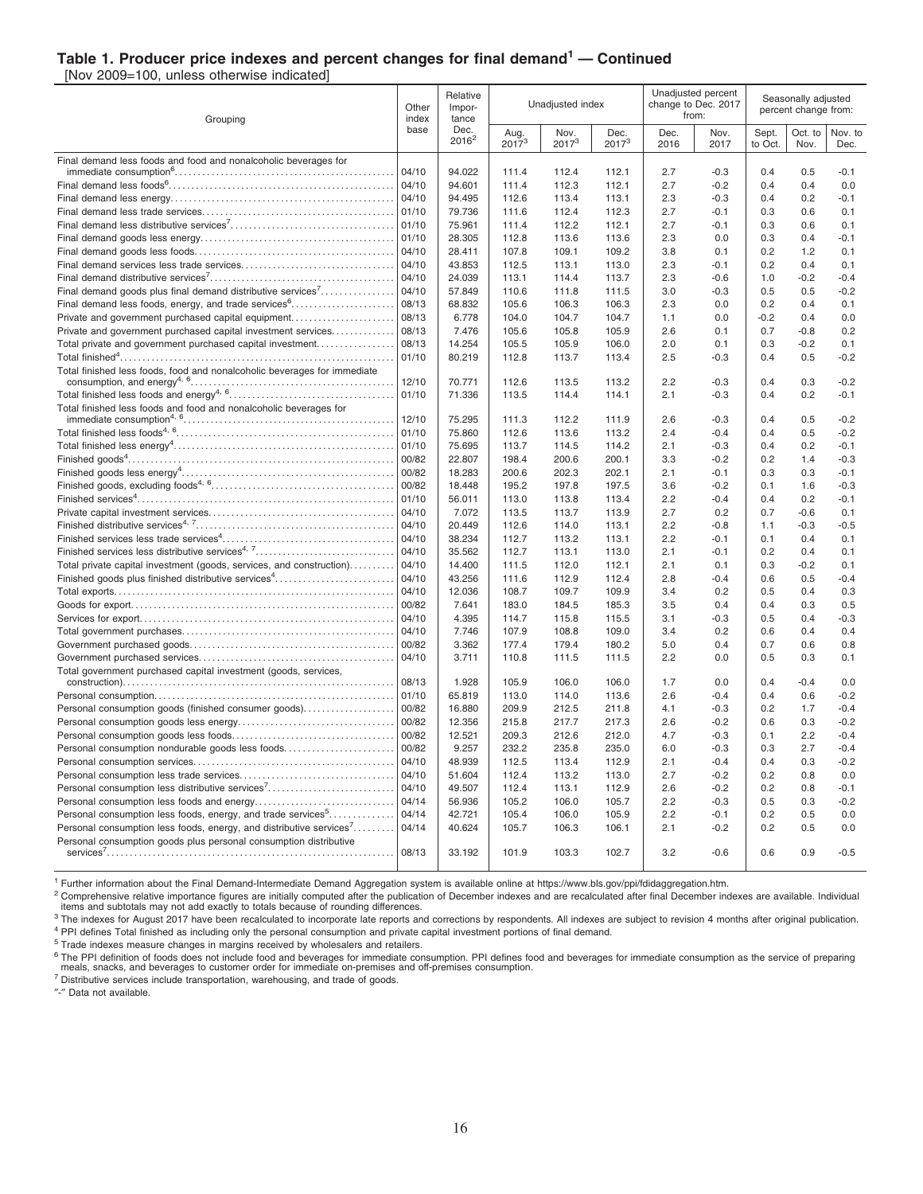## Table 1. Producer price indexes and percent changes for final demand[1] — Continued

[Nov 2009=100, unless otherwise indicated]

| Grouping | Other index base | Relative Importance Dec. 2016[2] | Unadjusted index | | | Unadjusted percent change to Dec. 2017 from: | | Seasonally adjusted percent change from: | | |
|---|---|---|---|---|---|---|---|---|---|---|
| | | | Aug. 2017[3] | Nov. 2017[3] | Dec. 2017[3] | Dec. 2016 | Nov. 2017 | Sept. to Oct. | Oct. to Nov. | Nov. to Dec. |
| Final demand less foods and food and nonalcoholic beverages for immediate consumption[6] | 04/10 | 94.022 | 111.4 | 112.4 | 112.1 | 2.7 | -0.3 | 0.4 | 0.5 | -0.1 |
| Final demand less foods[6] | 04/10 | 94.601 | 111.4 | 112.3 | 112.1 | 2.7 | -0.2 | 0.4 | 0.4 | 0.0 |
| Final demand less energy | 04/10 | 94.495 | 112.6 | 113.4 | 113.1 | 2.3 | -0.3 | 0.4 | 0.2 | -0.1 |
| Final demand less trade services | 01/10 | 79.736 | 111.6 | 112.4 | 112.3 | 2.7 | -0.1 | 0.3 | 0.6 | 0.1 |
| Final demand less distributive services[7] | 01/10 | 75.961 | 111.4 | 112.2 | 112.1 | 2.7 | -0.1 | 0.3 | 0.6 | 0.1 |
| Final demand goods less energy | 01/10 | 28.305 | 112.8 | 113.6 | 113.6 | 2.3 | 0.0 | 0.3 | 0.4 | -0.1 |
| Final demand goods less foods | 04/10 | 28.411 | 107.8 | 109.1 | 109.2 | 3.8 | 0.1 | 0.2 | 1.2 | 0.1 |
| Final demand services less trade services | 04/10 | 43.853 | 112.5 | 113.1 | 113.0 | 2.3 | -0.1 | 0.2 | 0.4 | 0.1 |
| Final demand distributive services[7] | 04/10 | 24.039 | 113.1 | 114.4 | 113.7 | 2.3 | -0.6 | 1.0 | -0.2 | -0.4 |
| Final demand goods plus final demand distributive services[7] | 04/10 | 57.849 | 110.6 | 111.8 | 111.5 | 3.0 | -0.3 | 0.5 | 0.5 | -0.2 |
| Final demand less foods, energy, and trade services[6] | 08/13 | 68.832 | 105.6 | 106.3 | 106.3 | 2.3 | 0.0 | 0.2 | 0.4 | 0.1 |
| Private and government purchased capital equipment | 08/13 | 6.778 | 104.0 | 104.7 | 104.7 | 1.1 | 0.0 | -0.2 | 0.4 | 0.0 |
| Private and government purchased capital investment services | 08/13 | 7.476 | 105.6 | 105.8 | 105.9 | 2.6 | 0.1 | 0.7 | -0.8 | 0.2 |
| Total private and government purchased capital investment | 08/13 | 14.254 | 105.5 | 105.9 | 106.0 | 2.0 | 0.1 | 0.3 | -0.2 | 0.1 |
| Total finished[4] | 01/10 | 80.219 | 112.8 | 113.7 | 113.4 | 2.5 | -0.3 | 0.4 | 0.5 | -0.2 |
| Total finished less foods, food and nonalcoholic beverages for immediate consumption, and energy[4, 6] | 12/10 | 70.771 | 112.6 | 113.5 | 113.2 | 2.2 | -0.3 | 0.4 | 0.3 | -0.2 |
| Total finished less foods and energy[4, 6] | 01/10 | 71.336 | 113.5 | 114.4 | 114.1 | 2.1 | -0.3 | 0.4 | 0.2 | -0.1 |
| Total finished less foods and food and nonalcoholic beverages for immediate consumption[4, 6] | 12/10 | 75.295 | 111.3 | 112.2 | 111.9 | 2.6 | -0.3 | 0.4 | 0.5 | -0.2 |
| Total finished less foods[4, 6] | 01/10 | 75.860 | 112.6 | 113.6 | 113.2 | 2.4 | -0.4 | 0.4 | 0.5 | -0.2 |
| Total finished less energy[4] | 01/10 | 75.695 | 113.7 | 114.5 | 114.2 | 2.1 | -0.3 | 0.4 | 0.2 | -0.1 |
| Finished goods[4] | 00/82 | 22.807 | 198.4 | 200.6 | 200.1 | 3.3 | -0.2 | 0.2 | 1.4 | -0.3 |
| Finished goods less energy[4] | 00/82 | 18.283 | 200.6 | 202.3 | 202.1 | 2.1 | -0.1 | 0.3 | 0.3 | -0.1 |
| Finished goods, excluding foods[4, 6] | 00/82 | 18.448 | 195.2 | 197.8 | 197.5 | 3.6 | -0.2 | 0.1 | 1.6 | -0.3 |
| Finished services[4] | 01/10 | 56.011 | 113.0 | 113.8 | 113.4 | 2.2 | -0.4 | 0.4 | 0.2 | -0.1 |
| Private capital investment services | 04/10 | 7.072 | 113.5 | 113.7 | 113.9 | 2.7 | 0.2 | 0.7 | -0.6 | 0.1 |
| Finished distributive services[4, 7] | 04/10 | 20.449 | 112.6 | 114.0 | 113.1 | 2.2 | -0.8 | 1.1 | -0.3 | -0.5 |
| Finished services less trade services[4] | 04/10 | 38.234 | 112.7 | 113.2 | 113.1 | 2.2 | -0.1 | 0.1 | 0.4 | 0.1 |
| Finished services less distributive services[4, 7] | 04/10 | 35.562 | 112.7 | 113.1 | 113.0 | 2.1 | -0.1 | 0.2 | 0.4 | 0.1 |
| Total private capital investment (goods, services, and construction) | 04/10 | 14.400 | 111.5 | 112.0 | 112.1 | 2.1 | 0.1 | 0.3 | -0.2 | 0.1 |
| Finished goods plus finished distributive services[4] | 04/10 | 43.256 | 111.6 | 112.9 | 112.4 | 2.8 | -0.4 | 0.6 | 0.5 | -0.4 |
| Total exports | 04/10 | 12.036 | 108.7 | 109.7 | 109.9 | 3.4 | 0.2 | 0.5 | 0.4 | 0.3 |
| Goods for export | 00/82 | 7.641 | 183.0 | 184.5 | 185.3 | 3.5 | 0.4 | 0.4 | 0.3 | 0.5 |
| Services for export | 04/10 | 4.395 | 114.7 | 115.8 | 115.5 | 3.1 | -0.3 | 0.5 | 0.4 | -0.3 |
| Total government purchases | 04/10 | 7.746 | 107.9 | 108.8 | 109.0 | 3.4 | 0.2 | 0.6 | 0.4 | 0.4 |
| Government purchased goods | 00/82 | 3.362 | 177.4 | 179.4 | 180.2 | 5.0 | 0.4 | 0.7 | 0.6 | 0.8 |
| Government purchased services | 04/10 | 3.711 | 110.8 | 111.5 | 111.5 | 2.2 | 0.0 | 0.5 | 0.3 | 0.1 |
| Total government purchased capital investment (goods, services, construction) | 08/13 | 1.928 | 105.9 | 106.0 | 106.0 | 1.7 | 0.0 | 0.4 | -0.4 | 0.0 |
| Personal consumption | 01/10 | 65.819 | 113.0 | 114.0 | 113.6 | 2.6 | -0.4 | 0.4 | 0.6 | -0.2 |
| Personal consumption goods (finished consumer goods) | 00/82 | 16.880 | 209.9 | 212.5 | 211.8 | 4.1 | -0.3 | 0.2 | 1.7 | -0.4 |
| Personal consumption goods less energy | 00/82 | 12.356 | 215.8 | 217.7 | 217.3 | 2.6 | -0.2 | 0.6 | 0.3 | -0.2 |
| Personal consumption goods less foods | 00/82 | 12.521 | 209.3 | 212.6 | 212.0 | 4.7 | -0.3 | 0.1 | 2.2 | -0.4 |
| Personal consumption nondurable goods less foods | 00/82 | 9.257 | 232.2 | 235.8 | 235.0 | 6.0 | -0.3 | 0.3 | 2.7 | -0.4 |
| Personal consumption services | 04/10 | 48.939 | 112.5 | 113.4 | 112.9 | 2.1 | -0.4 | 0.4 | 0.3 | -0.2 |
| Personal consumption less trade services | 04/10 | 51.604 | 112.4 | 113.2 | 113.0 | 2.7 | -0.2 | 0.2 | 0.8 | 0.0 |
| Personal consumption less distributive services[7] | 04/10 | 49.507 | 112.4 | 113.1 | 112.9 | 2.6 | -0.2 | 0.2 | 0.8 | -0.1 |
| Personal consumption less foods and energy | 04/14 | 56.936 | 105.2 | 106.0 | 105.7 | 2.2 | -0.3 | 0.5 | 0.3 | -0.2 |
| Personal consumption less foods, energy, and trade services[5] | 04/14 | 42.721 | 105.4 | 106.0 | 105.9 | 2.2 | -0.1 | 0.2 | 0.5 | 0.0 |
| Personal consumption less foods, energy, and distributive services[7] | 04/14 | 40.624 | 105.7 | 106.3 | 106.1 | 2.1 | -0.2 | 0.2 | 0.5 | 0.0 |
| Personal consumption goods plus personal consumption distributive services[7] | 08/13 | 33.192 | 101.9 | 103.3 | 102.7 | 3.2 | -0.6 | 0.6 | 0.9 | -0.5 |

[1] Further information about the Final Demand-Intermediate Demand Aggregation system is available online at https://www.bls.gov/ppi/fdidaggregation.htm.

[2] Comprehensive relative importance figures are initially computed after the publication of December indexes and are recalculated after final December indexes are available. Individual items and subtotals may not add exactly to totals because of rounding differences.

[3] The indexes for August 2017 have been recalculated to incorporate late reports and corrections by respondents. All indexes are subject to revision 4 months after original publication.

[4] PPI defines Total finished as including only the personal consumption and private capital investment portions of final demand.

[5] Trade indexes measure changes in margins received by wholesalers and retailers.

[6] The PPI definition of foods does not include food and beverages for immediate consumption. PPI defines food and beverages for immediate consumption as the service of preparing meals, snacks, and beverages to customer order for immediate on-premises and off-premises consumption.

[7] Distributive services include transportation, warehousing, and trade of goods.

"-" Data not available.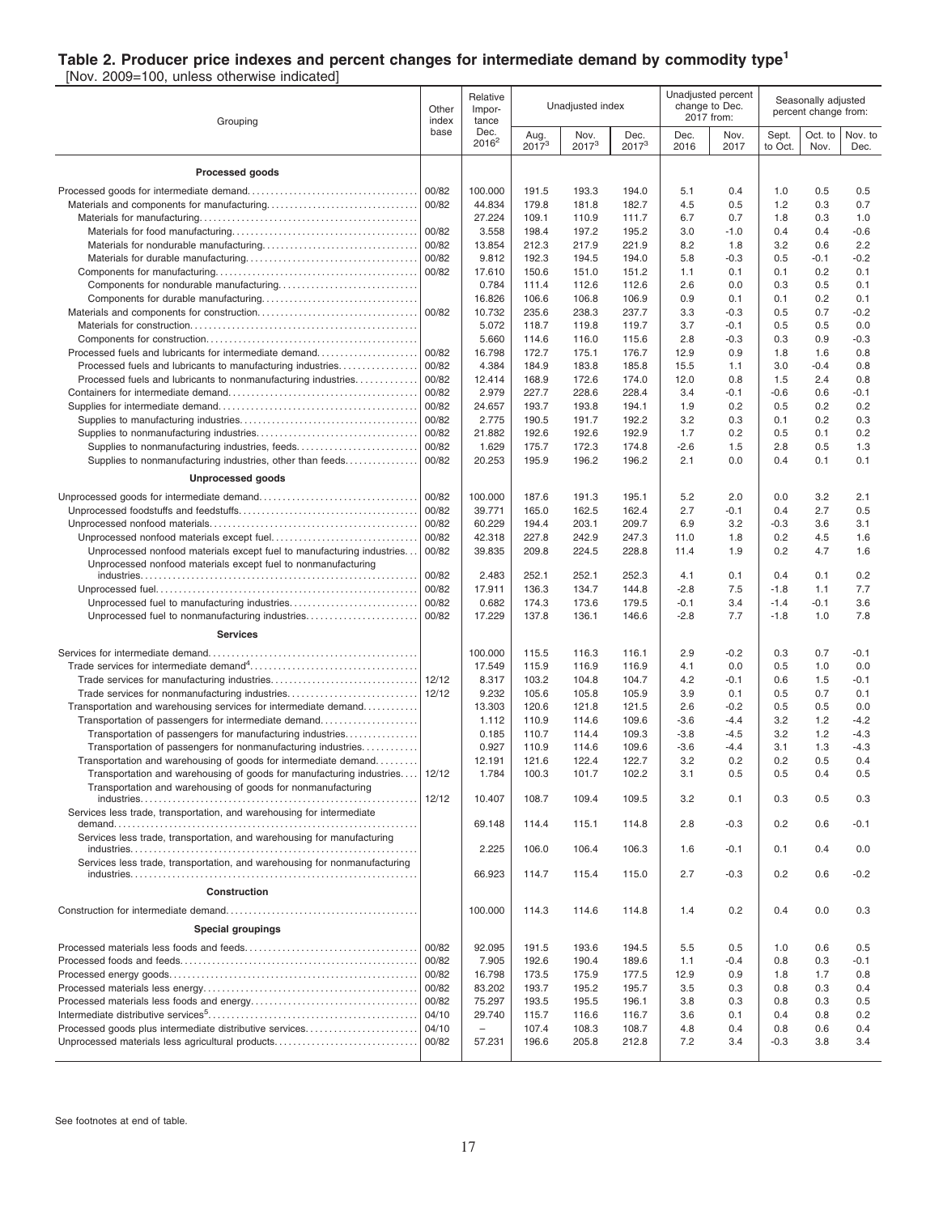## Table 2. Producer price indexes and percent changes for intermediate demand by commodity type[1]

[Nov. 2009=100, unless otherwise indicated]

| Grouping | Other index base | Relative Importance Dec. 2016[2] | Unadjusted index | | | Unadjusted percent change to Dec. 2017 from: | | Seasonally adjusted percent change from: | | |
|---|---|---|---|---|---|---|---|---|---|---|
| | | | Aug. 2017[3] | Nov. 2017[3] | Dec. 2017[3] | Dec. 2016 | Nov. 2017 | Sept. to Oct. | Oct. to Nov. | Nov. to Dec. |
| **Processed goods** | | | | | | | | | | |
| Processed goods for intermediate demand | 00/82 | 100.000 | 191.5 | 193.3 | 194.0 | 5.1 | 0.4 | 1.0 | 0.5 | 0.5 |
| Materials and components for manufacturing | 00/82 | 44.834 | 179.8 | 181.8 | 182.7 | 4.5 | 0.5 | 1.2 | 0.3 | 0.7 |
| Materials for manufacturing | | 27.224 | 109.1 | 110.9 | 111.7 | 6.7 | 0.7 | 1.8 | 0.3 | 1.0 |
| Materials for food manufacturing | 00/82 | 3.558 | 198.4 | 197.2 | 195.2 | 3.0 | -1.0 | 0.4 | 0.4 | -0.6 |
| Materials for nondurable manufacturing | 00/82 | 13.854 | 212.3 | 217.9 | 221.9 | 8.2 | 1.8 | 3.2 | 0.6 | 2.2 |
| Materials for durable manufacturing | 00/82 | 9.812 | 192.3 | 194.5 | 194.0 | 5.8 | -0.3 | 0.5 | -0.1 | -0.2 |
| Components for manufacturing | 00/82 | 17.610 | 150.6 | 151.0 | 151.2 | 1.1 | 0.1 | 0.1 | 0.2 | 0.1 |
| Components for nondurable manufacturing | | 0.784 | 111.4 | 112.6 | 112.6 | 2.6 | 0.0 | 0.3 | 0.5 | 0.1 |
| Components for durable manufacturing | | 16.826 | 106.6 | 106.8 | 106.9 | 0.9 | 0.1 | 0.1 | 0.2 | 0.1 |
| Materials and components for construction | 00/82 | 10.732 | 235.6 | 238.3 | 237.7 | 3.3 | -0.3 | 0.5 | 0.7 | -0.2 |
| Materials for construction | | 5.072 | 118.7 | 119.8 | 119.7 | 3.7 | -0.1 | 0.5 | 0.5 | 0.0 |
| Components for construction | | 5.660 | 114.6 | 116.0 | 115.6 | 2.8 | -0.3 | 0.3 | 0.9 | -0.3 |
| Processed fuels and lubricants for intermediate demand | 00/82 | 16.798 | 172.7 | 175.1 | 176.7 | 12.9 | 0.9 | 1.8 | 1.6 | 0.8 |
| Processed fuels and lubricants to manufacturing industries | 00/82 | 4.384 | 184.9 | 183.8 | 185.8 | 15.5 | 1.1 | 3.0 | -0.4 | 0.8 |
| Processed fuels and lubricants to nonmanufacturing industries | 00/82 | 12.414 | 168.9 | 172.6 | 174.0 | 12.0 | 0.8 | 1.5 | 2.4 | 0.8 |
| Containers for intermediate demand | 00/82 | 2.979 | 227.7 | 228.6 | 228.4 | 3.4 | -0.1 | -0.6 | 0.6 | -0.1 |
| Supplies for intermediate demand | 00/82 | 24.657 | 193.7 | 193.8 | 194.1 | 1.9 | 0.2 | 0.5 | 0.2 | 0.2 |
| Supplies to manufacturing industries | 00/82 | 2.775 | 190.5 | 191.7 | 192.2 | 3.2 | 0.3 | 0.1 | 0.2 | 0.3 |
| Supplies to nonmanufacturing industries | 00/82 | 21.882 | 192.6 | 192.6 | 192.9 | 1.7 | 0.2 | 0.5 | 0.1 | 0.2 |
| Supplies to nonmanufacturing industries, feeds | 00/82 | 1.629 | 175.7 | 172.3 | 174.8 | -2.6 | 1.5 | 2.8 | 0.5 | 1.3 |
| Supplies to nonmanufacturing industries, other than feeds | 00/82 | 20.253 | 195.9 | 196.2 | 196.2 | 2.1 | 0.0 | 0.4 | 0.1 | 0.1 |
| **Unprocessed goods** | | | | | | | | | | |
| Unprocessed goods for intermediate demand | 00/82 | 100.000 | 187.6 | 191.3 | 195.1 | 5.2 | 2.0 | 0.0 | 3.2 | 2.1 |
| Unprocessed foodstuffs and feedstuffs | 00/82 | 39.771 | 165.0 | 162.5 | 162.4 | 2.7 | -0.1 | 0.4 | 2.7 | 0.5 |
| Unprocessed nonfood materials | 00/82 | 60.229 | 194.4 | 203.1 | 209.7 | 6.9 | 3.2 | -0.3 | 3.6 | 3.1 |
| Unprocessed nonfood materials except fuel | 00/82 | 42.318 | 227.8 | 242.9 | 247.3 | 11.0 | 1.8 | 0.2 | 4.5 | 1.6 |
| Unprocessed nonfood materials except fuel to manufacturing industries | 00/82 | 39.835 | 209.8 | 224.5 | 228.8 | 11.4 | 1.9 | 0.2 | 4.7 | 1.6 |
| Unprocessed nonfood materials except fuel to nonmanufacturing industries | 00/82 | 2.483 | 252.1 | 252.1 | 252.3 | 4.1 | 0.1 | 0.4 | 0.1 | 0.2 |
| Unprocessed fuel | 00/82 | 17.911 | 136.3 | 134.7 | 144.8 | -2.8 | 7.5 | -1.8 | 1.1 | 7.7 |
| Unprocessed fuel to manufacturing industries | 00/82 | 0.682 | 174.3 | 173.6 | 179.5 | -0.1 | 3.4 | -1.4 | -0.1 | 3.6 |
| Unprocessed fuel to nonmanufacturing industries | 00/82 | 17.229 | 137.8 | 136.1 | 146.6 | -2.8 | 7.7 | -1.8 | 1.0 | 7.8 |
| **Services** | | | | | | | | | | |
| Services for intermediate demand | | 100.000 | 115.5 | 116.3 | 116.1 | 2.9 | -0.2 | 0.3 | 0.7 | -0.1 |
| Trade services for intermediate demand[4] | | 17.549 | 115.9 | 116.9 | 116.9 | 4.1 | 0.0 | 0.5 | 1.0 | 0.0 |
| Trade services for manufacturing industries | 12/12 | 8.317 | 103.2 | 104.8 | 104.7 | 4.2 | -0.1 | 0.6 | 1.5 | -0.1 |
| Trade services for nonmanufacturing industries | 12/12 | 9.232 | 105.6 | 105.8 | 105.9 | 3.9 | 0.1 | 0.5 | 0.7 | 0.1 |
| Transportation and warehousing services for intermediate demand | | 13.303 | 120.6 | 121.8 | 121.5 | 2.6 | -0.2 | 0.5 | 0.5 | 0.0 |
| Transportation of passengers for intermediate demand | | 1.112 | 110.9 | 114.6 | 109.6 | -3.6 | -4.4 | 3.2 | 1.2 | -4.2 |
| Transportation of passengers for manufacturing industries | | 0.185 | 110.7 | 114.4 | 109.3 | -3.8 | -4.5 | 3.2 | 1.2 | -4.3 |
| Transportation of passengers for nonmanufacturing industries | | 0.927 | 110.9 | 114.6 | 109.6 | -3.6 | -4.4 | 3.1 | 1.3 | -4.3 |
| Transportation and warehousing of goods for intermediate demand | | 12.191 | 121.6 | 122.4 | 122.7 | 3.2 | 0.2 | 0.2 | 0.5 | 0.4 |
| Transportation and warehousing of goods for manufacturing industries | 12/12 | 1.784 | 100.3 | 101.7 | 102.2 | 3.1 | 0.5 | 0.5 | 0.4 | 0.5 |
| Transportation and warehousing of goods for nonmanufacturing industries | 12/12 | 10.407 | 108.7 | 109.4 | 109.5 | 3.2 | 0.1 | 0.3 | 0.5 | 0.3 |
| Services less trade, transportation, and warehousing for intermediate demand | | 69.148 | 114.4 | 115.1 | 114.8 | 2.8 | -0.3 | 0.2 | 0.6 | -0.1 |
| Services less trade, transportation, and warehousing for manufacturing industries | | 2.225 | 106.0 | 106.4 | 106.3 | 1.6 | -0.1 | 0.1 | 0.4 | 0.0 |
| Services less trade, transportation, and warehousing for nonmanufacturing industries | | 66.923 | 114.7 | 115.4 | 115.0 | 2.7 | -0.3 | 0.2 | 0.6 | -0.2 |
| **Construction** | | | | | | | | | | |
| Construction for intermediate demand | | 100.000 | 114.3 | 114.6 | 114.8 | 1.4 | 0.2 | 0.4 | 0.0 | 0.3 |
| **Special groupings** | | | | | | | | | | |
| Processed materials less foods and feeds | 00/82 | 92.095 | 191.5 | 193.6 | 194.5 | 5.5 | 0.5 | 1.0 | 0.6 | 0.5 |
| Processed foods and feeds | 00/82 | 7.905 | 192.6 | 190.4 | 189.6 | 1.1 | -0.4 | 0.8 | 0.3 | -0.1 |
| Processed energy goods | 00/82 | 16.798 | 173.5 | 175.9 | 177.5 | 12.9 | 0.9 | 1.8 | 1.7 | 0.8 |
| Processed materials less energy | 00/82 | 83.202 | 193.7 | 195.2 | 195.7 | 3.5 | 0.3 | 0.8 | 0.3 | 0.4 |
| Processed materials less foods and energy | 00/82 | 75.297 | 193.5 | 195.5 | 196.1 | 3.8 | 0.3 | 0.8 | 0.3 | 0.5 |
| Intermediate distributive services[5] | 04/10 | 29.740 | 115.7 | 116.6 | 116.7 | 3.6 | 0.1 | 0.4 | 0.8 | 0.2 |
| Processed goods plus intermediate distributive services | 04/10 | – | 107.4 | 108.3 | 108.7 | 4.8 | 0.4 | 0.8 | 0.6 | 0.4 |
| Unprocessed materials less agricultural products | 00/82 | 57.231 | 196.6 | 205.8 | 212.8 | 7.2 | 3.4 | -0.3 | 3.8 | 3.4 |

See footnotes at end of table.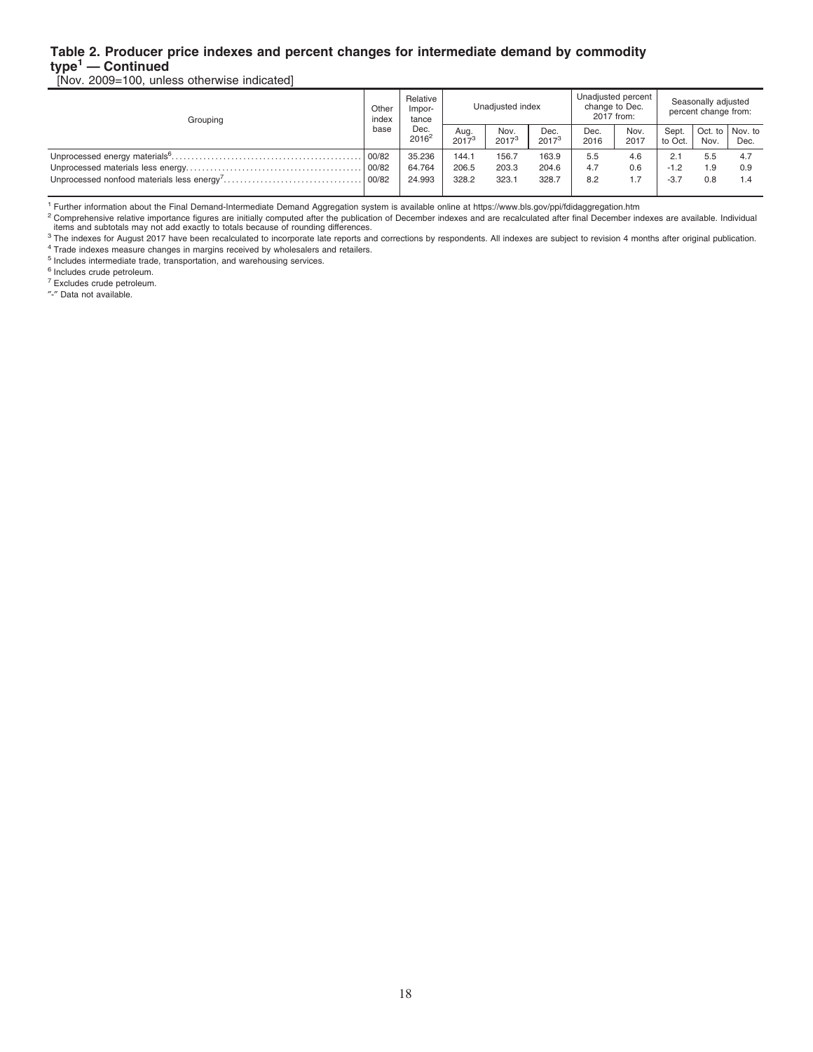### Table 2. Producer price indexes and percent changes for intermediate demand by commodity type[1] — Continued

[Nov. 2009=100, unless otherwise indicated]

| Grouping | Other index base | Relative Importance Dec. 2016[2] | Unadjusted index | | | Unadjusted percent change to Dec. 2017 from: | | Seasonally adjusted percent change from: | | |
|---|---|---|---|---|---|---|---|---|---|---|
| | | | Aug. 2017[3] | Nov. 2017[3] | Dec. 2017[3] | Dec. 2016 | Nov. 2017 | Sept. to Oct. | Oct. to Nov. | Nov. to Dec. |
| Unprocessed energy materials[6] | 00/82 | 35.236 | 144.1 | 156.7 | 163.9 | 5.5 | 4.6 | 2.1 | 5.5 | 4.7 |
| Unprocessed materials less energy | 00/82 | 64.764 | 206.5 | 203.3 | 204.6 | 4.7 | 0.6 | -1.2 | 1.9 | 0.9 |
| Unprocessed nonfood materials less energy[7] | 00/82 | 24.993 | 328.2 | 323.1 | 328.7 | 8.2 | 1.7 | -3.7 | 0.8 | 1.4 |

[1] Further information about the Final Demand-Intermediate Demand Aggregation system is available online at https://www.bls.gov/ppi/fdidaggregation.htm

[2] Comprehensive relative importance figures are initially computed after the publication of December indexes and are recalculated after final December indexes are available. Individual items and subtotals may not add exactly to totals because of rounding differences.

[3] The indexes for August 2017 have been recalculated to incorporate late reports and corrections by respondents. All indexes are subject to revision 4 months after original publication.

[4] Trade indexes measure changes in margins received by wholesalers and retailers.

[5] Includes intermediate trade, transportation, and warehousing services.

[6] Includes crude petroleum.

[7] Excludes crude petroleum.

"-" Data not available.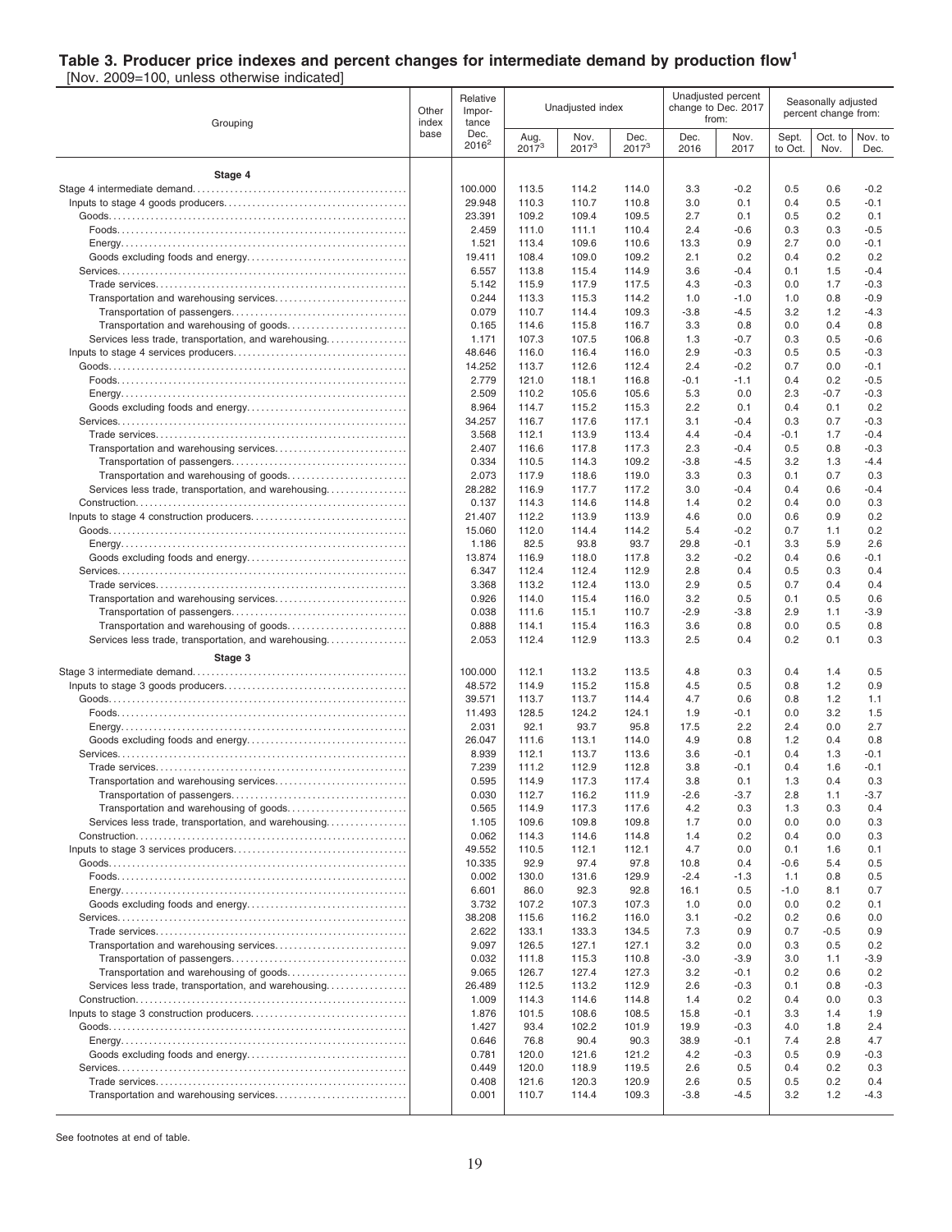## Table 3. Producer price indexes and percent changes for intermediate demand by production flow[1]

[Nov. 2009=100, unless otherwise indicated]

| Grouping | Other index base | Relative importance Dec. 2016[2] | Unadjusted index Aug. 2017[3] | Unadjusted index Nov. 2017[3] | Unadjusted index Dec. 2017[3] | Unadjusted percent change to Dec. 2017 from: Dec. 2016 | Unadjusted percent change to Dec. 2017 from: Nov. 2017 | Seasonally adjusted percent change from: Sept. to Oct. | Seasonally adjusted percent change from: Oct. to Nov. | Seasonally adjusted percent change from: Nov. to Dec. |
|---|---|---|---|---|---|---|---|---|---|---|
| **Stage 4** | | | | | | | | | | |
| Stage 4 intermediate demand | | 100.000 | 113.5 | 114.2 | 114.0 | 3.3 | -0.2 | 0.5 | 0.6 | -0.2 |
| Inputs to stage 4 goods producers | | 29.948 | 110.3 | 110.7 | 110.8 | 3.0 | 0.1 | 0.4 | 0.5 | -0.1 |
| Goods | | 23.391 | 109.2 | 109.4 | 109.5 | 2.7 | 0.1 | 0.5 | 0.2 | 0.1 |
| Foods | | 2.459 | 111.0 | 111.1 | 110.4 | 2.4 | -0.6 | 0.3 | 0.3 | -0.5 |
| Energy | | 1.521 | 113.4 | 109.6 | 110.6 | 13.3 | 0.9 | 2.7 | 0.0 | -0.1 |
| Goods excluding foods and energy | | 19.411 | 108.4 | 109.0 | 109.2 | 2.1 | 0.2 | 0.4 | 0.2 | 0.2 |
| Services | | 6.557 | 113.8 | 115.4 | 114.9 | 3.6 | -0.4 | 0.1 | 1.5 | -0.4 |
| Trade services | | 5.142 | 115.9 | 117.9 | 117.5 | 4.3 | -0.3 | 0.0 | 1.7 | -0.3 |
| Transportation and warehousing services | | 0.244 | 113.3 | 115.3 | 114.2 | 1.0 | -1.0 | 1.0 | 0.8 | -0.9 |
| Transportation of passengers | | 0.079 | 110.7 | 114.4 | 109.3 | -3.8 | -4.5 | 3.2 | 1.2 | -4.3 |
| Transportation and warehousing of goods | | 0.165 | 114.6 | 115.8 | 116.7 | 3.3 | 0.8 | 0.0 | 0.4 | 0.8 |
| Services less trade, transportation, and warehousing | | 1.171 | 107.3 | 107.5 | 106.8 | 1.3 | -0.7 | 0.3 | 0.5 | -0.6 |
| Inputs to stage 4 services producers | | 48.646 | 116.0 | 116.4 | 116.0 | 2.9 | -0.3 | 0.5 | 0.5 | -0.3 |
| Goods | | 14.252 | 113.7 | 112.6 | 112.4 | 2.4 | -0.2 | 0.7 | 0.0 | -0.1 |
| Foods | | 2.779 | 121.0 | 118.1 | 116.8 | -0.1 | -1.1 | 0.4 | 0.2 | -0.5 |
| Energy | | 2.509 | 110.2 | 105.6 | 105.6 | 5.3 | 0.0 | 2.3 | -0.7 | -0.3 |
| Goods excluding foods and energy | | 8.964 | 114.7 | 115.2 | 115.3 | 2.2 | 0.1 | 0.4 | 0.1 | 0.2 |
| Services | | 34.257 | 116.7 | 117.6 | 117.1 | 3.1 | -0.4 | 0.3 | 0.7 | -0.3 |
| Trade services | | 3.568 | 112.1 | 113.9 | 113.4 | 4.4 | -0.4 | -0.1 | 1.7 | -0.4 |
| Transportation and warehousing services | | 2.407 | 116.6 | 117.8 | 117.3 | 2.3 | -0.4 | 0.5 | 0.8 | -0.3 |
| Transportation of passengers | | 0.334 | 110.5 | 114.3 | 109.2 | -3.8 | -4.5 | 3.2 | 1.3 | -4.4 |
| Transportation and warehousing of goods | | 2.073 | 117.9 | 118.6 | 119.0 | 3.3 | 0.3 | 0.1 | 0.7 | 0.3 |
| Services less trade, transportation, and warehousing | | 28.282 | 116.9 | 117.7 | 117.2 | 3.0 | -0.4 | 0.4 | 0.6 | -0.4 |
| Construction | | 0.137 | 114.3 | 114.6 | 114.8 | 1.4 | 0.2 | 0.4 | 0.0 | 0.3 |
| Inputs to stage 4 construction producers | | 21.407 | 112.2 | 113.9 | 113.9 | 4.6 | 0.0 | 0.6 | 0.9 | 0.2 |
| Goods | | 15.060 | 112.0 | 114.4 | 114.2 | 5.4 | -0.2 | 0.7 | 1.1 | 0.2 |
| Energy | | 1.186 | 82.5 | 93.8 | 93.7 | 29.8 | -0.1 | 3.3 | 5.9 | 2.6 |
| Goods excluding foods and energy | | 13.874 | 116.9 | 118.0 | 117.8 | 3.2 | -0.2 | 0.4 | 0.6 | -0.1 |
| Services | | 6.347 | 112.4 | 112.4 | 112.9 | 2.8 | 0.4 | 0.5 | 0.3 | 0.4 |
| Trade services | | 3.368 | 113.2 | 112.4 | 113.0 | 2.9 | 0.5 | 0.7 | 0.4 | 0.4 |
| Transportation and warehousing services | | 0.926 | 114.0 | 115.4 | 116.0 | 3.2 | 0.5 | 0.1 | 0.5 | 0.6 |
| Transportation of passengers | | 0.038 | 111.6 | 115.1 | 110.7 | -2.9 | -3.8 | 2.9 | 1.1 | -3.9 |
| Transportation and warehousing of goods | | 0.888 | 114.1 | 115.4 | 116.3 | 3.6 | 0.8 | 0.0 | 0.5 | 0.8 |
| Services less trade, transportation, and warehousing | | 2.053 | 112.4 | 112.9 | 113.3 | 2.5 | 0.4 | 0.2 | 0.1 | 0.3 |
| **Stage 3** | | | | | | | | | | |
| Stage 3 intermediate demand | | 100.000 | 112.1 | 113.2 | 113.5 | 4.8 | 0.3 | 0.4 | 1.4 | 0.5 |
| Inputs to stage 3 goods producers | | 48.572 | 114.9 | 115.2 | 115.8 | 4.5 | 0.5 | 0.8 | 1.2 | 0.9 |
| Goods | | 39.571 | 113.7 | 113.7 | 114.4 | 4.7 | 0.6 | 0.8 | 1.2 | 1.1 |
| Foods | | 11.493 | 128.5 | 124.2 | 124.1 | 1.9 | -0.1 | 0.0 | 3.2 | 1.5 |
| Energy | | 2.031 | 92.1 | 93.7 | 95.8 | 17.5 | 2.2 | 2.4 | 0.0 | 2.7 |
| Goods excluding foods and energy | | 26.047 | 111.6 | 113.1 | 114.0 | 4.9 | 0.8 | 1.2 | 0.4 | 0.8 |
| Services | | 8.939 | 112.1 | 113.7 | 113.6 | 3.6 | -0.1 | 0.4 | 1.3 | -0.1 |
| Trade services | | 7.239 | 111.2 | 112.9 | 112.8 | 3.8 | -0.1 | 0.4 | 1.6 | -0.1 |
| Transportation and warehousing services | | 0.595 | 114.9 | 117.3 | 117.4 | 3.8 | 0.1 | 1.3 | 0.4 | 0.3 |
| Transportation of passengers | | 0.030 | 112.7 | 116.2 | 111.9 | -2.6 | -3.7 | 2.8 | 1.1 | -3.7 |
| Transportation and warehousing of goods | | 0.565 | 114.9 | 117.3 | 117.6 | 4.2 | 0.3 | 1.3 | 0.3 | 0.4 |
| Services less trade, transportation, and warehousing | | 1.105 | 109.6 | 109.8 | 109.8 | 1.7 | 0.0 | 0.0 | 0.0 | 0.3 |
| Construction | | 0.062 | 114.3 | 114.6 | 114.8 | 1.4 | 0.2 | 0.4 | 0.0 | 0.3 |
| Inputs to stage 3 services producers | | 49.552 | 110.5 | 112.1 | 112.1 | 4.7 | 0.0 | 0.1 | 1.6 | 0.1 |
| Goods | | 10.335 | 92.9 | 97.4 | 97.8 | 10.8 | 0.4 | -0.6 | 5.4 | 0.5 |
| Foods | | 0.002 | 130.0 | 131.6 | 129.9 | -2.4 | -1.3 | 1.1 | 0.8 | 0.5 |
| Energy | | 6.601 | 86.0 | 92.3 | 92.8 | 16.1 | 0.5 | -1.0 | 8.1 | 0.7 |
| Goods excluding foods and energy | | 3.732 | 107.2 | 107.3 | 107.3 | 1.0 | 0.0 | 0.0 | 0.2 | 0.1 |
| Services | | 38.208 | 115.6 | 116.2 | 116.0 | 3.1 | -0.2 | 0.2 | 0.6 | 0.0 |
| Trade services | | 2.622 | 133.1 | 133.3 | 134.5 | 7.3 | 0.9 | 0.7 | -0.5 | 0.9 |
| Transportation and warehousing services | | 9.097 | 126.5 | 127.1 | 127.1 | 3.2 | 0.0 | 0.3 | 0.5 | 0.2 |
| Transportation of passengers | | 0.032 | 111.8 | 115.3 | 110.8 | -3.0 | -3.9 | 3.0 | 1.1 | -3.9 |
| Transportation and warehousing of goods | | 9.065 | 126.7 | 127.4 | 127.3 | 3.2 | -0.1 | 0.2 | 0.6 | 0.2 |
| Services less trade, transportation, and warehousing | | 26.489 | 112.5 | 113.2 | 112.9 | 2.6 | -0.3 | 0.1 | 0.8 | -0.3 |
| Construction | | 1.009 | 114.3 | 114.6 | 114.8 | 1.4 | 0.2 | 0.4 | 0.0 | 0.3 |
| Inputs to stage 3 construction producers | | 1.876 | 101.5 | 108.6 | 108.5 | 15.8 | -0.1 | 3.3 | 1.4 | 1.9 |
| Goods | | 1.427 | 93.4 | 102.2 | 101.9 | 19.9 | -0.3 | 4.0 | 1.8 | 2.4 |
| Energy | | 0.646 | 76.8 | 90.4 | 90.3 | 38.9 | -0.1 | 7.4 | 2.8 | 4.7 |
| Goods excluding foods and energy | | 0.781 | 120.0 | 121.6 | 121.2 | 4.2 | -0.3 | 0.5 | 0.9 | -0.3 |
| Services | | 0.449 | 120.0 | 118.9 | 119.5 | 2.6 | 0.5 | 0.4 | 0.2 | 0.3 |
| Trade services | | 0.408 | 121.6 | 120.3 | 120.9 | 2.6 | 0.5 | 0.5 | 0.2 | 0.4 |
| Transportation and warehousing services | | 0.001 | 110.7 | 114.4 | 109.3 | -3.8 | -4.5 | 3.2 | 1.2 | -4.3 |

See footnotes at end of table.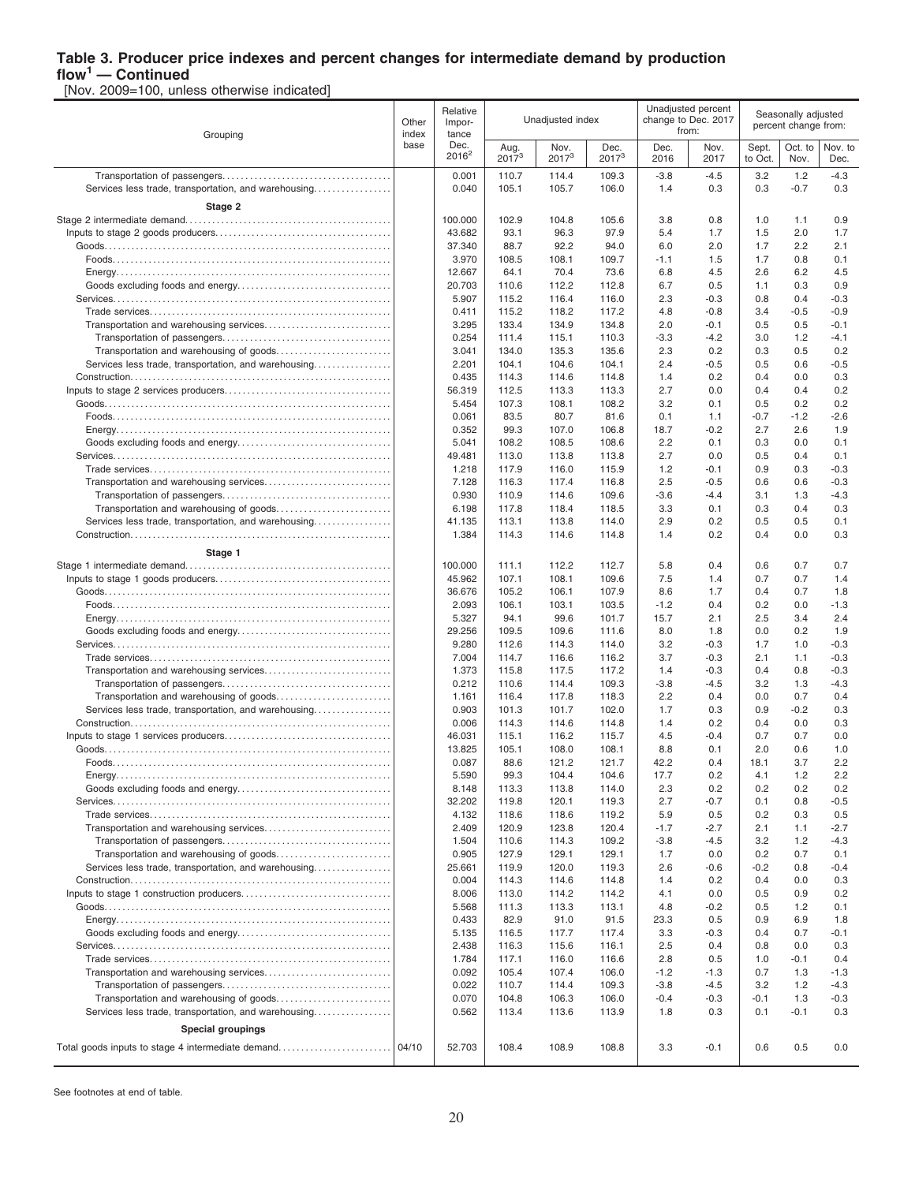# Table 3. Producer price indexes and percent changes for intermediate demand by production flow[1] — Continued

[Nov. 2009=100, unless otherwise indicated]

| Grouping | Other index base | Relative Importance Dec. 2016[2] | Unadjusted index Aug. 2017[3] | Unadjusted index Nov. 2017[3] | Unadjusted index Dec. 2017[3] | Unadjusted percent change to Dec. 2017 from: Dec. 2016 | Unadjusted percent change to Dec. 2017 from: Nov. 2017 | Seasonally adjusted percent change from: Sept. to Oct. | Seasonally adjusted percent change from: Oct. to Nov. | Seasonally adjusted percent change from: Nov. to Dec. |
|---|---|---|---|---|---|---|---|---|---|---|
| Transportation of passengers |  | 0.001 | 110.7 | 114.4 | 109.3 | -3.8 | -4.5 | 3.2 | 1.2 | -4.3 |
| Services less trade, transportation, and warehousing |  | 0.040 | 105.1 | 105.7 | 106.0 | 1.4 | 0.3 | 0.3 | -0.7 | 0.3 |
| **Stage 2** |  |  |  |  |  |  |  |  |  |  |
| Stage 2 intermediate demand |  | 100.000 | 102.9 | 104.8 | 105.6 | 3.8 | 0.8 | 1.0 | 1.1 | 0.9 |
| Inputs to stage 2 goods producers |  | 43.682 | 93.1 | 96.3 | 97.9 | 5.4 | 1.7 | 1.5 | 2.0 | 1.7 |
| Goods |  | 37.340 | 88.7 | 92.2 | 94.0 | 6.0 | 2.0 | 1.7 | 2.2 | 2.1 |
| Foods |  | 3.970 | 108.5 | 108.1 | 109.7 | -1.1 | 1.5 | 1.7 | 0.8 | 0.1 |
| Energy |  | 12.667 | 64.1 | 70.4 | 73.6 | 6.8 | 4.5 | 2.6 | 6.2 | 4.5 |
| Goods excluding foods and energy |  | 20.703 | 110.6 | 112.2 | 112.8 | 6.7 | 0.5 | 1.1 | 0.3 | 0.9 |
| Services |  | 5.907 | 115.2 | 116.4 | 116.0 | 2.3 | -0.3 | 0.8 | 0.4 | -0.3 |
| Trade services |  | 0.411 | 115.2 | 118.2 | 117.2 | 4.8 | -0.8 | 3.4 | -0.5 | -0.9 |
| Transportation and warehousing services |  | 3.295 | 133.4 | 134.9 | 134.8 | 2.0 | -0.1 | 0.5 | 0.5 | -0.1 |
| Transportation of passengers |  | 0.254 | 111.4 | 115.1 | 110.3 | -3.3 | -4.2 | 3.0 | 1.2 | -4.1 |
| Transportation and warehousing of goods |  | 3.041 | 134.0 | 135.3 | 135.6 | 2.3 | 0.2 | 0.3 | 0.5 | 0.2 |
| Services less trade, transportation, and warehousing |  | 2.201 | 104.1 | 104.6 | 104.1 | 2.4 | -0.5 | 0.5 | 0.6 | -0.5 |
| Construction |  | 0.435 | 114.3 | 114.6 | 114.8 | 1.4 | 0.2 | 0.4 | 0.0 | 0.3 |
| Inputs to stage 2 services producers |  | 56.319 | 112.5 | 113.3 | 113.3 | 2.7 | 0.0 | 0.4 | 0.4 | 0.2 |
| Goods |  | 5.454 | 107.3 | 108.1 | 108.2 | 3.2 | 0.1 | 0.5 | 0.2 | 0.2 |
| Foods |  | 0.061 | 83.5 | 80.7 | 81.6 | 0.1 | 1.1 | -0.7 | -1.2 | -2.6 |
| Energy |  | 0.352 | 99.3 | 107.0 | 106.8 | 18.7 | -0.2 | 2.7 | 2.6 | 1.9 |
| Goods excluding foods and energy |  | 5.041 | 108.2 | 108.5 | 108.6 | 2.2 | 0.1 | 0.3 | 0.0 | 0.1 |
| Services |  | 49.481 | 113.0 | 113.8 | 113.8 | 2.7 | 0.0 | 0.5 | 0.4 | 0.1 |
| Trade services |  | 1.218 | 117.9 | 116.0 | 115.9 | 1.2 | -0.1 | 0.9 | 0.3 | -0.3 |
| Transportation and warehousing services |  | 7.128 | 116.3 | 117.4 | 116.8 | 2.5 | -0.5 | 0.6 | 0.6 | -0.3 |
| Transportation of passengers |  | 0.930 | 110.9 | 114.6 | 109.6 | -3.6 | -4.4 | 3.1 | 1.3 | -4.3 |
| Transportation and warehousing of goods |  | 6.198 | 117.8 | 118.4 | 118.5 | 3.3 | 0.1 | 0.3 | 0.4 | 0.3 |
| Services less trade, transportation, and warehousing |  | 41.135 | 113.1 | 113.8 | 114.0 | 2.9 | 0.2 | 0.5 | 0.5 | 0.1 |
| Construction |  | 1.384 | 114.3 | 114.6 | 114.8 | 1.4 | 0.2 | 0.4 | 0.0 | 0.3 |
| **Stage 1** |  |  |  |  |  |  |  |  |  |  |
| Stage 1 intermediate demand |  | 100.000 | 111.1 | 112.2 | 112.7 | 5.8 | 0.4 | 0.6 | 0.7 | 0.7 |
| Inputs to stage 1 goods producers |  | 45.962 | 107.1 | 108.1 | 109.6 | 7.5 | 1.4 | 0.7 | 0.7 | 1.4 |
| Goods |  | 36.676 | 105.2 | 106.1 | 107.9 | 8.6 | 1.7 | 0.4 | 0.7 | 1.8 |
| Foods |  | 2.093 | 106.1 | 103.1 | 103.5 | -1.2 | 0.4 | 0.2 | 0.0 | -1.3 |
| Energy |  | 5.327 | 94.1 | 99.6 | 101.7 | 15.7 | 2.1 | 2.5 | 3.4 | 2.4 |
| Goods excluding foods and energy |  | 29.256 | 109.5 | 109.6 | 111.6 | 8.0 | 1.8 | 0.0 | 0.2 | 1.9 |
| Services |  | 9.280 | 112.6 | 114.3 | 114.0 | 3.2 | -0.3 | 1.7 | 1.0 | -0.3 |
| Trade services |  | 7.004 | 114.7 | 116.6 | 116.2 | 3.7 | -0.3 | 2.1 | 1.1 | -0.3 |
| Transportation and warehousing services |  | 1.373 | 115.8 | 117.5 | 117.2 | 1.4 | -0.3 | 0.4 | 0.8 | -0.3 |
| Transportation of passengers |  | 0.212 | 110.6 | 114.4 | 109.3 | -3.8 | -4.5 | 3.2 | 1.3 | -4.3 |
| Transportation and warehousing of goods |  | 1.161 | 116.4 | 117.8 | 118.3 | 2.2 | 0.4 | 0.0 | 0.7 | 0.4 |
| Services less trade, transportation, and warehousing |  | 0.903 | 101.3 | 101.7 | 102.0 | 1.7 | 0.3 | 0.9 | -0.2 | 0.3 |
| Construction |  | 0.006 | 114.3 | 114.6 | 114.8 | 1.4 | 0.2 | 0.4 | 0.0 | 0.3 |
| Inputs to stage 1 services producers |  | 46.031 | 115.1 | 116.2 | 115.7 | 4.5 | -0.4 | 0.7 | 0.7 | 0.0 |
| Goods |  | 13.825 | 105.1 | 108.0 | 108.1 | 8.8 | 0.1 | 2.0 | 0.6 | 1.0 |
| Foods |  | 0.087 | 88.6 | 121.2 | 121.7 | 42.2 | 0.4 | 18.1 | 3.7 | 2.2 |
| Energy |  | 5.590 | 99.3 | 104.4 | 104.6 | 17.7 | 0.2 | 4.1 | 1.2 | 2.2 |
| Goods excluding foods and energy |  | 8.148 | 113.3 | 113.8 | 114.0 | 2.3 | 0.2 | 0.2 | 0.2 | 0.2 |
| Services |  | 32.202 | 119.8 | 120.1 | 119.3 | 2.7 | -0.7 | 0.1 | 0.8 | -0.5 |
| Trade services |  | 4.132 | 118.6 | 118.6 | 119.2 | 5.9 | 0.5 | 0.2 | 0.3 | 0.5 |
| Transportation and warehousing services |  | 2.409 | 120.9 | 123.8 | 120.4 | -1.7 | -2.7 | 2.1 | 1.1 | -2.7 |
| Transportation of passengers |  | 1.504 | 110.6 | 114.3 | 109.2 | -3.8 | -4.5 | 3.2 | 1.2 | -4.3 |
| Transportation and warehousing of goods |  | 0.905 | 127.9 | 129.1 | 129.1 | 1.7 | 0.0 | 0.2 | 0.7 | 0.1 |
| Services less trade, transportation, and warehousing |  | 25.661 | 119.9 | 120.0 | 119.3 | 2.6 | -0.6 | -0.2 | 0.8 | -0.4 |
| Construction |  | 0.004 | 114.3 | 114.6 | 114.8 | 1.4 | 0.2 | 0.4 | 0.0 | 0.3 |
| Inputs to stage 1 construction producers |  | 8.006 | 113.0 | 114.2 | 114.2 | 4.1 | 0.0 | 0.5 | 0.9 | 0.2 |
| Goods |  | 5.568 | 111.3 | 113.3 | 113.1 | 4.8 | -0.2 | 0.5 | 1.2 | 0.1 |
| Energy |  | 0.433 | 82.9 | 91.0 | 91.5 | 23.3 | 0.5 | 0.9 | 6.9 | 1.8 |
| Goods excluding foods and energy |  | 5.135 | 116.5 | 117.7 | 117.4 | 3.3 | -0.3 | 0.4 | 0.7 | -0.1 |
| Services |  | 2.438 | 116.3 | 115.6 | 116.1 | 2.5 | 0.4 | 0.8 | 0.0 | 0.3 |
| Trade services |  | 1.784 | 117.1 | 116.0 | 116.6 | 2.8 | 0.5 | 1.0 | -0.1 | 0.4 |
| Transportation and warehousing services |  | 0.092 | 105.4 | 107.4 | 106.0 | -1.2 | -1.3 | 0.7 | 1.3 | -1.3 |
| Transportation of passengers |  | 0.022 | 110.7 | 114.4 | 109.3 | -3.8 | -4.5 | 3.2 | 1.2 | -4.3 |
| Transportation and warehousing of goods |  | 0.070 | 104.8 | 106.3 | 106.0 | -0.4 | -0.3 | -0.1 | 1.3 | -0.3 |
| Services less trade, transportation, and warehousing |  | 0.562 | 113.4 | 113.6 | 113.9 | 1.8 | 0.3 | 0.1 | -0.1 | 0.3 |
| **Special groupings** |  |  |  |  |  |  |  |  |  |  |
| Total goods inputs to stage 4 intermediate demand | 04/10 | 52.703 | 108.4 | 108.9 | 108.8 | 3.3 | -0.1 | 0.6 | 0.5 | 0.0 |

See footnotes at end of table.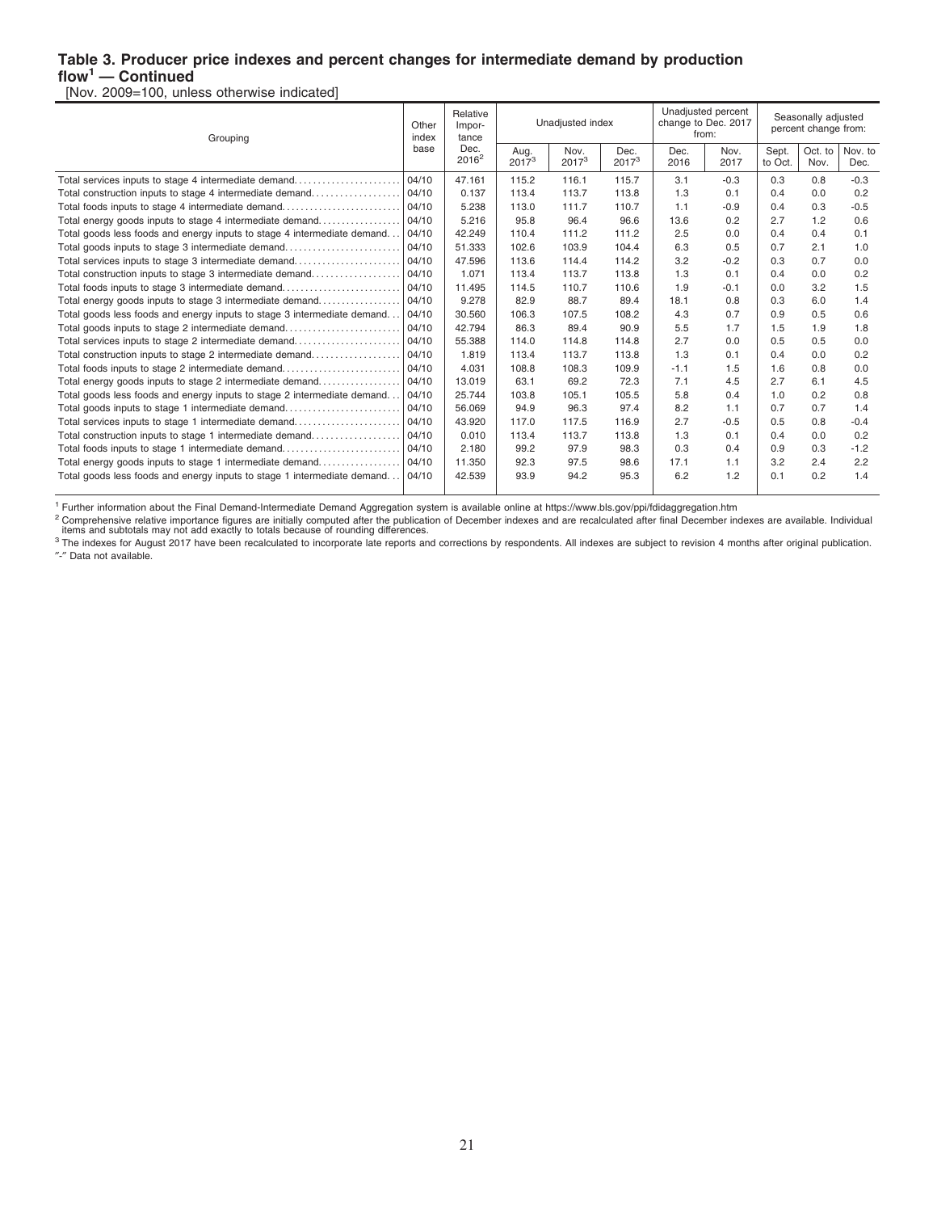### Table 3. Producer price indexes and percent changes for intermediate demand by production flow[1] — Continued

[Nov. 2009=100, unless otherwise indicated]

| Grouping | Other index base | Relative Importance Dec. 2016[2] | Unadjusted index | | | Unadjusted percent change to Dec. 2017 from: | | Seasonally adjusted percent change from: | | |
|---|---|---|---|---|---|---|---|---|---|---|
| | | | Aug. 2017[3] | Nov. 2017[3] | Dec. 2017[3] | Dec. 2016 | Nov. 2017 | Sept. to Oct. | Oct. to Nov. | Nov. to Dec. |
| Total services inputs to stage 4 intermediate demand | 04/10 | 47.161 | 115.2 | 116.1 | 115.7 | 3.1 | -0.3 | 0.3 | 0.8 | -0.3 |
| Total construction inputs to stage 4 intermediate demand | 04/10 | 0.137 | 113.4 | 113.7 | 113.8 | 1.3 | 0.1 | 0.4 | 0.0 | 0.2 |
| Total foods inputs to stage 4 intermediate demand | 04/10 | 5.238 | 113.0 | 111.7 | 110.7 | 1.1 | -0.9 | 0.4 | 0.3 | -0.5 |
| Total energy goods inputs to stage 4 intermediate demand | 04/10 | 5.216 | 95.8 | 96.4 | 96.6 | 13.6 | 0.2 | 2.7 | 1.2 | 0.6 |
| Total goods less foods and energy inputs to stage 4 intermediate demand | 04/10 | 42.249 | 110.4 | 111.2 | 111.2 | 2.5 | 0.0 | 0.4 | 0.4 | 0.1 |
| Total goods inputs to stage 3 intermediate demand | 04/10 | 51.333 | 102.6 | 103.9 | 104.4 | 6.3 | 0.5 | 0.7 | 2.1 | 1.0 |
| Total services inputs to stage 3 intermediate demand | 04/10 | 47.596 | 113.6 | 114.4 | 114.2 | 3.2 | -0.2 | 0.3 | 0.7 | 0.0 |
| Total construction inputs to stage 3 intermediate demand | 04/10 | 1.071 | 113.4 | 113.7 | 113.8 | 1.3 | 0.1 | 0.4 | 0.0 | 0.2 |
| Total foods inputs to stage 3 intermediate demand | 04/10 | 11.495 | 114.5 | 110.7 | 110.6 | 1.9 | -0.1 | 0.0 | 3.2 | 1.5 |
| Total energy goods inputs to stage 3 intermediate demand | 04/10 | 9.278 | 82.9 | 88.7 | 89.4 | 18.1 | 0.8 | 0.3 | 6.0 | 1.4 |
| Total goods less foods and energy inputs to stage 3 intermediate demand | 04/10 | 30.560 | 106.3 | 107.5 | 108.2 | 4.3 | 0.7 | 0.9 | 0.5 | 0.6 |
| Total goods inputs to stage 2 intermediate demand | 04/10 | 42.794 | 86.3 | 89.4 | 90.9 | 5.5 | 1.7 | 1.5 | 1.9 | 1.8 |
| Total services inputs to stage 2 intermediate demand | 04/10 | 55.388 | 114.0 | 114.8 | 114.8 | 2.7 | 0.0 | 0.5 | 0.5 | 0.0 |
| Total construction inputs to stage 2 intermediate demand | 04/10 | 1.819 | 113.4 | 113.7 | 113.8 | 1.3 | 0.1 | 0.4 | 0.0 | 0.2 |
| Total foods inputs to stage 2 intermediate demand | 04/10 | 4.031 | 108.8 | 108.3 | 109.9 | -1.1 | 1.5 | 1.6 | 0.8 | 0.0 |
| Total energy goods inputs to stage 2 intermediate demand | 04/10 | 13.019 | 63.1 | 69.2 | 72.3 | 7.1 | 4.5 | 2.7 | 6.1 | 4.5 |
| Total goods less foods and energy inputs to stage 2 intermediate demand | 04/10 | 25.744 | 103.8 | 105.1 | 105.5 | 5.8 | 0.4 | 1.0 | 0.2 | 0.8 |
| Total goods inputs to stage 1 intermediate demand | 04/10 | 56.069 | 94.9 | 96.3 | 97.4 | 8.2 | 1.1 | 0.7 | 0.7 | 1.4 |
| Total services inputs to stage 1 intermediate demand | 04/10 | 43.920 | 117.0 | 117.5 | 116.9 | 2.7 | -0.5 | 0.5 | 0.8 | -0.4 |
| Total construction inputs to stage 1 intermediate demand | 04/10 | 0.010 | 113.4 | 113.7 | 113.8 | 1.3 | 0.1 | 0.4 | 0.0 | 0.2 |
| Total foods inputs to stage 1 intermediate demand | 04/10 | 2.180 | 99.2 | 97.9 | 98.3 | 0.3 | 0.4 | 0.9 | 0.3 | -1.2 |
| Total energy goods inputs to stage 1 intermediate demand | 04/10 | 11.350 | 92.3 | 97.5 | 98.6 | 17.1 | 1.1 | 3.2 | 2.4 | 2.2 |
| Total goods less foods and energy inputs to stage 1 intermediate demand | 04/10 | 42.539 | 93.9 | 94.2 | 95.3 | 6.2 | 1.2 | 0.1 | 0.2 | 1.4 |

[1] Further information about the Final Demand-Intermediate Demand Aggregation system is available online at https://www.bls.gov/ppi/fdidaggregation.htm

[2] Comprehensive relative importance figures are initially computed after the publication of December indexes and are recalculated after final December indexes are available. Individual items and subtotals may not add exactly to totals because of rounding differences.

[3] The indexes for August 2017 have been recalculated to incorporate late reports and corrections by respondents. All indexes are subject to revision 4 months after original publication.

"-" Data not available.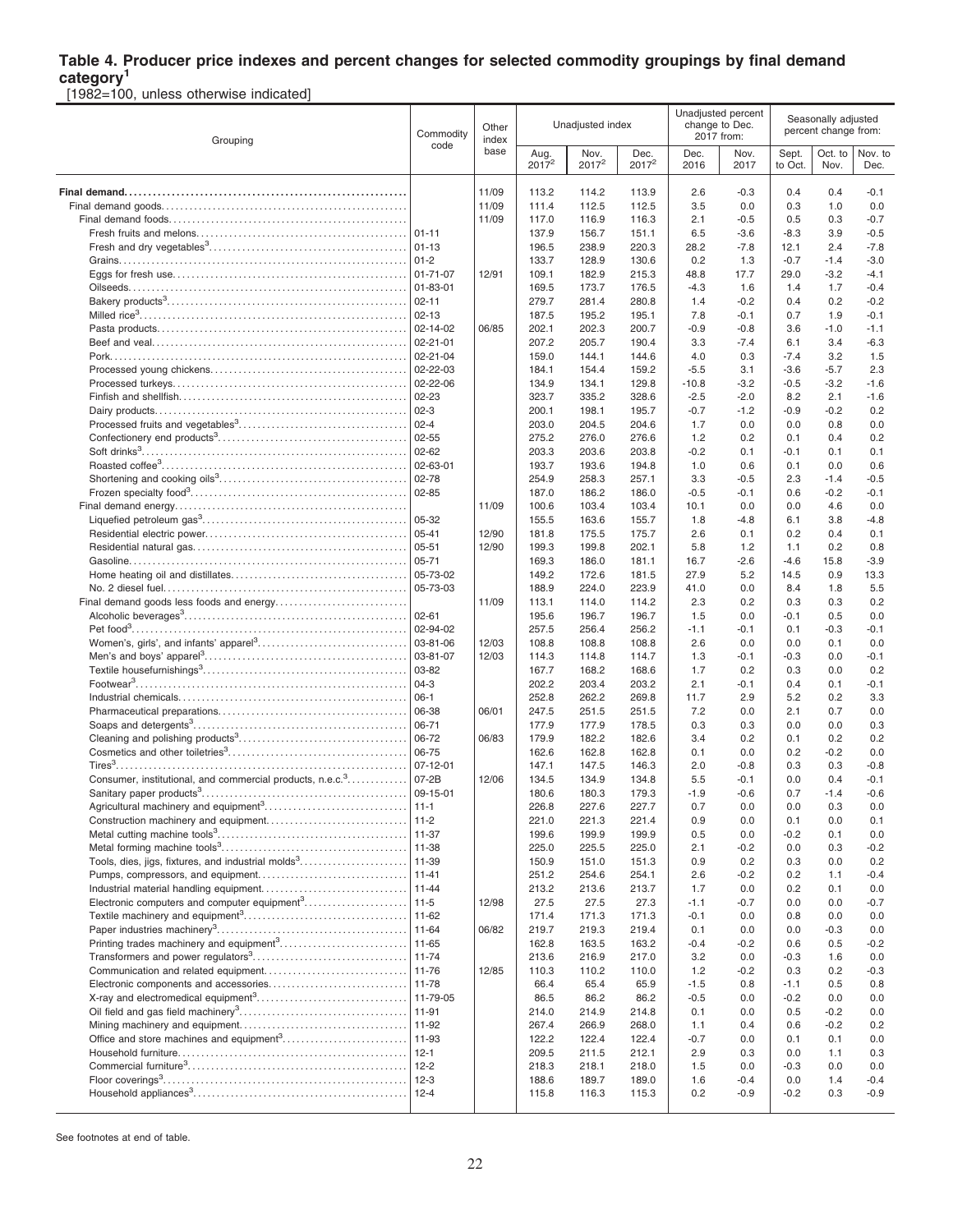**Table 4. Producer price indexes and percent changes for selected commodity groupings by final demand category[1]**
[1982=100, unless otherwise indicated]

| Grouping | Commodity code | Other index base | Unadjusted index | | | Unadjusted percent change to Dec. 2017 from: | | Seasonally adjusted percent change from: | | |
|---|---|---|---|---|---|---|---|---|---|---|
| | | | Aug. 2017[2] | Nov. 2017[2] | Dec. 2017[2] | Dec. 2016 | Nov. 2017 | Sept. to Oct. | Oct. to Nov. | Nov. to Dec. |
| **Final demand** | | 11/09 | 113.2 | 114.2 | 113.9 | 2.6 | -0.3 | 0.4 | 0.4 | -0.1 |
| Final demand goods | | 11/09 | 111.4 | 112.5 | 112.5 | 3.5 | 0.0 | 0.3 | 1.0 | 0.0 |
| Final demand foods | | 11/09 | 117.0 | 116.9 | 116.3 | 2.1 | -0.5 | 0.5 | 0.3 | -0.7 |
| Fresh fruits and melons | 01-11 | | 137.9 | 156.7 | 151.1 | 6.5 | -3.6 | -8.3 | 3.9 | -0.5 |
| Fresh and dry vegetables[3] | 01-13 | | 196.5 | 238.9 | 220.3 | 28.2 | -7.8 | 12.1 | 2.4 | -7.8 |
| Grains | 01-2 | | 133.7 | 128.9 | 130.6 | 0.2 | 1.3 | -0.7 | -1.4 | -3.0 |
| Eggs for fresh use | 01-71-07 | 12/91 | 109.1 | 182.9 | 215.3 | 48.8 | 17.7 | 29.0 | -3.2 | -4.1 |
| Oilseeds | 01-83-01 | | 169.5 | 173.7 | 176.5 | -4.3 | 1.6 | 1.4 | 1.7 | -0.4 |
| Bakery products[3] | 02-11 | | 279.7 | 281.4 | 280.8 | 1.4 | -0.2 | 0.4 | 0.2 | -0.2 |
| Milled rice[3] | 02-13 | | 187.5 | 195.2 | 195.1 | 7.8 | -0.1 | 0.7 | 1.9 | -0.1 |
| Pasta products | 02-14-02 | 06/85 | 202.1 | 202.3 | 200.7 | -0.9 | -0.8 | 3.6 | -1.0 | -1.1 |
| Beef and veal | 02-21-01 | | 207.2 | 205.7 | 190.4 | 3.3 | -7.4 | 6.1 | 3.4 | -6.3 |
| Pork | 02-21-04 | | 159.0 | 144.1 | 144.6 | 4.0 | 0.3 | -7.4 | 3.2 | 1.5 |
| Processed young chickens | 02-22-03 | | 184.1 | 154.4 | 159.2 | -5.5 | 3.1 | -3.6 | -5.7 | 2.3 |
| Processed turkeys | 02-22-06 | | 134.9 | 134.1 | 129.8 | -10.8 | -3.2 | -0.5 | -3.2 | -1.6 |
| Finfish and shellfish | 02-23 | | 323.7 | 335.2 | 328.6 | -2.5 | -2.0 | 8.2 | 2.1 | -1.6 |
| Dairy products | 02-3 | | 200.1 | 198.1 | 195.7 | -0.7 | -1.2 | -0.9 | -0.2 | 0.2 |
| Processed fruits and vegetables[3] | 02-4 | | 203.0 | 204.5 | 204.6 | 1.7 | 0.0 | 0.0 | 0.8 | 0.0 |
| Confectionery end products[3] | 02-55 | | 275.2 | 276.0 | 276.6 | 1.2 | 0.2 | 0.1 | 0.4 | 0.2 |
| Soft drinks[3] | 02-62 | | 203.3 | 203.6 | 203.8 | -0.2 | 0.1 | -0.1 | 0.1 | 0.1 |
| Roasted coffee[3] | 02-63-01 | | 193.7 | 193.6 | 194.8 | 1.0 | 0.6 | 0.1 | 0.0 | 0.6 |
| Shortening and cooking oils[3] | 02-78 | | 254.9 | 258.3 | 257.1 | 3.3 | -0.5 | 2.3 | -1.4 | -0.5 |
| Frozen specialty food[3] | 02-85 | | 187.0 | 186.2 | 186.0 | -0.5 | -0.1 | 0.6 | -0.2 | -0.1 |
| Final demand energy | | 11/09 | 100.6 | 103.4 | 103.4 | 10.1 | 0.0 | 0.0 | 4.6 | 0.0 |
| Liquefied petroleum gas[3] | 05-32 | | 155.5 | 163.6 | 155.7 | 1.8 | -4.8 | 6.1 | 3.8 | -4.8 |
| Residential electric power | 05-41 | 12/90 | 181.8 | 175.5 | 175.7 | 2.6 | 0.1 | 0.2 | 0.4 | 0.1 |
| Residential natural gas | 05-51 | 12/90 | 199.3 | 199.8 | 202.1 | 5.8 | 1.2 | 1.1 | 0.2 | 0.8 |
| Gasoline | 05-71 | | 169.3 | 186.0 | 181.1 | 16.7 | -2.6 | -4.6 | 15.8 | -3.9 |
| Home heating oil and distillates | 05-73-02 | | 149.2 | 172.6 | 181.5 | 27.9 | 5.2 | 14.5 | 0.9 | 13.3 |
| No. 2 diesel fuel | 05-73-03 | | 188.9 | 224.0 | 223.9 | 41.0 | 0.0 | 8.4 | 1.8 | 5.5 |
| Final demand goods less foods and energy | | 11/09 | 113.1 | 114.0 | 114.2 | 2.3 | 0.2 | 0.3 | 0.3 | 0.2 |
| Alcoholic beverages[3] | 02-61 | | 195.6 | 196.7 | 196.7 | 1.5 | 0.0 | -0.1 | 0.5 | 0.0 |
| Pet food[3] | 02-94-02 | | 257.5 | 256.4 | 256.2 | -1.1 | -0.1 | 0.1 | -0.3 | -0.1 |
| Women's, girls', and infants' apparel[3] | 03-81-06 | 12/03 | 108.8 | 108.8 | 108.8 | 2.6 | 0.0 | 0.0 | 0.1 | 0.0 |
| Men's and boys' apparel[3] | 03-81-07 | 12/03 | 114.3 | 114.8 | 114.7 | 1.3 | -0.1 | -0.3 | 0.0 | -0.1 |
| Textile housefurnishings[3] | 03-82 | | 167.7 | 168.2 | 168.6 | 1.7 | 0.2 | 0.3 | 0.0 | 0.2 |
| Footwear[3] | 04-3 | | 202.2 | 203.4 | 203.2 | 2.1 | -0.1 | 0.4 | 0.1 | -0.1 |
| Industrial chemicals | 06-1 | | 252.8 | 262.2 | 269.8 | 11.7 | 2.9 | 5.2 | 0.2 | 3.3 |
| Pharmaceutical preparations | 06-38 | 06/01 | 247.5 | 251.5 | 251.5 | 7.2 | 0.0 | 2.1 | 0.7 | 0.0 |
| Soaps and detergents[3] | 06-71 | | 177.9 | 177.9 | 178.5 | 0.3 | 0.3 | 0.0 | 0.0 | 0.3 |
| Cleaning and polishing products[3] | 06-72 | 06/83 | 179.9 | 182.2 | 182.6 | 3.4 | 0.2 | 0.1 | 0.2 | 0.2 |
| Cosmetics and other toiletries[3] | 06-75 | | 162.6 | 162.8 | 162.8 | 0.1 | 0.0 | 0.2 | -0.2 | 0.0 |
| Tires[3] | 07-12-01 | | 147.1 | 147.5 | 146.3 | 2.0 | -0.8 | 0.3 | 0.3 | -0.8 |
| Consumer, institutional, and commercial products, n.e.c.[3] | 07-2B | 12/06 | 134.5 | 134.9 | 134.8 | 5.5 | -0.1 | 0.0 | 0.4 | -0.1 |
| Sanitary paper products[3] | 09-15-01 | | 180.6 | 180.3 | 179.3 | -1.9 | -0.6 | 0.7 | -1.4 | -0.6 |
| Agricultural machinery and equipment[3] | 11-1 | | 226.8 | 227.6 | 227.7 | 0.7 | 0.0 | 0.0 | 0.3 | 0.0 |
| Construction machinery and equipment | 11-2 | | 221.0 | 221.3 | 221.4 | 0.9 | 0.0 | 0.1 | 0.0 | 0.1 |
| Metal cutting machine tools[3] | 11-37 | | 199.6 | 199.9 | 199.9 | 0.5 | 0.0 | -0.2 | 0.1 | 0.0 |
| Metal forming machine tools[3] | 11-38 | | 225.0 | 225.5 | 225.0 | 2.1 | -0.2 | 0.0 | 0.3 | -0.2 |
| Tools, dies, jigs, fixtures, and industrial molds[3] | 11-39 | | 150.9 | 151.0 | 151.3 | 0.9 | 0.2 | 0.3 | 0.0 | 0.2 |
| Pumps, compressors, and equipment | 11-41 | | 251.2 | 254.6 | 254.1 | 2.6 | -0.2 | 0.2 | 1.1 | -0.4 |
| Industrial material handling equipment | 11-44 | | 213.2 | 213.6 | 213.7 | 1.7 | 0.0 | 0.2 | 0.1 | 0.0 |
| Electronic computers and computer equipment[3] | 11-5 | 12/98 | 27.5 | 27.5 | 27.3 | -1.1 | -0.7 | 0.0 | 0.0 | -0.7 |
| Textile machinery and equipment[3] | 11-62 | | 171.4 | 171.3 | 171.3 | -0.1 | 0.0 | 0.8 | 0.0 | 0.0 |
| Paper industries machinery[3] | 11-64 | 06/82 | 219.7 | 219.3 | 219.4 | 0.1 | 0.0 | 0.0 | -0.3 | 0.0 |
| Printing trades machinery and equipment[3] | 11-65 | | 162.8 | 163.5 | 163.2 | -0.4 | -0.2 | 0.6 | 0.5 | -0.2 |
| Transformers and power regulators[3] | 11-74 | | 213.6 | 216.9 | 217.0 | 3.2 | 0.0 | -0.3 | 1.6 | 0.0 |
| Communication and related equipment | 11-76 | 12/85 | 110.3 | 110.2 | 110.0 | 1.2 | -0.2 | 0.3 | 0.2 | -0.3 |
| Electronic components and accessories | 11-78 | | 66.4 | 65.4 | 65.9 | -1.5 | 0.8 | -1.1 | 0.5 | 0.8 |
| X-ray and electromedical equipment[3] | 11-79-05 | | 86.5 | 86.2 | 86.2 | -0.5 | 0.0 | -0.2 | 0.0 | 0.0 |
| Oil field and gas field machinery[3] | 11-91 | | 214.0 | 214.9 | 214.8 | 0.1 | 0.0 | 0.5 | -0.2 | 0.0 |
| Mining machinery and equipment | 11-92 | | 267.4 | 266.9 | 268.0 | 1.1 | 0.4 | 0.6 | -0.2 | 0.2 |
| Office and store machines and equipment[3] | 11-93 | | 122.2 | 122.4 | 122.4 | -0.7 | 0.0 | 0.1 | 0.1 | 0.0 |
| Household furniture | 12-1 | | 209.5 | 211.5 | 212.1 | 2.9 | 0.3 | 0.0 | 1.1 | 0.3 |
| Commercial furniture[3] | 12-2 | | 218.3 | 218.1 | 218.0 | 1.5 | 0.0 | -0.3 | 0.0 | 0.0 |
| Floor coverings[3] | 12-3 | | 188.6 | 189.7 | 189.0 | 1.6 | -0.4 | 0.0 | 1.4 | -0.4 |
| Household appliances[3] | 12-4 | | 115.8 | 116.3 | 115.3 | 0.2 | -0.9 | -0.2 | 0.3 | -0.9 |

See footnotes at end of table.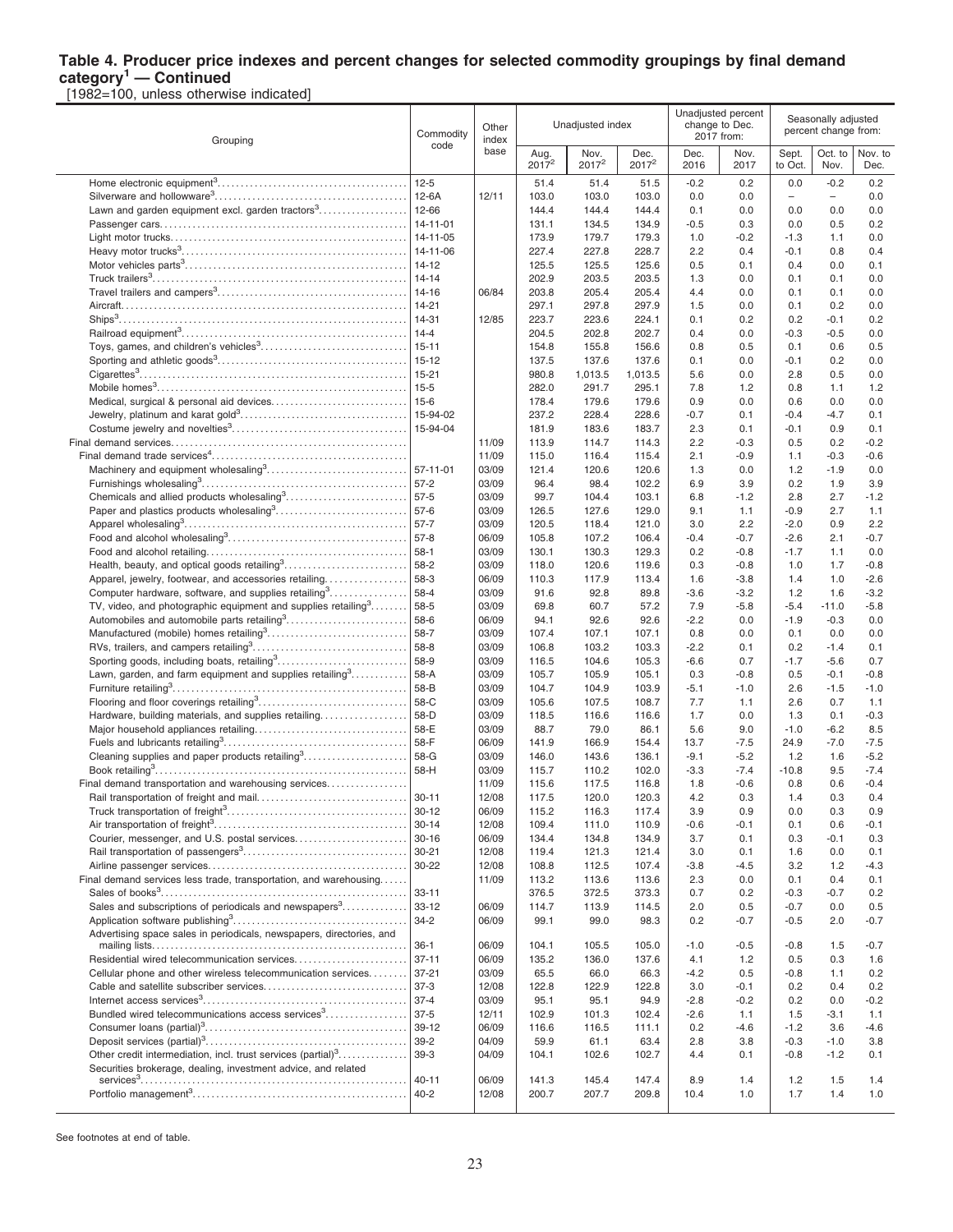**Table 4. Producer price indexes and percent changes for selected commodity groupings by final demand category[1] — Continued**
[1982=100, unless otherwise indicated]

| Grouping | Commodity code | Other index base | Unadjusted index | | | Unadjusted percent change to Dec. 2017 from: | | Seasonally adjusted percent change from: | | |
|---|---|---|---|---|---|---|---|---|---|---|
| | | | Aug. 2017[2] | Nov. 2017[2] | Dec. 2017[2] | Dec. 2016 | Nov. 2017 | Sept. to Oct. | Oct. to Nov. | Nov. to Dec. |
| Home electronic equipment[3] | 12-5 | | 51.4 | 51.4 | 51.5 | -0.2 | 0.2 | 0.0 | -0.2 | 0.2 |
| Silverware and hollowware[3] | 12-6A | 12/11 | 103.0 | 103.0 | 103.0 | 0.0 | 0.0 | – | – | 0.0 |
| Lawn and garden equipment excl. garden tractors[3] | 12-66 | | 144.4 | 144.4 | 144.4 | 0.1 | 0.0 | 0.0 | 0.0 | 0.0 |
| Passenger cars | 14-11-01 | | 131.1 | 134.5 | 134.9 | -0.5 | 0.3 | 0.0 | 0.5 | 0.2 |
| Light motor trucks | 14-11-05 | | 173.9 | 179.7 | 179.3 | 1.0 | -0.2 | -1.3 | 1.1 | 0.0 |
| Heavy motor trucks[3] | 14-11-06 | | 227.4 | 227.8 | 228.7 | 2.2 | 0.4 | -0.1 | 0.8 | 0.4 |
| Motor vehicles parts[3] | 14-12 | | 125.5 | 125.5 | 125.6 | 0.5 | 0.1 | 0.4 | 0.0 | 0.1 |
| Truck trailers[3] | 14-14 | | 202.9 | 203.5 | 203.5 | 1.3 | 0.0 | 0.1 | 0.1 | 0.0 |
| Travel trailers and campers[3] | 14-16 | 06/84 | 203.8 | 205.4 | 205.4 | 4.4 | 0.0 | 0.1 | 0.1 | 0.0 |
| Aircraft | 14-21 | | 297.1 | 297.8 | 297.9 | 1.5 | 0.0 | 0.1 | 0.2 | 0.0 |
| Ships[3] | 14-31 | 12/85 | 223.7 | 223.6 | 224.1 | 0.1 | 0.2 | 0.2 | -0.1 | 0.2 |
| Railroad equipment[3] | 14-4 | | 204.5 | 202.8 | 202.7 | 0.4 | 0.0 | -0.3 | -0.5 | 0.0 |
| Toys, games, and children's vehicles[3] | 15-11 | | 154.8 | 155.8 | 156.6 | 0.8 | 0.5 | 0.1 | 0.6 | 0.5 |
| Sporting and athletic goods[3] | 15-12 | | 137.5 | 137.6 | 137.6 | 0.1 | 0.0 | -0.1 | 0.2 | 0.0 |
| Cigarettes[3] | 15-21 | | 980.8 | 1,013.5 | 1,013.5 | 5.6 | 0.0 | 2.8 | 0.5 | 0.0 |
| Mobile homes[3] | 15-5 | | 282.0 | 291.7 | 295.1 | 7.8 | 1.2 | 0.8 | 1.1 | 1.2 |
| Medical, surgical & personal aid devices | 15-6 | | 178.4 | 179.6 | 179.6 | 0.9 | 0.0 | 0.6 | 0.0 | 0.0 |
| Jewelry, platinum and karat gold[3] | 15-94-02 | | 237.2 | 228.4 | 228.6 | -0.7 | 0.1 | -0.4 | -4.7 | 0.1 |
| Costume jewelry and novelties[3] | 15-94-04 | | 181.9 | 183.6 | 183.7 | 2.3 | 0.1 | -0.1 | 0.9 | 0.1 |
| Final demand services | | 11/09 | 113.9 | 114.7 | 114.3 | 2.2 | -0.3 | 0.5 | 0.2 | -0.2 |
| Final demand trade services[4] | | 11/09 | 115.0 | 116.4 | 115.4 | 2.1 | -0.9 | 1.1 | -0.3 | -0.6 |
| Machinery and equipment wholesaling[3] | 57-11-01 | 03/09 | 121.4 | 120.6 | 120.6 | 1.3 | 0.0 | 1.2 | -1.9 | 0.0 |
| Furnishings wholesaling[3] | 57-2 | 03/09 | 96.4 | 98.4 | 102.2 | 6.9 | 3.9 | 0.2 | 1.9 | 3.9 |
| Chemicals and allied products wholesaling[3] | 57-5 | 03/09 | 99.7 | 104.4 | 103.1 | 6.8 | -1.2 | 2.8 | 2.7 | -1.2 |
| Paper and plastics products wholesaling[3] | 57-6 | 03/09 | 126.5 | 127.6 | 129.0 | 9.1 | 1.1 | -0.9 | 2.7 | 1.1 |
| Apparel wholesaling[3] | 57-7 | 03/09 | 120.5 | 118.4 | 121.0 | 3.0 | 2.2 | -2.0 | 0.9 | 2.2 |
| Food and alcohol wholesaling[3] | 57-8 | 06/09 | 105.8 | 107.2 | 106.4 | -0.4 | -0.7 | -2.6 | 2.1 | -0.7 |
| Food and alcohol retailing | 58-1 | 03/09 | 130.1 | 130.3 | 129.3 | 0.2 | -0.8 | -1.7 | 1.1 | 0.0 |
| Health, beauty, and optical goods retailing[3] | 58-2 | 03/09 | 118.0 | 120.6 | 119.6 | 0.3 | -0.8 | 1.0 | 1.7 | -0.8 |
| Apparel, jewelry, footwear, and accessories retailing | 58-3 | 06/09 | 110.3 | 117.9 | 113.4 | 1.6 | -3.8 | 1.4 | 1.0 | -2.6 |
| Computer hardware, software, and supplies retailing[3] | 58-4 | 03/09 | 91.6 | 92.8 | 89.8 | -3.6 | -3.2 | 1.2 | 1.6 | -3.2 |
| TV, video, and photographic equipment and supplies retailing[3] | 58-5 | 03/09 | 69.8 | 60.7 | 57.2 | 7.9 | -5.8 | -5.4 | -11.0 | -5.8 |
| Automobiles and automobile parts retailing[3] | 58-6 | 06/09 | 94.1 | 92.6 | 92.6 | -2.2 | 0.0 | -1.9 | -0.3 | 0.0 |
| Manufactured (mobile) homes retailing[3] | 58-7 | 03/09 | 107.4 | 107.1 | 107.1 | 0.8 | 0.0 | 0.1 | 0.0 | 0.0 |
| RVs, trailers, and campers retailing[3] | 58-8 | 03/09 | 106.8 | 103.2 | 103.3 | -2.2 | 0.1 | 0.2 | -1.4 | 0.1 |
| Sporting goods, including boats, retailing[3] | 58-9 | 03/09 | 116.5 | 104.6 | 105.3 | -6.6 | 0.7 | -1.7 | -5.6 | 0.7 |
| Lawn, garden, and farm equipment and supplies retailing[3] | 58-A | 03/09 | 105.7 | 105.9 | 105.1 | 0.3 | -0.8 | 0.5 | -0.1 | -0.8 |
| Furniture retailing[3] | 58-B | 03/09 | 104.7 | 104.9 | 103.9 | -5.1 | -1.0 | 2.6 | -1.5 | -1.0 |
| Flooring and floor coverings retailing[3] | 58-C | 03/09 | 105.6 | 107.5 | 108.7 | 7.7 | 1.1 | 2.6 | 0.7 | 1.1 |
| Hardware, building materials, and supplies retailing | 58-D | 03/09 | 118.5 | 116.6 | 116.6 | 1.7 | 0.0 | 1.3 | 0.1 | -0.3 |
| Major household appliances retailing | 58-E | 03/09 | 88.7 | 79.0 | 86.1 | 5.6 | 9.0 | -1.0 | -6.2 | 8.5 |
| Fuels and lubricants retailing[3] | 58-F | 06/09 | 141.9 | 166.9 | 154.4 | 13.7 | -7.5 | 24.9 | -7.0 | -7.5 |
| Cleaning supplies and paper products retailing[3] | 58-G | 03/09 | 146.0 | 143.6 | 136.1 | -9.1 | -5.2 | 1.2 | 1.6 | -5.2 |
| Book retailing[3] | 58-H | 03/09 | 115.7 | 110.2 | 102.0 | -3.3 | -7.4 | -10.8 | 9.5 | -7.4 |
| Final demand transportation and warehousing services | | 11/09 | 115.6 | 117.5 | 116.8 | 1.8 | -0.6 | 0.8 | 0.6 | -0.4 |
| Rail transportation of freight and mail | 30-11 | 12/08 | 117.5 | 120.0 | 120.3 | 4.2 | 0.3 | 1.4 | 0.3 | 0.4 |
| Truck transportation of freight[3] | 30-12 | 06/09 | 115.2 | 116.3 | 117.4 | 3.9 | 0.9 | 0.0 | 0.3 | 0.9 |
| Air transportation of freight[3] | 30-14 | 12/08 | 109.4 | 111.0 | 110.9 | -0.6 | -0.1 | 0.1 | 0.6 | -0.1 |
| Courier, messenger, and U.S. postal services | 30-16 | 06/09 | 134.4 | 134.8 | 134.9 | 3.7 | 0.1 | 0.3 | -0.1 | 0.3 |
| Rail transportation of passengers[3] | 30-21 | 12/08 | 119.4 | 121.3 | 121.4 | 3.0 | 0.1 | 1.6 | 0.0 | 0.1 |
| Airline passenger services | 30-22 | 12/08 | 108.8 | 112.5 | 107.4 | -3.8 | -4.5 | 3.2 | 1.2 | -4.3 |
| Final demand services less trade, transportation, and warehousing | | 11/09 | 113.2 | 113.6 | 113.6 | 2.3 | 0.0 | 0.1 | 0.4 | 0.1 |
| Sales of books[3] | 33-11 | | 376.5 | 372.5 | 373.3 | 0.7 | 0.2 | -0.3 | -0.7 | 0.2 |
| Sales and subscriptions of periodicals and newspapers[3] | 33-12 | 06/09 | 114.7 | 113.9 | 114.5 | 2.0 | 0.5 | -0.7 | 0.0 | 0.5 |
| Application software publishing[3] | 34-2 | 06/09 | 99.1 | 99.0 | 98.3 | 0.2 | -0.7 | -0.5 | 2.0 | -0.7 |
| Advertising space sales in periodicals, newspapers, directories, and mailing lists | 36-1 | 06/09 | 104.1 | 105.5 | 105.0 | -1.0 | -0.5 | -0.8 | 1.5 | -0.7 |
| Residential wired telecommunication services | 37-11 | 06/09 | 135.2 | 136.0 | 137.6 | 4.1 | 1.2 | 0.5 | 0.3 | 1.6 |
| Cellular phone and other wireless telecommunication services | 37-21 | 03/09 | 65.5 | 66.0 | 66.3 | -4.2 | 0.5 | -0.8 | 1.1 | 0.2 |
| Cable and satellite subscriber services | 37-3 | 12/08 | 122.8 | 122.9 | 122.8 | 3.0 | -0.1 | 0.2 | 0.4 | 0.2 |
| Internet access services[3] | 37-4 | 03/09 | 95.1 | 95.1 | 94.9 | -2.8 | -0.2 | 0.2 | 0.0 | -0.2 |
| Bundled wired telecommunications access services[3] | 37-5 | 12/11 | 102.9 | 101.3 | 102.4 | -2.6 | 1.1 | 1.5 | -3.1 | 1.1 |
| Consumer loans (partial)[3] | 39-12 | 06/09 | 116.6 | 116.5 | 111.1 | 0.2 | -4.6 | -1.2 | 3.6 | -4.6 |
| Deposit services (partial)[3] | 39-2 | 04/09 | 59.9 | 61.1 | 63.4 | 2.8 | 3.8 | -0.3 | -1.0 | 3.8 |
| Other credit intermediation, incl. trust services (partial)[3] | 39-3 | 04/09 | 104.1 | 102.6 | 102.7 | 4.4 | 0.1 | -0.8 | -1.2 | 0.1 |
| Securities brokerage, dealing, investment advice, and related services[3] | 40-11 | 06/09 | 141.3 | 145.4 | 147.4 | 8.9 | 1.4 | 1.2 | 1.5 | 1.4 |
| Portfolio management[3] | 40-2 | 12/08 | 200.7 | 207.7 | 209.8 | 10.4 | 1.0 | 1.7 | 1.4 | 1.0 |

See footnotes at end of table.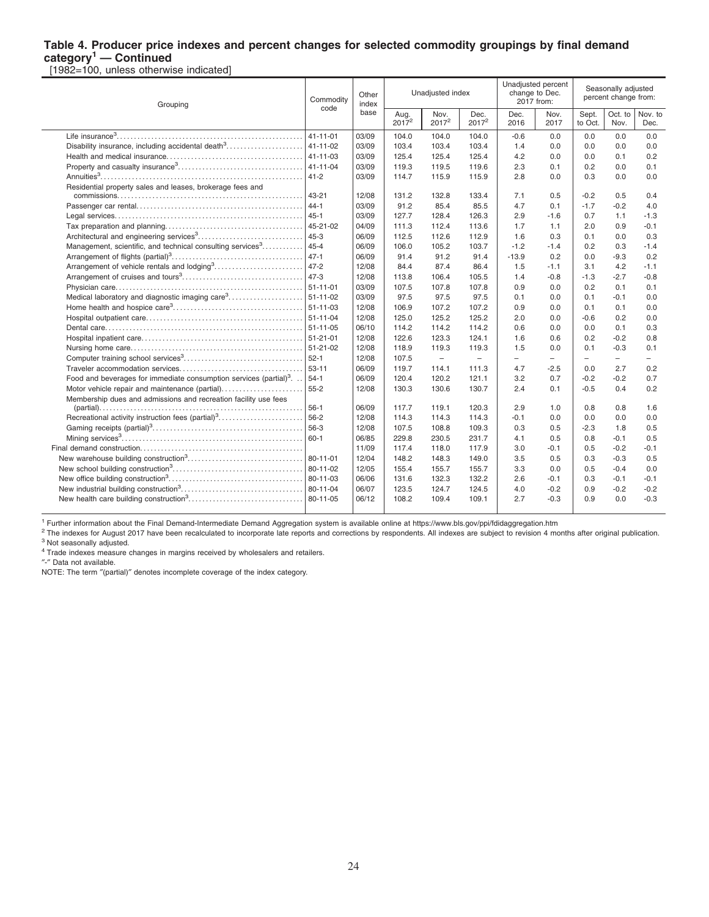## Table 4. Producer price indexes and percent changes for selected commodity groupings by final demand category[1] — Continued

[1982=100, unless otherwise indicated]

| Grouping | Commodity code | Other index base | Unadjusted index | | | Unadjusted percent change to Dec. 2017 from: | | Seasonally adjusted percent change from: | | |
|---|---|---|---|---|---|---|---|---|---|---|
| | | | Aug. 2017[2] | Nov. 2017[2] | Dec. 2017[2] | Dec. 2016 | Nov. 2017 | Sept. to Oct. | Oct. to Nov. | Nov. to Dec. |
| Life insurance[3] | 41-11-01 | 03/09 | 104.0 | 104.0 | 104.0 | -0.6 | 0.0 | 0.0 | 0.0 | 0.0 |
| Disability insurance, including accidental death[3] | 41-11-02 | 03/09 | 103.4 | 103.4 | 103.4 | 1.4 | 0.0 | 0.0 | 0.0 | 0.0 |
| Health and medical insurance | 41-11-03 | 03/09 | 125.4 | 125.4 | 125.4 | 4.2 | 0.0 | 0.0 | 0.1 | 0.2 |
| Property and casualty insurance[3] | 41-11-04 | 03/09 | 119.3 | 119.5 | 119.6 | 2.3 | 0.1 | 0.2 | 0.0 | 0.1 |
| Annuities[3] | 41-2 | 03/09 | 114.7 | 115.9 | 115.9 | 2.8 | 0.0 | 0.3 | 0.0 | 0.0 |
| Residential property sales and leases, brokerage fees and commissions | 43-21 | 12/08 | 131.2 | 132.8 | 133.4 | 7.1 | 0.5 | -0.2 | 0.5 | 0.4 |
| Passenger car rental | 44-1 | 03/09 | 91.2 | 85.4 | 85.5 | 4.7 | 0.1 | -1.7 | -0.2 | 4.0 |
| Legal services | 45-1 | 03/09 | 127.7 | 128.4 | 126.3 | 2.9 | -1.6 | 0.7 | 1.1 | -1.3 |
| Tax preparation and planning | 45-21-02 | 04/09 | 111.3 | 112.4 | 113.6 | 1.7 | 1.1 | 2.0 | 0.9 | -0.1 |
| Architectural and engineering services[3] | 45-3 | 06/09 | 112.5 | 112.6 | 112.9 | 1.6 | 0.3 | 0.1 | 0.0 | 0.3 |
| Management, scientific, and technical consulting services[3] | 45-4 | 06/09 | 106.0 | 105.2 | 103.7 | -1.2 | -1.4 | 0.2 | 0.3 | -1.4 |
| Arrangement of flights (partial)[3] | 47-1 | 06/09 | 91.4 | 91.2 | 91.4 | -13.9 | 0.2 | 0.0 | -9.3 | 0.2 |
| Arrangement of vehicle rentals and lodging[3] | 47-2 | 12/08 | 84.4 | 87.4 | 86.4 | 1.5 | -1.1 | 3.1 | 4.2 | -1.1 |
| Arrangement of cruises and tours[3] | 47-3 | 12/08 | 113.8 | 106.4 | 105.5 | 1.4 | -0.8 | -1.3 | -2.7 | -0.8 |
| Physician care | 51-11-01 | 03/09 | 107.5 | 107.8 | 107.8 | 0.9 | 0.0 | 0.2 | 0.1 | 0.1 |
| Medical laboratory and diagnostic imaging care[3] | 51-11-02 | 03/09 | 97.5 | 97.5 | 97.5 | 0.1 | 0.0 | 0.1 | -0.1 | 0.0 |
| Home health and hospice care[3] | 51-11-03 | 12/08 | 106.9 | 107.2 | 107.2 | 0.9 | 0.0 | 0.1 | 0.1 | 0.0 |
| Hospital outpatient care | 51-11-04 | 12/08 | 125.0 | 125.2 | 125.2 | 2.0 | 0.0 | -0.6 | 0.2 | 0.0 |
| Dental care | 51-11-05 | 06/10 | 114.2 | 114.2 | 114.2 | 0.6 | 0.0 | 0.0 | 0.1 | 0.3 |
| Hospital inpatient care | 51-21-01 | 12/08 | 122.6 | 123.3 | 124.1 | 1.6 | 0.6 | 0.2 | -0.2 | 0.8 |
| Nursing home care | 51-21-02 | 12/08 | 118.9 | 119.3 | 119.3 | 1.5 | 0.0 | 0.1 | -0.3 | 0.1 |
| Computer training school services[3] | 52-1 | 12/08 | 107.5 | – | – | – | – | – | – | – |
| Traveler accommodation services | 53-11 | 06/09 | 119.7 | 114.1 | 111.3 | 4.7 | -2.5 | 0.0 | 2.7 | 0.2 |
| Food and beverages for immediate consumption services (partial)[3] | 54-1 | 06/09 | 120.4 | 120.2 | 121.1 | 3.2 | 0.7 | -0.2 | -0.2 | 0.7 |
| Motor vehicle repair and maintenance (partial) | 55-2 | 12/08 | 130.3 | 130.6 | 130.7 | 2.4 | 0.1 | -0.5 | 0.4 | 0.2 |
| Membership dues and admissions and recreation facility use fees (partial) | 56-1 | 06/09 | 117.7 | 119.1 | 120.3 | 2.9 | 1.0 | 0.8 | 0.8 | 1.6 |
| Recreational activity instruction fees (partial)[3] | 56-2 | 12/08 | 114.3 | 114.3 | 114.3 | -0.1 | 0.0 | 0.0 | 0.0 | 0.0 |
| Gaming receipts (partial)[3] | 56-3 | 12/08 | 107.5 | 108.8 | 109.3 | 0.3 | 0.5 | -2.3 | 1.8 | 0.5 |
| Mining services[3] | 60-1 | 06/85 | 229.8 | 230.5 | 231.7 | 4.1 | 0.5 | 0.8 | -0.1 | 0.5 |
| Final demand construction | | 11/09 | 117.4 | 118.0 | 117.9 | 3.0 | -0.1 | 0.5 | -0.2 | -0.1 |
| New warehouse building construction[3] | 80-11-01 | 12/04 | 148.2 | 148.3 | 149.0 | 3.5 | 0.5 | 0.3 | -0.3 | 0.5 |
| New school building construction[3] | 80-11-02 | 12/05 | 155.4 | 155.7 | 155.7 | 3.3 | 0.0 | 0.5 | -0.4 | 0.0 |
| New office building construction[3] | 80-11-03 | 06/06 | 131.6 | 132.3 | 132.2 | 2.6 | -0.1 | 0.3 | -0.1 | -0.1 |
| New industrial building construction[3] | 80-11-04 | 06/07 | 123.5 | 124.7 | 124.5 | 4.0 | -0.2 | 0.9 | -0.2 | -0.2 |
| New health care building construction[3] | 80-11-05 | 06/12 | 108.2 | 109.4 | 109.1 | 2.7 | -0.3 | 0.9 | 0.0 | -0.3 |

[1] Further information about the Final Demand-Intermediate Demand Aggregation system is available online at https://www.bls.gov/ppi/fdidaggregation.htm

[2] The indexes for August 2017 have been recalculated to incorporate late reports and corrections by respondents. All indexes are subject to revision 4 months after original publication.

[3] Not seasonally adjusted.

[4] Trade indexes measure changes in margins received by wholesalers and retailers.

"-" Data not available.

NOTE: The term "(partial)" denotes incomplete coverage of the index category.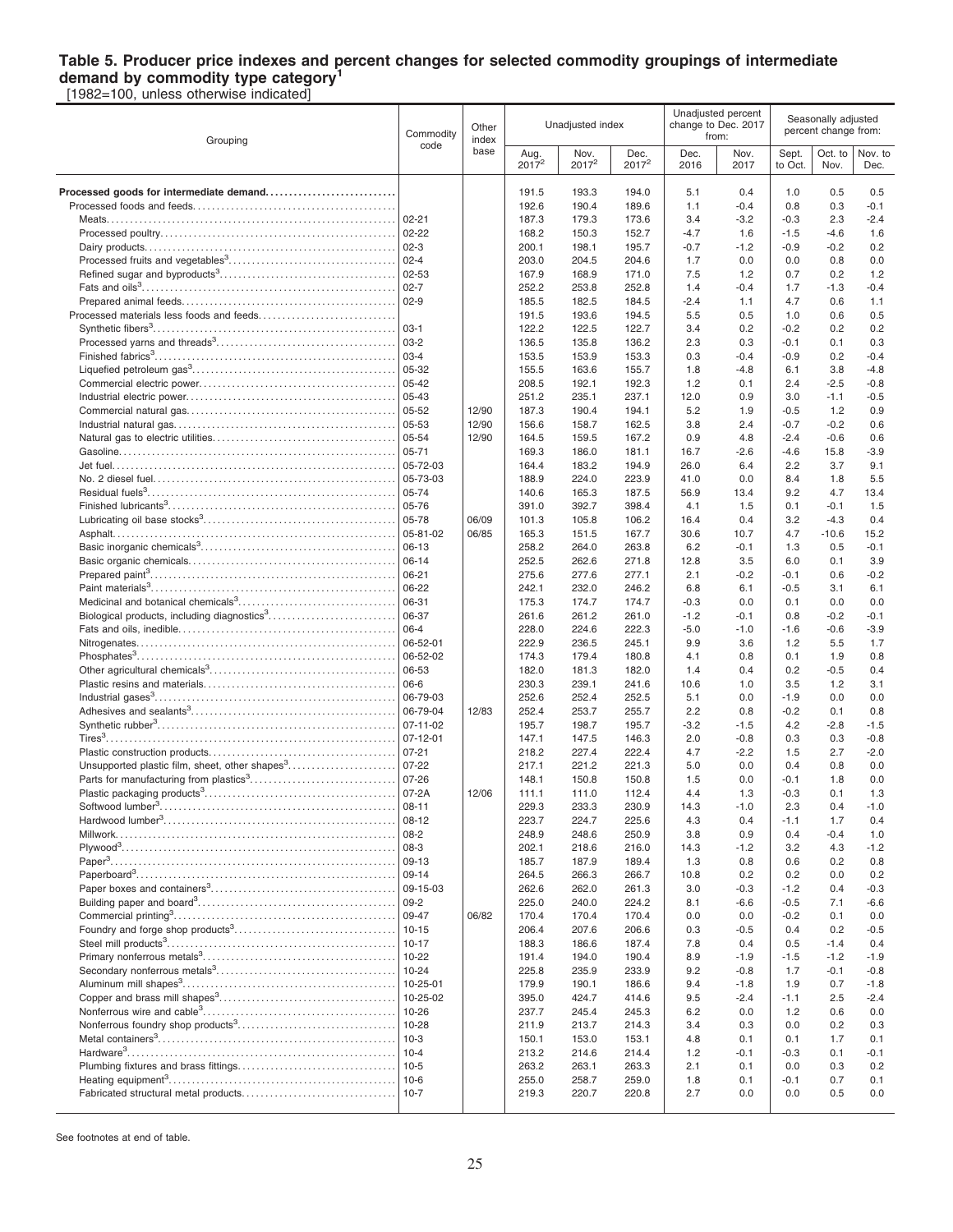## Table 5. Producer price indexes and percent changes for selected commodity groupings of intermediate demand by commodity type category[1]

[1982=100, unless otherwise indicated]

| Grouping | Commodity code | Other index base | Unadjusted index | | | Unadjusted percent change to Dec. 2017 from: | | Seasonally adjusted percent change from: | | |
|---|---|---|---|---|---|---|---|---|---|---|
| | | | Aug. 2017[2] | Nov. 2017[2] | Dec. 2017[2] | Dec. 2016 | Nov. 2017 | Sept. to Oct. | Oct. to Nov. | Nov. to Dec. |
| **Processed goods for intermediate demand** | | | 191.5 | 193.3 | 194.0 | 5.1 | 0.4 | 1.0 | 0.5 | 0.5 |
| Processed foods and feeds | | | 192.6 | 190.4 | 189.6 | 1.1 | -0.4 | 0.8 | 0.3 | -0.1 |
| Meats | 02-21 | | 187.3 | 179.3 | 173.6 | 3.4 | -3.2 | -0.3 | 2.3 | -2.4 |
| Processed poultry | 02-22 | | 168.2 | 150.3 | 152.7 | -4.7 | 1.6 | -1.5 | -4.6 | 1.6 |
| Dairy products | 02-3 | | 200.1 | 198.1 | 195.7 | -0.7 | -1.2 | -0.9 | -0.2 | 0.2 |
| Processed fruits and vegetables[3] | 02-4 | | 203.0 | 204.5 | 204.6 | 1.7 | 0.0 | 0.0 | 0.8 | 0.0 |
| Refined sugar and byproducts[3] | 02-53 | | 167.9 | 168.9 | 171.0 | 7.5 | 1.2 | 0.7 | 0.2 | 1.2 |
| Fats and oils[3] | 02-7 | | 252.2 | 253.8 | 252.8 | 1.4 | -0.4 | 1.7 | -1.3 | -0.4 |
| Prepared animal feeds | 02-9 | | 185.5 | 182.5 | 184.5 | -2.4 | 1.1 | 4.7 | 0.6 | 1.1 |
| Processed materials less foods and feeds | | | 191.5 | 193.6 | 194.5 | 5.5 | 0.5 | 1.0 | 0.6 | 0.5 |
| Synthetic fibers[3] | 03-1 | | 122.2 | 122.5 | 122.7 | 3.4 | 0.2 | -0.2 | 0.2 | 0.2 |
| Processed yarns and threads[3] | 03-2 | | 136.5 | 135.8 | 136.2 | 2.3 | 0.3 | -0.1 | 0.1 | 0.3 |
| Finished fabrics[3] | 03-4 | | 153.5 | 153.9 | 153.3 | 0.3 | -0.4 | -0.9 | 0.2 | -0.4 |
| Liquefied petroleum gas[3] | 05-32 | | 155.5 | 163.6 | 155.7 | 1.8 | -4.8 | 6.1 | 3.8 | -4.8 |
| Commercial electric power | 05-42 | | 208.5 | 192.1 | 192.3 | 1.2 | 0.1 | 2.4 | -2.5 | -0.8 |
| Industrial electric power | 05-43 | | 251.2 | 235.1 | 237.1 | 12.0 | 0.9 | 3.0 | -1.1 | -0.5 |
| Commercial natural gas | 05-52 | 12/90 | 187.3 | 190.4 | 194.1 | 5.2 | 1.9 | -0.5 | 1.2 | 0.9 |
| Industrial natural gas | 05-53 | 12/90 | 156.6 | 158.7 | 162.5 | 3.8 | 2.4 | -0.7 | -0.2 | 0.6 |
| Natural gas to electric utilities | 05-54 | 12/90 | 164.5 | 159.5 | 167.2 | 0.9 | 4.8 | -2.4 | -0.6 | 0.6 |
| Gasoline | 05-71 | | 169.3 | 186.0 | 181.1 | 16.7 | -2.6 | -4.6 | 15.8 | -3.9 |
| Jet fuel | 05-72-03 | | 164.4 | 183.2 | 194.9 | 26.0 | 6.4 | 2.2 | 3.7 | 9.1 |
| No. 2 diesel fuel | 05-73-03 | | 188.9 | 224.0 | 223.9 | 41.0 | 0.0 | 8.4 | 1.8 | 5.5 |
| Residual fuels[3] | 05-74 | | 140.6 | 165.3 | 187.5 | 56.9 | 13.4 | 9.2 | 4.7 | 13.4 |
| Finished lubricants[3] | 05-76 | | 391.0 | 392.7 | 398.4 | 4.1 | 1.5 | 0.1 | -0.1 | 1.5 |
| Lubricating oil base stocks[3] | 05-78 | 06/09 | 101.3 | 105.8 | 106.2 | 16.4 | 0.4 | 3.2 | -4.3 | 0.4 |
| Asphalt | 05-81-02 | 06/85 | 165.3 | 151.5 | 167.7 | 30.6 | 10.7 | 4.7 | -10.6 | 15.2 |
| Basic inorganic chemicals[3] | 06-13 | | 258.2 | 264.0 | 263.8 | 6.2 | -0.1 | 1.3 | 0.5 | -0.1 |
| Basic organic chemicals | 06-14 | | 252.5 | 262.6 | 271.8 | 12.8 | 3.5 | 6.0 | 0.1 | 3.9 |
| Prepared paint[3] | 06-21 | | 275.6 | 277.6 | 277.1 | 2.1 | -0.2 | -0.1 | 0.6 | -0.2 |
| Paint materials[3] | 06-22 | | 242.1 | 232.0 | 246.2 | 6.8 | 6.1 | -0.5 | 3.1 | 6.1 |
| Medicinal and botanical chemicals[3] | 06-31 | | 175.3 | 174.7 | 174.7 | -0.3 | 0.0 | 0.1 | 0.0 | 0.0 |
| Biological products, including diagnostics[3] | 06-37 | | 261.6 | 261.2 | 261.0 | -1.2 | -0.1 | 0.8 | -0.2 | -0.1 |
| Fats and oils, inedible | 06-4 | | 228.0 | 224.6 | 222.3 | -5.0 | -1.0 | -1.6 | -0.6 | -3.9 |
| Nitrogenates | 06-52-01 | | 222.9 | 236.5 | 245.1 | 9.9 | 3.6 | 1.2 | 5.5 | 1.7 |
| Phosphates[3] | 06-52-02 | | 174.3 | 179.4 | 180.8 | 4.1 | 0.8 | 0.1 | 1.9 | 0.8 |
| Other agricultural chemicals[3] | 06-53 | | 182.0 | 181.3 | 182.0 | 1.4 | 0.4 | 0.2 | -0.5 | 0.4 |
| Plastic resins and materials | 06-6 | | 230.3 | 239.1 | 241.6 | 10.6 | 1.0 | 3.5 | 1.2 | 3.1 |
| Industrial gases[3] | 06-79-03 | | 252.6 | 252.4 | 252.5 | 5.1 | 0.0 | -1.9 | 0.0 | 0.0 |
| Adhesives and sealants[3] | 06-79-04 | 12/83 | 252.4 | 253.7 | 255.7 | 2.2 | 0.8 | -0.2 | 0.1 | 0.8 |
| Synthetic rubber[3] | 07-11-02 | | 195.7 | 198.7 | 195.7 | -3.2 | -1.5 | 4.2 | -2.8 | -1.5 |
| Tires[3] | 07-12-01 | | 147.1 | 147.5 | 146.3 | 2.0 | -0.8 | 0.3 | 0.3 | -0.8 |
| Plastic construction products | 07-21 | | 218.2 | 227.4 | 222.4 | 4.7 | -2.2 | 1.5 | 2.7 | -2.0 |
| Unsupported plastic film, sheet, other shapes[3] | 07-22 | | 217.1 | 221.2 | 221.3 | 5.0 | 0.0 | 0.4 | 0.8 | 0.0 |
| Parts for manufacturing from plastics[3] | 07-26 | | 148.1 | 150.8 | 150.8 | 1.5 | 0.0 | -0.1 | 1.8 | 0.0 |
| Plastic packaging products[3] | 07-2A | 12/06 | 111.1 | 111.0 | 112.4 | 4.4 | 1.3 | -0.3 | 0.1 | 1.3 |
| Softwood lumber[3] | 08-11 | | 229.3 | 233.3 | 230.9 | 14.3 | -1.0 | 2.3 | 0.4 | -1.0 |
| Hardwood lumber[3] | 08-12 | | 223.7 | 224.7 | 225.6 | 4.3 | 0.4 | -1.1 | 1.7 | 0.4 |
| Millwork | 08-2 | | 248.9 | 248.6 | 250.9 | 3.8 | 0.9 | 0.4 | -0.4 | 1.0 |
| Plywood[3] | 08-3 | | 202.1 | 218.6 | 216.0 | 14.3 | -1.2 | 3.2 | 4.3 | -1.2 |
| Paper[3] | 09-13 | | 185.7 | 187.9 | 189.4 | 1.3 | 0.8 | 0.6 | 0.2 | 0.8 |
| Paperboard[3] | 09-14 | | 264.5 | 266.3 | 266.7 | 10.8 | 0.2 | 0.2 | 0.0 | 0.2 |
| Paper boxes and containers[3] | 09-15-03 | | 262.6 | 262.0 | 261.3 | 3.0 | -0.3 | -1.2 | 0.4 | -0.3 |
| Building paper and board[3] | 09-2 | | 225.0 | 240.0 | 224.2 | 8.1 | -6.6 | -0.5 | 7.1 | -6.6 |
| Commercial printing[3] | 09-47 | 06/82 | 170.4 | 170.4 | 170.4 | 0.0 | 0.0 | -0.2 | 0.1 | 0.0 |
| Foundry and forge shop products[3] | 10-15 | | 206.4 | 207.6 | 206.6 | 0.3 | -0.5 | 0.4 | 0.2 | -0.5 |
| Steel mill products[3] | 10-17 | | 188.3 | 186.6 | 187.4 | 7.8 | 0.4 | 0.5 | -1.4 | 0.4 |
| Primary nonferrous metals[3] | 10-22 | | 191.4 | 194.0 | 190.4 | 8.9 | -1.9 | -1.5 | -1.2 | -1.9 |
| Secondary nonferrous metals[3] | 10-24 | | 225.8 | 235.9 | 233.9 | 9.2 | -0.8 | 1.7 | -0.1 | -0.8 |
| Aluminum mill shapes[3] | 10-25-01 | | 179.9 | 190.1 | 186.6 | 9.4 | -1.8 | 1.9 | 0.7 | -1.8 |
| Copper and brass mill shapes[3] | 10-25-02 | | 395.0 | 424.7 | 414.6 | 9.5 | -2.4 | -1.1 | 2.5 | -2.4 |
| Nonferrous wire and cable[3] | 10-26 | | 237.7 | 245.4 | 245.3 | 6.2 | 0.0 | 1.2 | 0.6 | 0.0 |
| Nonferrous foundry shop products[3] | 10-28 | | 211.9 | 213.7 | 214.3 | 3.4 | 0.3 | 0.0 | 0.2 | 0.3 |
| Metal containers[3] | 10-3 | | 150.1 | 153.0 | 153.1 | 4.8 | 0.1 | 0.1 | 1.7 | 0.1 |
| Hardware[3] | 10-4 | | 213.2 | 214.6 | 214.4 | 1.2 | -0.1 | -0.3 | 0.1 | -0.1 |
| Plumbing fixtures and brass fittings | 10-5 | | 263.2 | 263.1 | 263.3 | 2.1 | 0.1 | 0.0 | 0.3 | 0.2 |
| Heating equipment[3] | 10-6 | | 255.0 | 258.7 | 259.0 | 1.8 | 0.1 | -0.1 | 0.7 | 0.1 |
| Fabricated structural metal products | 10-7 | | 219.3 | 220.7 | 220.8 | 2.7 | 0.0 | 0.0 | 0.5 | 0.0 |

See footnotes at end of table.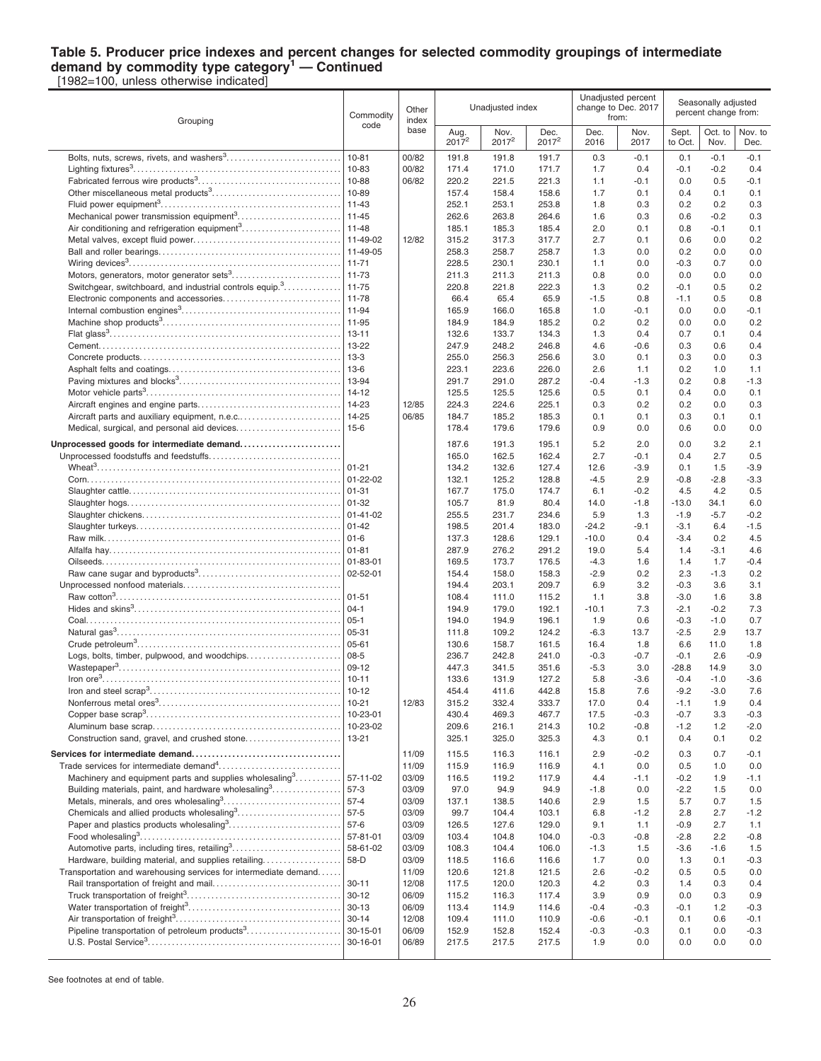**Table 5. Producer price indexes and percent changes for selected commodity groupings of intermediate demand by commodity type category[1] — Continued**

[1982=100, unless otherwise indicated]

| Grouping | Commodity code | Other index base | Unadjusted index | | | Unadjusted percent change to Dec. 2017 from: | | Seasonally adjusted percent change from: | | |
|---|---|---|---|---|---|---|---|---|---|---|
| | | | Aug. 2017[2] | Nov. 2017[2] | Dec. 2017[2] | Dec. 2016 | Nov. 2017 | Sept. to Oct. | Oct. to Nov. | Nov. to Dec. |
| Bolts, nuts, screws, rivets, and washers[3] | 10-81 | 00/82 | 191.8 | 191.8 | 191.7 | 0.3 | -0.1 | 0.1 | -0.1 | -0.1 |
| Lighting fixtures[3] | 10-83 | 00/82 | 171.4 | 171.0 | 171.7 | 1.7 | 0.4 | -0.1 | -0.2 | 0.4 |
| Fabricated ferrous wire products[3] | 10-88 | 06/82 | 220.2 | 221.5 | 221.3 | 1.1 | -0.1 | 0.0 | 0.5 | -0.1 |
| Other miscellaneous metal products[3] | 10-89 | | 157.4 | 158.4 | 158.6 | 1.7 | 0.1 | 0.4 | 0.1 | 0.1 |
| Fluid power equipment[3] | 11-43 | | 252.1 | 253.1 | 253.8 | 1.8 | 0.3 | 0.2 | 0.2 | 0.3 |
| Mechanical power transmission equipment[3] | 11-45 | | 262.6 | 263.8 | 264.6 | 1.6 | 0.3 | 0.6 | -0.2 | 0.3 |
| Air conditioning and refrigeration equipment[3] | 11-48 | | 185.1 | 185.3 | 185.4 | 2.0 | 0.1 | 0.8 | -0.1 | 0.1 |
| Metal valves, except fluid power | 11-49-02 | 12/82 | 315.2 | 317.3 | 317.7 | 2.7 | 0.1 | 0.6 | 0.0 | 0.2 |
| Ball and roller bearings | 11-49-05 | | 258.3 | 258.7 | 258.7 | 1.3 | 0.0 | 0.2 | 0.0 | 0.0 |
| Wiring devices[3] | 11-71 | | 228.5 | 230.1 | 230.1 | 1.1 | 0.0 | -0.3 | 0.7 | 0.0 |
| Motors, generators, motor generator sets[3] | 11-73 | | 211.3 | 211.3 | 211.3 | 0.8 | 0.0 | 0.0 | 0.0 | 0.0 |
| Switchgear, switchboard, and industrial controls equip.[3] | 11-75 | | 220.8 | 221.8 | 222.3 | 1.3 | 0.2 | -0.1 | 0.5 | 0.2 |
| Electronic components and accessories | 11-78 | | 66.4 | 65.4 | 65.9 | -1.5 | 0.8 | -1.1 | 0.5 | 0.8 |
| Internal combustion engines[3] | 11-94 | | 165.9 | 166.0 | 165.8 | 1.0 | -0.1 | 0.0 | 0.0 | -0.1 |
| Machine shop products[3] | 11-95 | | 184.9 | 184.9 | 185.2 | 0.2 | 0.2 | 0.0 | 0.0 | 0.2 |
| Flat glass[3] | 13-11 | | 132.6 | 133.7 | 134.3 | 1.3 | 0.4 | 0.7 | 0.1 | 0.4 |
| Cement | 13-22 | | 247.9 | 248.2 | 246.8 | 4.6 | -0.6 | 0.3 | 0.6 | 0.4 |
| Concrete products | 13-3 | | 255.0 | 256.3 | 256.6 | 3.0 | 0.1 | 0.3 | 0.0 | 0.3 |
| Asphalt felts and coatings | 13-6 | | 223.1 | 223.6 | 226.0 | 2.6 | 1.1 | 0.2 | 1.0 | 1.1 |
| Paving mixtures and blocks[3] | 13-94 | | 291.7 | 291.0 | 287.2 | -0.4 | -1.3 | 0.2 | 0.8 | -1.3 |
| Motor vehicle parts[3] | 14-12 | | 125.5 | 125.5 | 125.6 | 0.5 | 0.1 | 0.4 | 0.0 | 0.1 |
| Aircraft engines and engine parts | 14-23 | 12/85 | 224.3 | 224.6 | 225.1 | 0.3 | 0.2 | 0.2 | 0.0 | 0.3 |
| Aircraft parts and auxiliary equipment, n.e.c. | 14-25 | 06/85 | 184.7 | 185.2 | 185.3 | 0.1 | 0.1 | 0.3 | 0.1 | 0.1 |
| Medical, surgical, and personal aid devices | 15-6 | | 178.4 | 179.6 | 179.6 | 0.9 | 0.0 | 0.6 | 0.0 | 0.0 |
| **Unprocessed goods for intermediate demand** | | | 187.6 | 191.3 | 195.1 | 5.2 | 2.0 | 0.0 | 3.2 | 2.1 |
| Unprocessed foodstuffs and feedstuffs | | | 165.0 | 162.5 | 162.4 | 2.7 | -0.1 | 0.4 | 2.7 | 0.5 |
| Wheat[3] | 01-21 | | 134.2 | 132.6 | 127.4 | 12.6 | -3.9 | 0.1 | 1.5 | -3.9 |
| Corn | 01-22-02 | | 132.1 | 125.2 | 128.8 | -4.5 | 2.9 | -0.8 | -2.8 | -3.3 |
| Slaughter cattle | 01-31 | | 167.7 | 175.0 | 174.7 | 6.1 | -0.2 | 4.5 | 4.2 | 0.5 |
| Slaughter hogs | 01-32 | | 105.7 | 81.9 | 80.4 | 14.0 | -1.8 | -13.0 | 34.1 | 6.0 |
| Slaughter chickens | 01-41-02 | | 255.5 | 231.7 | 234.6 | 5.9 | 1.3 | -1.9 | -5.7 | -0.2 |
| Slaughter turkeys | 01-42 | | 198.5 | 201.4 | 183.0 | -24.2 | -9.1 | -3.1 | 6.4 | -1.5 |
| Raw milk | 01-6 | | 137.3 | 128.6 | 129.1 | -10.0 | 0.4 | -3.4 | 0.2 | 4.5 |
| Alfalfa hay | 01-81 | | 287.9 | 276.2 | 291.2 | 19.0 | 5.4 | 1.4 | -3.1 | 4.6 |
| Oilseeds | 01-83-01 | | 169.5 | 173.7 | 176.5 | -4.3 | 1.6 | 1.4 | 1.7 | -0.4 |
| Raw cane sugar and byproducts[3] | 02-52-01 | | 154.4 | 158.0 | 158.3 | -2.9 | 0.2 | 2.3 | -1.3 | 0.2 |
| Unprocessed nonfood materials | | | 194.4 | 203.1 | 209.7 | 6.9 | 3.2 | -0.3 | 3.6 | 3.1 |
| Raw cotton[3] | 01-51 | | 108.4 | 111.0 | 115.2 | 1.1 | 3.8 | -3.0 | 1.6 | 3.8 |
| Hides and skins[3] | 04-1 | | 194.9 | 179.0 | 192.1 | -10.1 | 7.3 | -2.1 | -0.2 | 7.3 |
| Coal | 05-1 | | 194.0 | 194.9 | 196.1 | 1.9 | 0.6 | -0.3 | -1.0 | 0.7 |
| Natural gas[3] | 05-31 | | 111.8 | 109.2 | 124.2 | -6.3 | 13.7 | -2.5 | 2.9 | 13.7 |
| Crude petroleum[3] | 05-61 | | 130.6 | 158.7 | 161.5 | 16.4 | 1.8 | 6.6 | 11.0 | 1.8 |
| Logs, bolts, timber, pulpwood, and woodchips | 08-5 | | 236.7 | 242.8 | 241.0 | -0.3 | -0.7 | -0.1 | 2.6 | -0.9 |
| Wastepaper[3] | 09-12 | | 447.3 | 341.5 | 351.6 | -5.3 | 3.0 | -28.8 | 14.9 | 3.0 |
| Iron ore[3] | 10-11 | | 133.6 | 131.9 | 127.2 | 5.8 | -3.6 | -0.4 | -1.0 | -3.6 |
| Iron and steel scrap[3] | 10-12 | | 454.4 | 411.6 | 442.8 | 15.8 | 7.6 | -9.2 | -3.0 | 7.6 |
| Nonferrous metal ores[3] | 10-21 | 12/83 | 315.2 | 332.4 | 333.7 | 17.0 | 0.4 | -1.1 | 1.9 | 0.4 |
| Copper base scrap[3] | 10-23-01 | | 430.4 | 469.3 | 467.7 | 17.5 | -0.3 | -0.7 | 3.3 | -0.3 |
| Aluminum base scrap | 10-23-02 | | 209.6 | 216.1 | 214.3 | 10.2 | -0.8 | -1.2 | 1.2 | -2.0 |
| Construction sand, gravel, and crushed stone | 13-21 | | 325.1 | 325.0 | 325.3 | 4.3 | 0.1 | 0.4 | 0.1 | 0.2 |
| **Services for intermediate demand** | | 11/09 | 115.5 | 116.3 | 116.1 | 2.9 | -0.2 | 0.3 | 0.7 | -0.1 |
| Trade services for intermediate demand[4] | | 11/09 | 115.9 | 116.9 | 116.9 | 4.1 | 0.0 | 0.5 | 1.0 | 0.0 |
| Machinery and equipment parts and supplies wholesaling[3] | 57-11-02 | 03/09 | 116.5 | 119.2 | 117.9 | 4.4 | -1.1 | -0.2 | 1.9 | -1.1 |
| Building materials, paint, and hardware wholesaling[3] | 57-3 | 03/09 | 97.0 | 94.9 | 94.9 | -1.8 | 0.0 | -2.2 | 1.5 | 0.0 |
| Metals, minerals, and ores wholesaling[3] | 57-4 | 03/09 | 137.1 | 138.5 | 140.6 | 2.9 | 1.5 | 5.7 | 0.7 | 1.5 |
| Chemicals and allied products wholesaling[3] | 57-5 | 03/09 | 99.7 | 104.4 | 103.1 | 6.8 | -1.2 | 2.8 | 2.7 | -1.2 |
| Paper and plastics products wholesaling[3] | 57-6 | 03/09 | 126.5 | 127.6 | 129.0 | 9.1 | 1.1 | -0.9 | 2.7 | 1.1 |
| Food wholesaling[3] | 57-81-01 | 03/09 | 103.4 | 104.8 | 104.0 | -0.3 | -0.8 | -2.8 | 2.2 | -0.8 |
| Automotive parts, including tires, retailing[3] | 58-61-02 | 03/09 | 108.3 | 104.4 | 106.0 | -1.3 | 1.5 | -3.6 | -1.6 | 1.5 |
| Hardware, building material, and supplies retailing | 58-D | 03/09 | 118.5 | 116.6 | 116.6 | 1.7 | 0.0 | 1.3 | 0.1 | -0.3 |
| Transportation and warehousing services for intermediate demand | | 11/09 | 120.6 | 121.8 | 121.5 | 2.6 | -0.2 | 0.5 | 0.5 | 0.0 |
| Rail transportation of freight and mail | 30-11 | 12/08 | 117.5 | 120.0 | 120.3 | 4.2 | 0.3 | 1.4 | 0.3 | 0.4 |
| Truck transportation of freight[3] | 30-12 | 06/09 | 115.2 | 116.3 | 117.4 | 3.9 | 0.9 | 0.0 | 0.3 | 0.9 |
| Water transportation of freight[3] | 30-13 | 06/09 | 113.4 | 114.9 | 114.6 | -0.4 | -0.3 | -0.1 | 1.2 | -0.3 |
| Air transportation of freight[3] | 30-14 | 12/08 | 109.4 | 111.0 | 110.9 | -0.6 | -0.1 | 0.1 | 0.6 | -0.1 |
| Pipeline transportation of petroleum products[3] | 30-15-01 | 06/09 | 152.9 | 152.8 | 152.4 | -0.3 | -0.3 | 0.1 | 0.0 | -0.3 |
| U.S. Postal Service[3] | 30-16-01 | 06/89 | 217.5 | 217.5 | 217.5 | 1.9 | 0.0 | 0.0 | 0.0 | 0.0 |

See footnotes at end of table.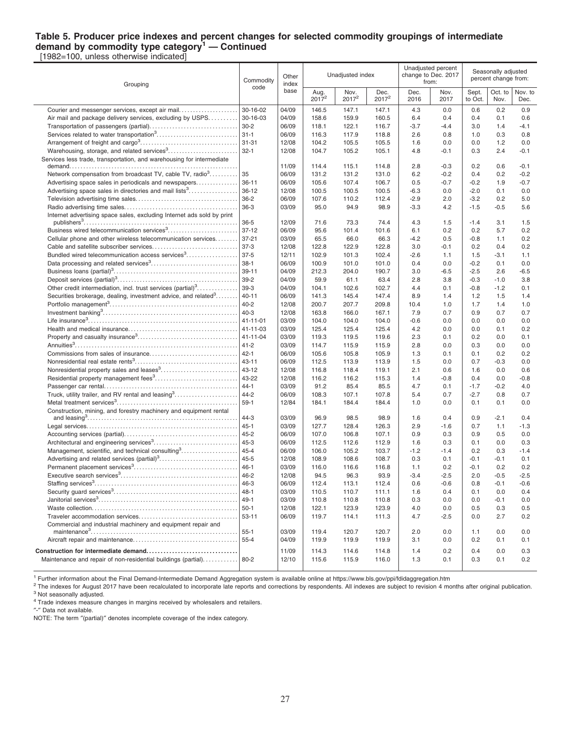### Table 5. Producer price indexes and percent changes for selected commodity groupings of intermediate demand by commodity type category[1] — Continued

[1982=100, unless otherwise indicated]

| Grouping | Commodity code | Other index base | Unadjusted index | | | Unadjusted percent change to Dec. 2017 from: | | Seasonally adjusted percent change from: | | |
|---|---|---|---|---|---|---|---|---|---|---|
| | | | Aug. 2017[2] | Nov. 2017[2] | Dec. 2017[2] | Dec. 2016 | Nov. 2017 | Sept. to Oct. | Oct. to Nov. | Nov. to Dec. |
| Courier and messenger services, except air mail | 30-16-02 | 04/09 | 146.5 | 147.1 | 147.1 | 4.3 | 0.0 | 0.6 | 0.2 | 0.9 |
| Air mail and package delivery services, excluding by USPS | 30-16-03 | 04/09 | 158.6 | 159.9 | 160.5 | 6.4 | 0.4 | 0.4 | 0.1 | 0.6 |
| Transportation of passengers (partial) | 30-2 | 06/09 | 118.1 | 122.1 | 116.7 | -3.7 | -4.4 | 3.0 | 1.4 | -4.1 |
| Services related to water transportation[3] | 31-1 | 06/09 | 116.3 | 117.9 | 118.8 | 2.6 | 0.8 | 1.0 | 0.3 | 0.8 |
| Arrangement of freight and cargo[3] | 31-31 | 12/08 | 104.2 | 105.5 | 105.5 | 1.6 | 0.0 | 0.0 | 1.2 | 0.0 |
| Warehousing, storage, and related services[3] | 32-1 | 12/08 | 104.7 | 105.2 | 105.1 | 4.8 | -0.1 | 0.3 | 2.4 | -0.1 |
| Services less trade, transportation, and warehousing for intermediate demand | | 11/09 | 114.4 | 115.1 | 114.8 | 2.8 | -0.3 | 0.2 | 0.6 | -0.1 |
| Network compensation from broadcast TV, cable TV, radio[3] | 35 | 06/09 | 131.2 | 131.2 | 131.0 | 6.2 | -0.2 | 0.4 | 0.2 | -0.2 |
| Advertising space sales in periodicals and newspapers | 36-11 | 06/09 | 105.6 | 107.4 | 106.7 | 0.5 | -0.7 | -0.2 | 1.9 | -0.7 |
| Advertising space sales in directories and mail lists[3] | 36-12 | 12/08 | 100.5 | 100.5 | 100.5 | -6.3 | 0.0 | -2.0 | 0.1 | 0.0 |
| Television advertising time sales | 36-2 | 06/09 | 107.6 | 110.2 | 112.4 | -2.9 | 2.0 | -3.2 | 0.2 | 5.0 |
| Radio advertising time sales | 36-3 | 03/09 | 95.0 | 94.9 | 98.9 | -3.3 | 4.2 | -1.5 | -0.5 | 5.6 |
| Internet advertising space sales, excluding Internet ads sold by print publishers[3] | 36-5 | 12/09 | 71.6 | 73.3 | 74.4 | 4.3 | 1.5 | -1.4 | 3.1 | 1.5 |
| Business wired telecommunication services[3] | 37-12 | 06/09 | 95.6 | 101.4 | 101.6 | 6.1 | 0.2 | 0.2 | 5.7 | 0.2 |
| Cellular phone and other wireless telecommunication services | 37-21 | 03/09 | 65.5 | 66.0 | 66.3 | -4.2 | 0.5 | -0.8 | 1.1 | 0.2 |
| Cable and satellite subscriber services | 37-3 | 12/08 | 122.8 | 122.9 | 122.8 | 3.0 | -0.1 | 0.2 | 0.4 | 0.2 |
| Bundled wired telecommunication access services[3] | 37-5 | 12/11 | 102.9 | 101.3 | 102.4 | -2.6 | 1.1 | 1.5 | -3.1 | 1.1 |
| Data processing and related services[3] | 38-1 | 06/09 | 100.9 | 101.0 | 101.0 | 0.4 | 0.0 | -0.2 | 0.1 | 0.0 |
| Business loans (partial)[3] | 39-11 | 04/09 | 212.3 | 204.0 | 190.7 | 3.0 | -6.5 | -2.5 | 2.6 | -6.5 |
| Deposit services (partial)[3] | 39-2 | 04/09 | 59.9 | 61.1 | 63.4 | 2.8 | 3.8 | -0.3 | -1.0 | 3.8 |
| Other credit intermediation, incl. trust services (partial)[3] | 39-3 | 04/09 | 104.1 | 102.6 | 102.7 | 4.4 | 0.1 | -0.8 | -1.2 | 0.1 |
| Securities brokerage, dealing, investment advice, and related[3] | 40-11 | 06/09 | 141.3 | 145.4 | 147.4 | 8.9 | 1.4 | 1.2 | 1.5 | 1.4 |
| Portfolio management[3] | 40-2 | 12/08 | 200.7 | 207.7 | 209.8 | 10.4 | 1.0 | 1.7 | 1.4 | 1.0 |
| Investment banking[3] | 40-3 | 12/08 | 163.8 | 166.0 | 167.1 | 7.9 | 0.7 | 0.9 | 0.7 | 0.7 |
| Life insurance[3] | 41-11-01 | 03/09 | 104.0 | 104.0 | 104.0 | -0.6 | 0.0 | 0.0 | 0.0 | 0.0 |
| Health and medical insurance | 41-11-03 | 03/09 | 125.4 | 125.4 | 125.4 | 4.2 | 0.0 | 0.0 | 0.1 | 0.2 |
| Property and casualty insurance[3] | 41-11-04 | 03/09 | 119.3 | 119.5 | 119.6 | 2.3 | 0.1 | 0.2 | 0.0 | 0.1 |
| Annuities[3] | 41-2 | 03/09 | 114.7 | 115.9 | 115.9 | 2.8 | 0.0 | 0.3 | 0.0 | 0.0 |
| Commissions from sales of insurance | 42-1 | 06/09 | 105.6 | 105.8 | 105.9 | 1.3 | 0.1 | 0.1 | 0.2 | 0.2 |
| Nonresidential real estate rents[3] | 43-11 | 06/09 | 112.5 | 113.9 | 113.9 | 1.5 | 0.0 | 0.7 | -0.3 | 0.0 |
| Nonresidential property sales and leases[3] | 43-12 | 12/08 | 116.8 | 118.4 | 119.1 | 2.1 | 0.6 | 1.6 | 0.0 | 0.6 |
| Residential property management fees[3] | 43-22 | 12/08 | 116.2 | 116.2 | 115.3 | 1.4 | -0.8 | 0.4 | 0.0 | -0.8 |
| Passenger car rental | 44-1 | 03/09 | 91.2 | 85.4 | 85.5 | 4.7 | 0.1 | -1.7 | -0.2 | 4.0 |
| Truck, utility trailer, and RV rental and leasing[3] | 44-2 | 06/09 | 108.3 | 107.1 | 107.8 | 5.4 | 0.7 | -2.7 | 0.8 | 0.7 |
| Metal treatment services[3] | 59-1 | 12/84 | 184.1 | 184.4 | 184.4 | 1.0 | 0.0 | 0.1 | 0.1 | 0.0 |
| Construction, mining, and forestry machinery and equipment rental and leasing[3] | 44-3 | 03/09 | 96.9 | 98.5 | 98.9 | 1.6 | 0.4 | 0.9 | -2.1 | 0.4 |
| Legal services | 45-1 | 03/09 | 127.7 | 128.4 | 126.3 | 2.9 | -1.6 | 0.7 | 1.1 | -1.3 |
| Accounting services (partial) | 45-2 | 06/09 | 107.0 | 106.8 | 107.1 | 0.9 | 0.3 | 0.9 | 0.5 | 0.0 |
| Architectural and engineering services[3] | 45-3 | 06/09 | 112.5 | 112.6 | 112.9 | 1.6 | 0.3 | 0.1 | 0.0 | 0.3 |
| Management, scientific, and technical consulting[3] | 45-4 | 06/09 | 106.0 | 105.2 | 103.7 | -1.2 | -1.4 | 0.2 | 0.3 | -1.4 |
| Advertising and related services (partial)[3] | 45-5 | 12/08 | 108.9 | 108.6 | 108.7 | 0.3 | 0.1 | -0.1 | -0.1 | 0.1 |
| Permanent placement services[3] | 46-1 | 03/09 | 116.0 | 116.6 | 116.8 | 1.1 | 0.2 | -0.1 | 0.2 | 0.2 |
| Executive search services[3] | 46-2 | 12/08 | 94.5 | 96.3 | 93.9 | -3.4 | -2.5 | 2.0 | -0.5 | -2.5 |
| Staffing services[3] | 46-3 | 06/09 | 112.4 | 113.1 | 112.4 | 0.6 | -0.6 | 0.8 | -0.1 | -0.6 |
| Security guard services[3] | 48-1 | 03/09 | 110.5 | 110.7 | 111.1 | 1.6 | 0.4 | 0.1 | 0.0 | 0.4 |
| Janitorial services[3] | 49-1 | 03/09 | 110.8 | 110.8 | 110.8 | 0.3 | 0.0 | 0.0 | -0.1 | 0.0 |
| Waste collection | 50-1 | 12/08 | 122.1 | 123.9 | 123.9 | 4.0 | 0.0 | 0.5 | 0.3 | 0.5 |
| Traveler accommodation services | 53-11 | 06/09 | 119.7 | 114.1 | 111.3 | 4.7 | -2.5 | 0.0 | 2.7 | 0.2 |
| Commercial and industrial machinery and equipment repair and maintenance[3] | 55-1 | 03/09 | 119.4 | 120.7 | 120.7 | 2.0 | 0.0 | 1.1 | 0.0 | 0.0 |
| Aircraft repair and maintenance | 55-4 | 04/09 | 119.9 | 119.9 | 119.9 | 3.1 | 0.0 | 0.2 | 0.1 | 0.1 |
| **Construction for intermediate demand** | | 11/09 | 114.3 | 114.6 | 114.8 | 1.4 | 0.2 | 0.4 | 0.0 | 0.3 |
| Maintenance and repair of non-residential buildings (partial) | 80-2 | 12/10 | 115.6 | 115.9 | 116.0 | 1.3 | 0.1 | 0.3 | 0.1 | 0.2 |

[1] Further information about the Final Demand-Intermediate Demand Aggregation system is available online at https://www.bls.gov/ppi/fdidaggregation.htm

[2] The indexes for August 2017 have been recalculated to incorporate late reports and corrections by respondents. All indexes are subject to revision 4 months after original publication.

[3] Not seasonally adjusted.

[4] Trade indexes measure changes in margins received by wholesalers and retailers.

"-" Data not available.

NOTE: The term "(partial)" denotes incomplete coverage of the index category.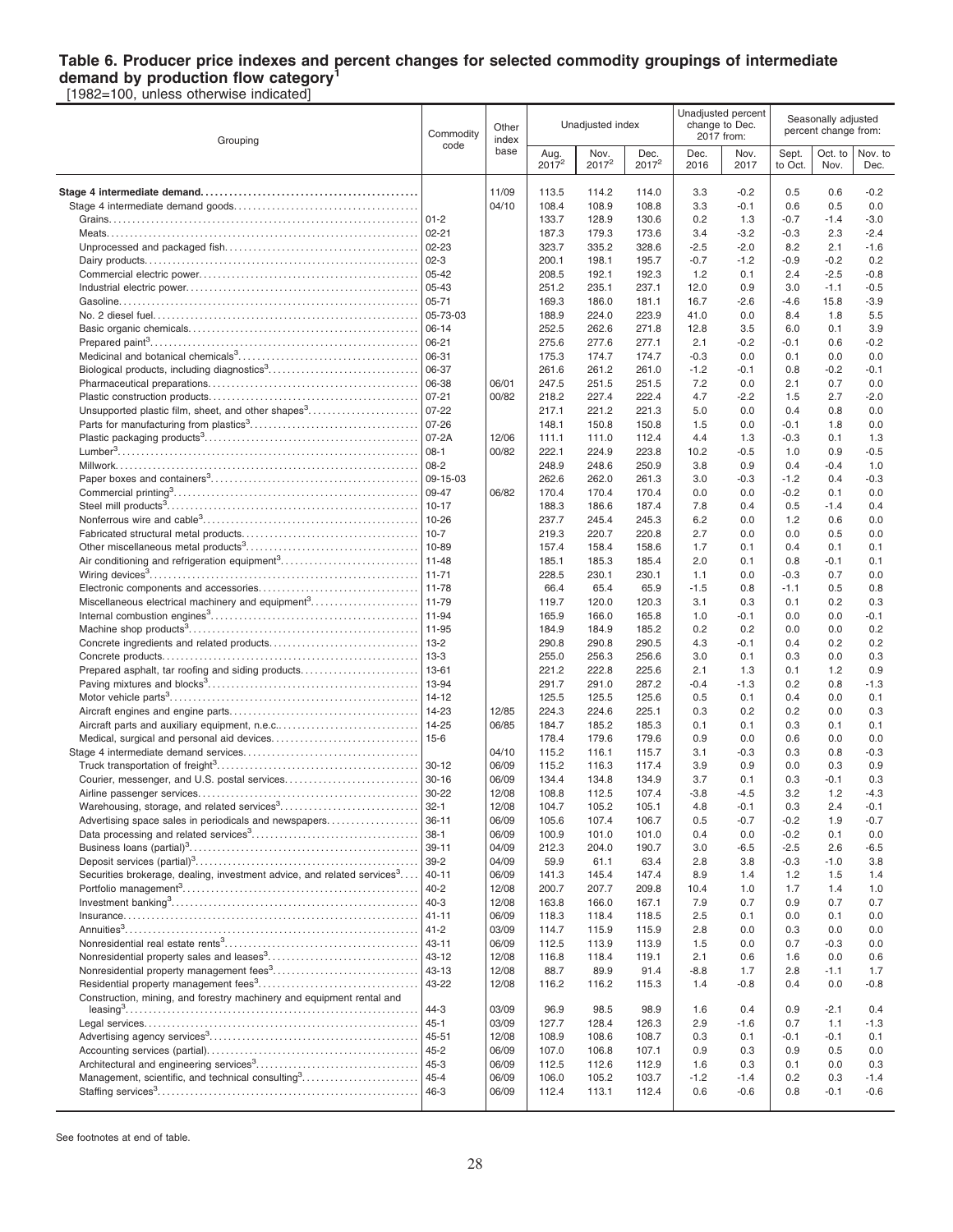# Table 6. Producer price indexes and percent changes for selected commodity groupings of intermediate demand by production flow category[1]

[1982=100, unless otherwise indicated]

| Grouping | Commodity code | Other index base | Unadjusted index | | | Unadjusted percent change to Dec. 2017 from: | | Seasonally adjusted percent change from: | | |
|---|---|---|---|---|---|---|---|---|---|---|
| | | | Aug. 2017[2] | Nov. 2017[2] | Dec. 2017[2] | Dec. 2016 | Nov. 2017 | Sept. to Oct. | Oct. to Nov. | Nov. to Dec. |
| **Stage 4 intermediate demand** | | 11/09 | 113.5 | 114.2 | 114.0 | 3.3 | -0.2 | 0.5 | 0.6 | -0.2 |
| Stage 4 intermediate demand goods | | 04/10 | 108.4 | 108.9 | 108.8 | 3.3 | -0.1 | 0.6 | 0.5 | 0.0 |
| Grains | 01-2 | | 133.7 | 128.9 | 130.6 | 0.2 | 1.3 | -0.7 | -1.4 | -3.0 |
| Meats | 02-21 | | 187.3 | 179.3 | 173.6 | 3.4 | -3.2 | -0.3 | 2.3 | -2.4 |
| Unprocessed and packaged fish | 02-23 | | 323.7 | 335.2 | 328.6 | -2.5 | -2.0 | 8.2 | 2.1 | -1.6 |
| Dairy products | 02-3 | | 200.1 | 198.1 | 195.7 | -0.7 | -1.2 | -0.9 | -0.2 | 0.2 |
| Commercial electric power | 05-42 | | 208.5 | 192.1 | 192.3 | 1.2 | 0.1 | 2.4 | -2.5 | -0.8 |
| Industrial electric power | 05-43 | | 251.2 | 235.1 | 237.1 | 12.0 | 0.9 | 3.0 | -1.1 | -0.5 |
| Gasoline | 05-71 | | 169.3 | 186.0 | 181.1 | 16.7 | -2.6 | -4.6 | 15.8 | -3.9 |
| No. 2 diesel fuel | 05-73-03 | | 188.9 | 224.0 | 223.9 | 41.0 | 0.0 | 8.4 | 1.8 | 5.5 |
| Basic organic chemicals | 06-14 | | 252.5 | 262.6 | 271.8 | 12.8 | 3.5 | 6.0 | 0.1 | 3.9 |
| Prepared paint[3] | 06-21 | | 275.6 | 277.6 | 277.1 | 2.1 | -0.2 | -0.1 | 0.6 | -0.2 |
| Medicinal and botanical chemicals[3] | 06-31 | | 175.3 | 174.7 | 174.7 | -0.3 | 0.0 | 0.1 | 0.0 | 0.0 |
| Biological products, including diagnostics[3] | 06-37 | | 261.6 | 261.2 | 261.0 | -1.2 | -0.1 | 0.8 | -0.2 | -0.1 |
| Pharmaceutical preparations | 06-38 | 06/01 | 247.5 | 251.5 | 251.5 | 7.2 | 0.0 | 2.1 | 0.7 | 0.0 |
| Plastic construction products | 07-21 | 00/82 | 218.2 | 227.4 | 222.4 | 4.7 | -2.2 | 1.5 | 2.7 | -2.0 |
| Unsupported plastic film, sheet, and other shapes[3] | 07-22 | | 217.1 | 221.2 | 221.3 | 5.0 | 0.0 | 0.4 | 0.8 | 0.0 |
| Parts for manufacturing from plastics[3] | 07-26 | | 148.1 | 150.8 | 150.8 | 1.5 | 0.0 | -0.1 | 1.8 | 0.0 |
| Plastic packaging products[3] | 07-2A | 12/06 | 111.1 | 111.0 | 112.4 | 4.4 | 1.3 | -0.3 | 0.1 | 1.3 |
| Lumber[3] | 08-1 | 00/82 | 222.1 | 224.9 | 223.8 | 10.2 | -0.5 | 1.0 | 0.9 | -0.5 |
| Millwork | 08-2 | | 248.9 | 248.6 | 250.9 | 3.8 | 0.9 | 0.4 | -0.4 | 1.0 |
| Paper boxes and containers[3] | 09-15-03 | | 262.6 | 262.0 | 261.3 | 3.0 | -0.3 | -1.2 | 0.4 | -0.3 |
| Commercial printing[3] | 09-47 | 06/82 | 170.4 | 170.4 | 170.4 | 0.0 | 0.0 | -0.2 | 0.1 | 0.0 |
| Steel mill products[3] | 10-17 | | 188.3 | 186.6 | 187.4 | 7.8 | 0.4 | 0.5 | -1.4 | 0.4 |
| Nonferrous wire and cable[3] | 10-26 | | 237.7 | 245.4 | 245.3 | 6.2 | 0.0 | 1.2 | 0.6 | 0.0 |
| Fabricated structural metal products | 10-7 | | 219.3 | 220.7 | 220.8 | 2.7 | 0.0 | 0.0 | 0.5 | 0.0 |
| Other miscellaneous metal products[3] | 10-89 | | 157.4 | 158.4 | 158.6 | 1.7 | 0.1 | 0.4 | 0.1 | 0.1 |
| Air conditioning and refrigeration equipment[3] | 11-48 | | 185.1 | 185.3 | 185.4 | 2.0 | 0.1 | 0.8 | -0.1 | 0.1 |
| Wiring devices[3] | 11-71 | | 228.5 | 230.1 | 230.1 | 1.1 | 0.0 | -0.3 | 0.7 | 0.0 |
| Electronic components and accessories | 11-78 | | 66.4 | 65.4 | 65.9 | -1.5 | 0.8 | -1.1 | 0.5 | 0.8 |
| Miscellaneous electrical machinery and equipment[3] | 11-79 | | 119.7 | 120.0 | 120.3 | 3.1 | 0.3 | 0.1 | 0.2 | 0.3 |
| Internal combustion engines[3] | 11-94 | | 165.9 | 166.0 | 165.8 | 1.0 | -0.1 | 0.0 | 0.0 | -0.1 |
| Machine shop products[3] | 11-95 | | 184.9 | 184.9 | 185.2 | 0.2 | 0.2 | 0.0 | 0.0 | 0.2 |
| Concrete ingredients and related products | 13-2 | | 290.8 | 290.8 | 290.5 | 4.3 | -0.1 | 0.4 | 0.2 | 0.2 |
| Concrete products | 13-3 | | 255.0 | 256.3 | 256.6 | 3.0 | 0.1 | 0.3 | 0.0 | 0.3 |
| Prepared asphalt, tar roofing and siding products | 13-61 | | 221.2 | 222.8 | 225.6 | 2.1 | 1.3 | 0.1 | 1.2 | 0.9 |
| Paving mixtures and blocks[3] | 13-94 | | 291.7 | 291.0 | 287.2 | -0.4 | -1.3 | 0.2 | 0.8 | -1.3 |
| Motor vehicle parts[3] | 14-12 | | 125.5 | 125.5 | 125.6 | 0.5 | 0.1 | 0.4 | 0.0 | 0.1 |
| Aircraft engines and engine parts | 14-23 | 12/85 | 224.3 | 224.6 | 225.1 | 0.3 | 0.2 | 0.2 | 0.0 | 0.3 |
| Aircraft parts and auxiliary equipment, n.e.c. | 14-25 | 06/85 | 184.7 | 185.2 | 185.3 | 0.1 | 0.1 | 0.3 | 0.1 | 0.1 |
| Medical, surgical and personal aid devices | 15-6 | | 178.4 | 179.6 | 179.6 | 0.9 | 0.0 | 0.6 | 0.0 | 0.0 |
| Stage 4 intermediate demand services | | 04/10 | 115.2 | 116.1 | 115.7 | 3.1 | -0.3 | 0.3 | 0.8 | -0.3 |
| Truck transportation of freight[3] | 30-12 | 06/09 | 115.2 | 116.3 | 117.4 | 3.9 | 0.9 | 0.0 | 0.3 | 0.9 |
| Courier, messenger, and U.S. postal services | 30-16 | 06/09 | 134.4 | 134.8 | 134.9 | 3.7 | 0.1 | 0.3 | -0.1 | 0.3 |
| Airline passenger services | 30-22 | 12/08 | 108.8 | 112.5 | 107.4 | -3.8 | -4.5 | 3.2 | 1.2 | -4.3 |
| Warehousing, storage, and related services[3] | 32-1 | 12/08 | 104.7 | 105.2 | 105.1 | 4.8 | -0.1 | 0.3 | 2.4 | -0.1 |
| Advertising space sales in periodicals and newspapers | 36-11 | 06/09 | 105.6 | 107.4 | 106.7 | 0.5 | -0.7 | -0.2 | 1.9 | -0.7 |
| Data processing and related services[3] | 38-1 | 06/09 | 100.9 | 101.0 | 101.0 | 0.4 | 0.0 | -0.2 | 0.1 | 0.0 |
| Business loans (partial)[3] | 39-11 | 04/09 | 212.3 | 204.0 | 190.7 | 3.0 | -6.5 | -2.5 | 2.6 | -6.5 |
| Deposit services (partial)[3] | 39-2 | 04/09 | 59.9 | 61.1 | 63.4 | 2.8 | 3.8 | -0.3 | -1.0 | 3.8 |
| Securities brokerage, dealing, investment advice, and related services[3] | 40-11 | 06/09 | 141.3 | 145.4 | 147.4 | 8.9 | 1.4 | 1.2 | 1.5 | 1.4 |
| Portfolio management[3] | 40-2 | 12/08 | 200.7 | 207.7 | 209.8 | 10.4 | 1.0 | 1.7 | 1.4 | 1.0 |
| Investment banking[3] | 40-3 | 12/08 | 163.8 | 166.0 | 167.1 | 7.9 | 0.7 | 0.9 | 0.7 | 0.7 |
| Insurance | 41-11 | 06/09 | 118.3 | 118.4 | 118.5 | 2.5 | 0.1 | 0.0 | 0.1 | 0.0 |
| Annuities[3] | 41-2 | 03/09 | 114.7 | 115.9 | 115.9 | 2.8 | 0.0 | 0.3 | 0.0 | 0.0 |
| Nonresidential real estate rents[3] | 43-11 | 06/09 | 112.5 | 113.9 | 113.9 | 1.5 | 0.0 | 0.7 | -0.3 | 0.0 |
| Nonresidential property sales and leases[3] | 43-12 | 12/08 | 116.8 | 118.4 | 119.1 | 2.1 | 0.6 | 1.6 | 0.0 | 0.6 |
| Nonresidential property management fees[3] | 43-13 | 12/08 | 88.7 | 89.9 | 91.4 | -8.8 | 1.7 | 2.8 | -1.1 | 1.7 |
| Residential property management fees[3] | 43-22 | 12/08 | 116.2 | 116.2 | 115.3 | 1.4 | -0.8 | 0.4 | 0.0 | -0.8 |
| Construction, mining, and forestry machinery and equipment rental and leasing[3] | 44-3 | 03/09 | 96.9 | 98.5 | 98.9 | 1.6 | 0.4 | 0.9 | -2.1 | 0.4 |
| Legal services | 45-1 | 03/09 | 127.7 | 128.4 | 126.3 | 2.9 | -1.6 | 0.7 | 1.1 | -1.3 |
| Advertising agency services[3] | 45-51 | 12/08 | 108.9 | 108.6 | 108.7 | 0.3 | 0.1 | -0.1 | -0.1 | 0.1 |
| Accounting services (partial) | 45-2 | 06/09 | 107.0 | 106.8 | 107.1 | 0.9 | 0.3 | 0.9 | 0.5 | 0.0 |
| Architectural and engineering services[3] | 45-3 | 06/09 | 112.5 | 112.6 | 112.9 | 1.6 | 0.3 | 0.1 | 0.0 | 0.3 |
| Management, scientific, and technical consulting[3] | 45-4 | 06/09 | 106.0 | 105.2 | 103.7 | -1.2 | -1.4 | 0.2 | 0.3 | -1.4 |
| Staffing services[3] | 46-3 | 06/09 | 112.4 | 113.1 | 112.4 | 0.6 | -0.6 | 0.8 | -0.1 | -0.6 |

See footnotes at end of table.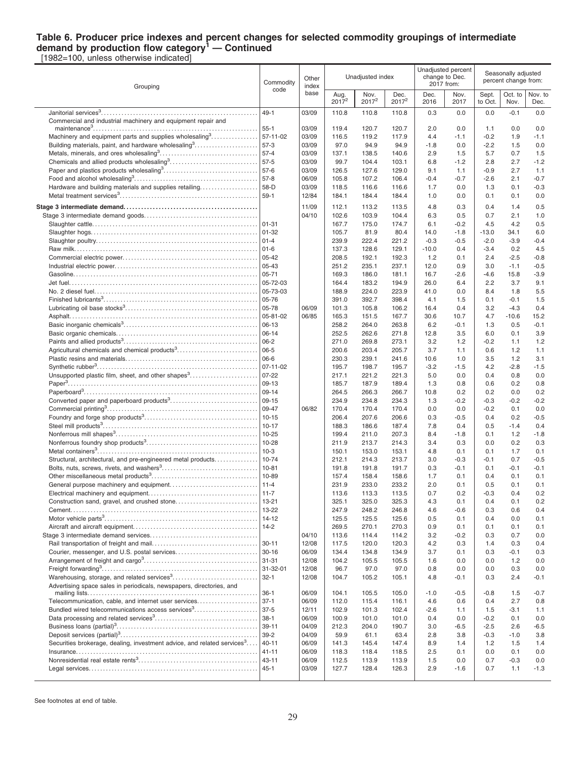**Table 6. Producer price indexes and percent changes for selected commodity groupings of intermediate demand by production flow category[1] — Continued**

[1982=100, unless otherwise indicated]

| Grouping | Commodity code | Other index base | Unadjusted index | | | Unadjusted percent change to Dec. 2017 from: | | Seasonally adjusted percent change from: | | |
|---|---|---|---|---|---|---|---|---|---|---|
| | | | Aug. 2017[2] | Nov. 2017[2] | Dec. 2017[2] | Dec. 2016 | Nov. 2017 | Sept. to Oct. | Oct. to Nov. | Nov. to Dec. |
| Janitorial services[3] | 49-1 | 03/09 | 110.8 | 110.8 | 110.8 | 0.3 | 0.0 | 0.0 | -0.1 | 0.0 |
| Commercial and industrial machinery and equipment repair and maintenance[3] | 55-1 | 03/09 | 119.4 | 120.7 | 120.7 | 2.0 | 0.0 | 1.1 | 0.0 | 0.0 |
| Machinery and equipment parts and supplies wholesaling[3] | 57-11-02 | 03/09 | 116.5 | 119.2 | 117.9 | 4.4 | -1.1 | -0.2 | 1.9 | -1.1 |
| Building materials, paint, and hardware wholesaling[3] | 57-3 | 03/09 | 97.0 | 94.9 | 94.9 | -1.8 | 0.0 | -2.2 | 1.5 | 0.0 |
| Metals, minerals, and ores wholesaling[3] | 57-4 | 03/09 | 137.1 | 138.5 | 140.6 | 2.9 | 1.5 | 5.7 | 0.7 | 1.5 |
| Chemicals and allied products wholesaling[3] | 57-5 | 03/09 | 99.7 | 104.4 | 103.1 | 6.8 | -1.2 | 2.8 | 2.7 | -1.2 |
| Paper and plastics products wholesaling[3] | 57-6 | 03/09 | 126.5 | 127.6 | 129.0 | 9.1 | 1.1 | -0.9 | 2.7 | 1.1 |
| Food and alcohol wholesaling[3] | 57-8 | 06/09 | 105.8 | 107.2 | 106.4 | -0.4 | -0.7 | -2.6 | 2.1 | -0.7 |
| Hardware and building materials and supplies retailing | 58-D | 03/09 | 118.5 | 116.6 | 116.6 | 1.7 | 0.0 | 1.3 | 0.1 | -0.3 |
| Metal treatment services[3] | 59-1 | 12/84 | 184.1 | 184.4 | 184.4 | 1.0 | 0.0 | 0.1 | 0.1 | 0.0 |
| **Stage 3 intermediate demand** | | 11/09 | 112.1 | 113.2 | 113.5 | 4.8 | 0.3 | 0.4 | 1.4 | 0.5 |
| Stage 3 intermediate demand goods | | 04/10 | 102.6 | 103.9 | 104.4 | 6.3 | 0.5 | 0.7 | 2.1 | 1.0 |
| Slaughter cattle | 01-31 | | 167.7 | 175.0 | 174.7 | 6.1 | -0.2 | 4.5 | 4.2 | 0.5 |
| Slaughter hogs | 01-32 | | 105.7 | 81.9 | 80.4 | 14.0 | -1.8 | -13.0 | 34.1 | 6.0 |
| Slaughter poultry | 01-4 | | 239.9 | 222.4 | 221.2 | -0.3 | -0.5 | -2.0 | -3.9 | -0.4 |
| Raw milk | 01-6 | | 137.3 | 128.6 | 129.1 | -10.0 | 0.4 | -3.4 | 0.2 | 4.5 |
| Commercial electric power | 05-42 | | 208.5 | 192.1 | 192.3 | 1.2 | 0.1 | 2.4 | -2.5 | -0.8 |
| Industrial electric power | 05-43 | | 251.2 | 235.1 | 237.1 | 12.0 | 0.9 | 3.0 | -1.1 | -0.5 |
| Gasoline | 05-71 | | 169.3 | 186.0 | 181.1 | 16.7 | -2.6 | -4.6 | 15.8 | -3.9 |
| Jet fuel | 05-72-03 | | 164.4 | 183.2 | 194.9 | 26.0 | 6.4 | 2.2 | 3.7 | 9.1 |
| No. 2 diesel fuel | 05-73-03 | | 188.9 | 224.0 | 223.9 | 41.0 | 0.0 | 8.4 | 1.8 | 5.5 |
| Finished lubricants[3] | 05-76 | | 391.0 | 392.7 | 398.4 | 4.1 | 1.5 | 0.1 | -0.1 | 1.5 |
| Lubricating oil base stocks[3] | 05-78 | 06/09 | 101.3 | 105.8 | 106.2 | 16.4 | 0.4 | 3.2 | -4.3 | 0.4 |
| Asphalt | 05-81-02 | 06/85 | 165.3 | 151.5 | 167.7 | 30.6 | 10.7 | 4.7 | -10.6 | 15.2 |
| Basic inorganic chemicals[3] | 06-13 | | 258.2 | 264.0 | 263.8 | 6.2 | -0.1 | 1.3 | 0.5 | -0.1 |
| Basic organic chemicals | 06-14 | | 252.5 | 262.6 | 271.8 | 12.8 | 3.5 | 6.0 | 0.1 | 3.9 |
| Paints and allied products[3] | 06-2 | | 271.0 | 269.8 | 273.1 | 3.2 | 1.2 | -0.2 | 1.1 | 1.2 |
| Agricultural chemicals and chemical products[3] | 06-5 | | 200.6 | 203.4 | 205.7 | 3.7 | 1.1 | 0.6 | 1.2 | 1.1 |
| Plastic resins and materials | 06-6 | | 230.3 | 239.1 | 241.6 | 10.6 | 1.0 | 3.5 | 1.2 | 3.1 |
| Synthetic rubber[3] | 07-11-02 | | 195.7 | 198.7 | 195.7 | -3.2 | -1.5 | 4.2 | -2.8 | -1.5 |
| Unsupported plastic film, sheet, and other shapes[3] | 07-22 | | 217.1 | 221.2 | 221.3 | 5.0 | 0.0 | 0.4 | 0.8 | 0.0 |
| Paper[3] | 09-13 | | 185.7 | 187.9 | 189.4 | 1.3 | 0.8 | 0.6 | 0.2 | 0.8 |
| Paperboard[3] | 09-14 | | 264.5 | 266.3 | 266.7 | 10.8 | 0.2 | 0.2 | 0.0 | 0.2 |
| Converted paper and paperboard products[3] | 09-15 | | 234.9 | 234.8 | 234.3 | 1.3 | -0.2 | -0.3 | -0.2 | -0.2 |
| Commercial printing[3] | 09-47 | 06/82 | 170.4 | 170.4 | 170.4 | 0.0 | 0.0 | -0.2 | 0.1 | 0.0 |
| Foundry and forge shop products[3] | 10-15 | | 206.4 | 207.6 | 206.6 | 0.3 | -0.5 | 0.4 | 0.2 | -0.5 |
| Steel mill products[3] | 10-17 | | 188.3 | 186.6 | 187.4 | 7.8 | 0.4 | 0.5 | -1.4 | 0.4 |
| Nonferrous mill shapes[3] | 10-25 | | 199.4 | 211.0 | 207.3 | 8.4 | -1.8 | 0.1 | 1.2 | -1.8 |
| Nonferrous foundry shop products[3] | 10-28 | | 211.9 | 213.7 | 214.3 | 3.4 | 0.3 | 0.0 | 0.2 | 0.3 |
| Metal containers[3] | 10-3 | | 150.1 | 153.0 | 153.1 | 4.8 | 0.1 | 0.1 | 1.7 | 0.1 |
| Structural, architectural, and pre-engineered metal products | 10-74 | | 212.1 | 214.3 | 213.7 | 3.0 | -0.3 | -0.1 | 0.7 | -0.5 |
| Bolts, nuts, screws, rivets, and washers[3] | 10-81 | | 191.8 | 191.8 | 191.7 | 0.3 | -0.1 | 0.1 | -0.1 | -0.1 |
| Other miscellaneous metal products[3] | 10-89 | | 157.4 | 158.4 | 158.6 | 1.7 | 0.1 | 0.4 | 0.1 | 0.1 |
| General purpose machinery and equipment | 11-4 | | 231.9 | 233.0 | 233.2 | 2.0 | 0.1 | 0.5 | 0.1 | 0.1 |
| Electrical machinery and equipment | 11-7 | | 113.6 | 113.3 | 113.5 | 0.7 | 0.2 | -0.3 | 0.4 | 0.2 |
| Construction sand, gravel, and crushed stone | 13-21 | | 325.1 | 325.0 | 325.3 | 4.3 | 0.1 | 0.4 | 0.1 | 0.2 |
| Cement | 13-22 | | 247.9 | 248.2 | 246.8 | 4.6 | -0.6 | 0.3 | 0.6 | 0.4 |
| Motor vehicle parts[3] | 14-12 | | 125.5 | 125.5 | 125.6 | 0.5 | 0.1 | 0.4 | 0.0 | 0.1 |
| Aircraft and aircraft equipment | 14-2 | | 269.5 | 270.1 | 270.3 | 0.9 | 0.1 | 0.1 | 0.1 | 0.1 |
| Stage 3 intermediate demand services | | 04/10 | 113.6 | 114.4 | 114.2 | 3.2 | -0.2 | 0.3 | 0.7 | 0.0 |
| Rail transportation of freight and mail | 30-11 | 12/08 | 117.5 | 120.0 | 120.3 | 4.2 | 0.3 | 1.4 | 0.3 | 0.4 |
| Courier, messenger, and U.S. postal services | 30-16 | 06/09 | 134.4 | 134.8 | 134.9 | 3.7 | 0.1 | 0.3 | -0.1 | 0.3 |
| Arrangement of freight and cargo[3] | 31-31 | 12/08 | 104.2 | 105.5 | 105.5 | 1.6 | 0.0 | 0.0 | 1.2 | 0.0 |
| Freight forwarding[3] | 31-32-01 | 12/08 | 96.7 | 97.0 | 97.0 | 0.8 | 0.0 | 0.0 | 0.3 | 0.0 |
| Warehousing, storage, and related services[3] | 32-1 | 12/08 | 104.7 | 105.2 | 105.1 | 4.8 | -0.1 | 0.3 | 2.4 | -0.1 |
| Advertising space sales in periodicals, newspapers, directories, and mailing lists | 36-1 | 06/09 | 104.1 | 105.5 | 105.0 | -1.0 | -0.5 | -0.8 | 1.5 | -0.7 |
| Telecommunication, cable, and internet user services | 37-1 | 06/09 | 112.0 | 115.4 | 116.1 | 4.6 | 0.6 | 0.4 | 2.7 | 0.8 |
| Bundled wired telecommunications access services[3] | 37-5 | 12/11 | 102.9 | 101.3 | 102.4 | -2.6 | 1.1 | 1.5 | -3.1 | 1.1 |
| Data processing and related services[3] | 38-1 | 06/09 | 100.9 | 101.0 | 101.0 | 0.4 | 0.0 | -0.2 | 0.1 | 0.0 |
| Business loans (partial)[3] | 39-11 | 04/09 | 212.3 | 204.0 | 190.7 | 3.0 | -6.5 | -2.5 | 2.6 | -6.5 |
| Deposit services (partial)[3] | 39-2 | 04/09 | 59.9 | 61.1 | 63.4 | 2.8 | 3.8 | -0.3 | -1.0 | 3.8 |
| Securities brokerage, dealing, investment advice, and related services[3] | 40-11 | 06/09 | 141.3 | 145.4 | 147.4 | 8.9 | 1.4 | 1.2 | 1.5 | 1.4 |
| Insurance | 41-11 | 06/09 | 118.3 | 118.4 | 118.5 | 2.5 | 0.1 | 0.0 | 0.1 | 0.0 |
| Nonresidential real estate rents[3] | 43-11 | 06/09 | 112.5 | 113.9 | 113.9 | 1.5 | 0.0 | 0.7 | -0.3 | 0.0 |
| Legal services | 45-1 | 03/09 | 127.7 | 128.4 | 126.3 | 2.9 | -1.6 | 0.7 | 1.1 | -1.3 |

See footnotes at end of table.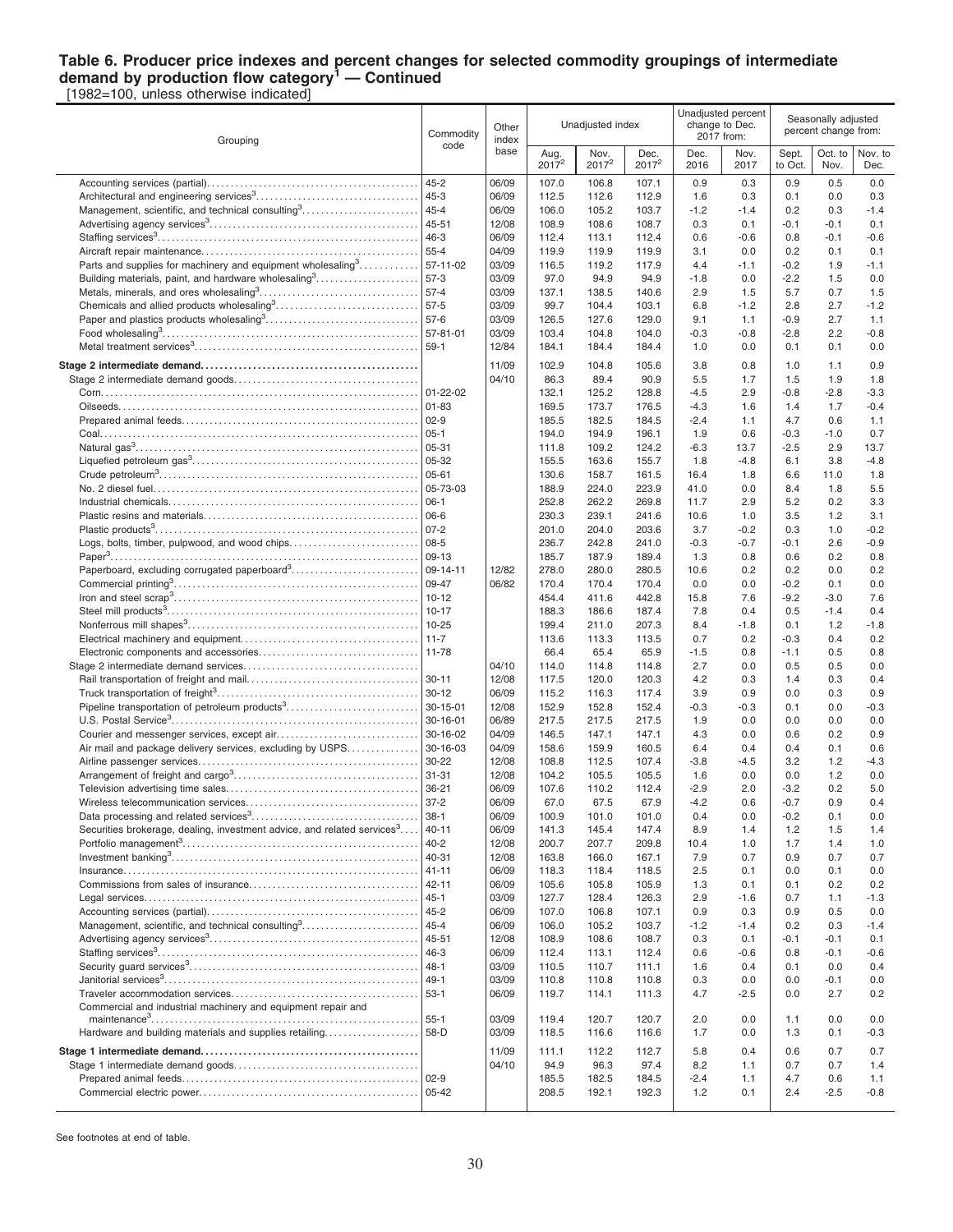**Table 6. Producer price indexes and percent changes for selected commodity groupings of intermediate demand by production flow category[1] — Continued**

[1982=100, unless otherwise indicated]

| Grouping | Commodity code | Other index base | Unadjusted index | | | Unadjusted percent change to Dec. 2017 from: | | Seasonally adjusted percent change from: | | |
|---|---|---|---|---|---|---|---|---|---|---|
| | | | Aug. 2017[2] | Nov. 2017[2] | Dec. 2017[2] | Dec. 2016 | Nov. 2017 | Sept. to Oct. | Oct. to Nov. | Nov. to Dec. |
| Accounting services (partial) | 45-2 | 06/09 | 107.0 | 106.8 | 107.1 | 0.9 | 0.3 | 0.9 | 0.5 | 0.0 |
| Architectural and engineering services[3] | 45-3 | 06/09 | 112.5 | 112.6 | 112.9 | 1.6 | 0.3 | 0.1 | 0.0 | 0.3 |
| Management, scientific, and technical consulting[3] | 45-4 | 06/09 | 106.0 | 105.2 | 103.7 | -1.2 | -1.4 | 0.2 | 0.3 | -1.4 |
| Advertising agency services[3] | 45-51 | 12/08 | 108.9 | 108.6 | 108.7 | 0.3 | 0.1 | -0.1 | -0.1 | 0.1 |
| Staffing services[3] | 46-3 | 06/09 | 112.4 | 113.1 | 112.4 | 0.6 | -0.6 | 0.8 | -0.1 | -0.6 |
| Aircraft repair maintenance | 55-4 | 04/09 | 119.9 | 119.9 | 119.9 | 3.1 | 0.0 | 0.2 | 0.1 | 0.1 |
| Parts and supplies for machinery and equipment wholesaling[3] | 57-11-02 | 03/09 | 116.5 | 119.2 | 117.9 | 4.4 | -1.1 | -0.2 | 1.9 | -1.1 |
| Building materials, paint, and hardware wholesaling[3] | 57-3 | 03/09 | 97.0 | 94.9 | 94.9 | -1.8 | 0.0 | -2.2 | 1.5 | 0.0 |
| Metals, minerals, and ores wholesaling[3] | 57-4 | 03/09 | 137.1 | 138.5 | 140.6 | 2.9 | 1.5 | 5.7 | 0.7 | 1.5 |
| Chemicals and allied products wholesaling[3] | 57-5 | 03/09 | 99.7 | 104.4 | 103.1 | 6.8 | -1.2 | 2.8 | 2.7 | -1.2 |
| Paper and plastics products wholesaling[3] | 57-6 | 03/09 | 126.5 | 127.6 | 129.0 | 9.1 | 1.1 | -0.9 | 2.7 | 1.1 |
| Food wholesaling[3] | 57-81-01 | 03/09 | 103.4 | 104.8 | 104.0 | -0.3 | -0.8 | -2.8 | 2.2 | -0.8 |
| Metal treatment services[3] | 59-1 | 12/84 | 184.1 | 184.4 | 184.4 | 1.0 | 0.0 | 0.1 | 0.1 | 0.0 |
| **Stage 2 intermediate demand** | | 11/09 | 102.9 | 104.8 | 105.6 | 3.8 | 0.8 | 1.0 | 1.1 | 0.9 |
| Stage 2 intermediate demand goods | | 04/10 | 86.3 | 89.4 | 90.9 | 5.5 | 1.7 | 1.5 | 1.9 | 1.8 |
| Corn | 01-22-02 | | 132.1 | 125.2 | 128.8 | -4.5 | 2.9 | -0.8 | -2.8 | -3.3 |
| Oilseeds | 01-83 | | 169.5 | 173.7 | 176.5 | -4.3 | 1.6 | 1.4 | 1.7 | -0.4 |
| Prepared animal feeds | 02-9 | | 185.5 | 182.5 | 184.5 | -2.4 | 1.1 | 4.7 | 0.6 | 1.1 |
| Coal | 05-1 | | 194.0 | 194.9 | 196.1 | 1.9 | 0.6 | -0.3 | -1.0 | 0.7 |
| Natural gas[3] | 05-31 | | 111.8 | 109.2 | 124.2 | -6.3 | 13.7 | -2.5 | 2.9 | 13.7 |
| Liquefied petroleum gas[3] | 05-32 | | 155.5 | 163.6 | 155.7 | 1.8 | -4.8 | 6.1 | 3.8 | -4.8 |
| Crude petroleum[3] | 05-61 | | 130.6 | 158.7 | 161.5 | 16.4 | 1.8 | 6.6 | 11.0 | 1.8 |
| No. 2 diesel fuel | 05-73-03 | | 188.9 | 224.0 | 223.9 | 41.0 | 0.0 | 8.4 | 1.8 | 5.5 |
| Industrial chemicals | 06-1 | | 252.8 | 262.2 | 269.8 | 11.7 | 2.9 | 5.2 | 0.2 | 3.3 |
| Plastic resins and materials | 06-6 | | 230.3 | 239.1 | 241.6 | 10.6 | 1.0 | 3.5 | 1.2 | 3.1 |
| Plastic products[3] | 07-2 | | 201.0 | 204.0 | 203.6 | 3.7 | -0.2 | 0.3 | 1.0 | -0.2 |
| Logs, bolts, timber, pulpwood, and wood chips | 08-5 | | 236.7 | 242.8 | 241.0 | -0.3 | -0.7 | -0.1 | 2.6 | -0.9 |
| Paper[3] | 09-13 | | 185.7 | 187.9 | 189.4 | 1.3 | 0.8 | 0.6 | 0.2 | 0.8 |
| Paperboard, excluding corrugated paperboard[3] | 09-14-11 | 12/82 | 278.0 | 280.0 | 280.5 | 10.6 | 0.2 | 0.2 | 0.0 | 0.2 |
| Commercial printing[3] | 09-47 | 06/82 | 170.4 | 170.4 | 170.4 | 0.0 | 0.0 | -0.2 | 0.1 | 0.0 |
| Iron and steel scrap[3] | 10-12 | | 454.4 | 411.6 | 442.8 | 15.8 | 7.6 | -9.2 | -3.0 | 7.6 |
| Steel mill products[3] | 10-17 | | 188.3 | 186.6 | 187.4 | 7.8 | 0.4 | 0.5 | -1.4 | 0.4 |
| Nonferrous mill shapes[3] | 10-25 | | 199.4 | 211.0 | 207.3 | 8.4 | -1.8 | 0.1 | 1.2 | -1.8 |
| Electrical machinery and equipment | 11-7 | | 113.6 | 113.3 | 113.5 | 0.7 | 0.2 | -0.3 | 0.4 | 0.2 |
| Electronic components and accessories | 11-78 | | 66.4 | 65.4 | 65.9 | -1.5 | 0.8 | -1.1 | 0.5 | 0.8 |
| Stage 2 intermediate demand services | | 04/10 | 114.0 | 114.8 | 114.8 | 2.7 | 0.0 | 0.5 | 0.5 | 0.0 |
| Rail transportation of freight and mail | 30-11 | 12/08 | 117.5 | 120.0 | 120.3 | 4.2 | 0.3 | 1.4 | 0.3 | 0.4 |
| Truck transportation of freight[3] | 30-12 | 06/09 | 115.2 | 116.3 | 117.4 | 3.9 | 0.9 | 0.0 | 0.3 | 0.9 |
| Pipeline transportation of petroleum products[3] | 30-15-01 | 12/08 | 152.9 | 152.8 | 152.4 | -0.3 | -0.3 | 0.1 | 0.0 | -0.3 |
| U.S. Postal Service[3] | 30-16-01 | 06/89 | 217.5 | 217.5 | 217.5 | 1.9 | 0.0 | 0.0 | 0.0 | 0.0 |
| Courier and messenger services, except air | 30-16-02 | 04/09 | 146.5 | 147.1 | 147.1 | 4.3 | 0.0 | 0.6 | 0.2 | 0.9 |
| Air mail and package delivery services, excluding by USPS | 30-16-03 | 04/09 | 158.6 | 159.9 | 160.5 | 6.4 | 0.4 | 0.4 | 0.1 | 0.6 |
| Airline passenger services | 30-22 | 12/08 | 108.8 | 112.5 | 107.4 | -3.8 | -4.5 | 3.2 | 1.2 | -4.3 |
| Arrangement of freight and cargo[3] | 31-31 | 12/08 | 104.2 | 105.5 | 105.5 | 1.6 | 0.0 | 0.0 | 1.2 | 0.0 |
| Television advertising time sales | 36-21 | 06/09 | 107.6 | 110.2 | 112.4 | -2.9 | 2.0 | -3.2 | 0.2 | 5.0 |
| Wireless telecommunication services | 37-2 | 06/09 | 67.0 | 67.5 | 67.9 | -4.2 | 0.6 | -0.7 | 0.9 | 0.4 |
| Data processing and related services[3] | 38-1 | 06/09 | 100.9 | 101.0 | 101.0 | 0.4 | 0.0 | -0.2 | 0.1 | 0.0 |
| Securities brokerage, dealing, investment advice, and related services[3] | 40-11 | 06/09 | 141.3 | 145.4 | 147.4 | 8.9 | 1.4 | 1.2 | 1.5 | 1.4 |
| Portfolio management[3] | 40-2 | 12/08 | 200.7 | 207.7 | 209.8 | 10.4 | 1.0 | 1.7 | 1.4 | 1.0 |
| Investment banking[3] | 40-31 | 12/08 | 163.8 | 166.0 | 167.1 | 7.9 | 0.7 | 0.9 | 0.7 | 0.7 |
| Insurance | 41-11 | 06/09 | 118.3 | 118.4 | 118.5 | 2.5 | 0.1 | 0.0 | 0.1 | 0.0 |
| Commissions from sales of insurance | 42-11 | 06/09 | 105.6 | 105.8 | 105.9 | 1.3 | 0.1 | 0.1 | 0.2 | 0.2 |
| Legal services | 45-1 | 03/09 | 127.7 | 128.4 | 126.3 | 2.9 | -1.6 | 0.7 | 1.1 | -1.3 |
| Accounting services (partial) | 45-2 | 06/09 | 107.0 | 106.8 | 107.1 | 0.9 | 0.3 | 0.9 | 0.5 | 0.0 |
| Management, scientific, and technical consulting[3] | 45-4 | 06/09 | 106.0 | 105.2 | 103.7 | -1.2 | -1.4 | 0.2 | 0.3 | -1.4 |
| Advertising agency services[3] | 45-51 | 12/08 | 108.9 | 108.6 | 108.7 | 0.3 | 0.1 | -0.1 | -0.1 | 0.1 |
| Staffing services[3] | 46-3 | 06/09 | 112.4 | 113.1 | 112.4 | 0.6 | -0.6 | 0.8 | -0.1 | -0.6 |
| Security guard services[3] | 48-1 | 03/09 | 110.5 | 110.7 | 111.1 | 1.6 | 0.4 | 0.1 | 0.0 | 0.4 |
| Janitorial services[3] | 49-1 | 03/09 | 110.8 | 110.8 | 110.8 | 0.3 | 0.0 | 0.0 | -0.1 | 0.0 |
| Traveler accommodation services | 53-1 | 06/09 | 119.7 | 114.1 | 111.3 | 4.7 | -2.5 | 0.0 | 2.7 | 0.2 |
| Commercial and industrial machinery and equipment repair and maintenance[3] | 55-1 | 03/09 | 119.4 | 120.7 | 120.7 | 2.0 | 0.0 | 1.1 | 0.0 | 0.0 |
| Hardware and building materials and supplies retailing | 58-D | 03/09 | 118.5 | 116.6 | 116.6 | 1.7 | 0.0 | 1.3 | 0.1 | -0.3 |
| **Stage 1 intermediate demand** | | 11/09 | 111.1 | 112.2 | 112.7 | 5.8 | 0.4 | 0.6 | 0.7 | 0.7 |
| Stage 1 intermediate demand goods | | 04/10 | 94.9 | 96.3 | 97.4 | 8.2 | 1.1 | 0.7 | 0.7 | 1.4 |
| Prepared animal feeds | 02-9 | | 185.5 | 182.5 | 184.5 | -2.4 | 1.1 | 4.7 | 0.6 | 1.1 |
| Commercial electric power | 05-42 | | 208.5 | 192.1 | 192.3 | 1.2 | 0.1 | 2.4 | -2.5 | -0.8 |

See footnotes at end of table.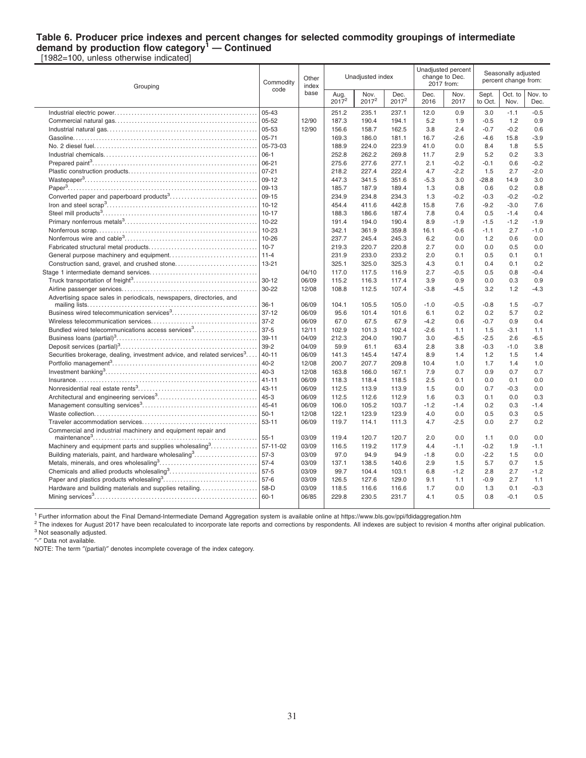**Table 6. Producer price indexes and percent changes for selected commodity groupings of intermediate demand by production flow category[1] — Continued**

[1982=100, unless otherwise indicated]

| Grouping | Commodity code | Other index base | Unadjusted index | | | Unadjusted percent change to Dec. 2017 from: | | Seasonally adjusted percent change from: | | |
|---|---|---|---|---|---|---|---|---|---|---|
| | | | Aug. 2017[2] | Nov. 2017[2] | Dec. 2017[2] | Dec. 2016 | Nov. 2017 | Sept. to Oct. | Oct. to Nov. | Nov. to Dec. |
| Industrial electric power | 05-43 | | 251.2 | 235.1 | 237.1 | 12.0 | 0.9 | 3.0 | -1.1 | -0.5 |
| Commercial natural gas | 05-52 | 12/90 | 187.3 | 190.4 | 194.1 | 5.2 | 1.9 | -0.5 | 1.2 | 0.9 |
| Industrial natural gas | 05-53 | 12/90 | 156.6 | 158.7 | 162.5 | 3.8 | 2.4 | -0.7 | -0.2 | 0.6 |
| Gasoline | 05-71 | | 169.3 | 186.0 | 181.1 | 16.7 | -2.6 | -4.6 | 15.8 | -3.9 |
| No. 2 diesel fuel | 05-73-03 | | 188.9 | 224.0 | 223.9 | 41.0 | 0.0 | 8.4 | 1.8 | 5.5 |
| Industrial chemicals | 06-1 | | 252.8 | 262.2 | 269.8 | 11.7 | 2.9 | 5.2 | 0.2 | 3.3 |
| Prepared paint[3] | 06-21 | | 275.6 | 277.6 | 277.1 | 2.1 | -0.2 | -0.1 | 0.6 | -0.2 |
| Plastic construction products | 07-21 | | 218.2 | 227.4 | 222.4 | 4.7 | -2.2 | 1.5 | 2.7 | -2.0 |
| Wastepaper[3] | 09-12 | | 447.3 | 341.5 | 351.6 | -5.3 | 3.0 | -28.8 | 14.9 | 3.0 |
| Paper[3] | 09-13 | | 185.7 | 187.9 | 189.4 | 1.3 | 0.8 | 0.6 | 0.2 | 0.8 |
| Converted paper and paperboard products[3] | 09-15 | | 234.9 | 234.8 | 234.3 | 1.3 | -0.2 | -0.3 | -0.2 | -0.2 |
| Iron and steel scrap[3] | 10-12 | | 454.4 | 411.6 | 442.8 | 15.8 | 7.6 | -9.2 | -3.0 | 7.6 |
| Steel mill products[3] | 10-17 | | 188.3 | 186.6 | 187.4 | 7.8 | 0.4 | 0.5 | -1.4 | 0.4 |
| Primary nonferrous metals[3] | 10-22 | | 191.4 | 194.0 | 190.4 | 8.9 | -1.9 | -1.5 | -1.2 | -1.9 |
| Nonferrous scrap | 10-23 | | 342.1 | 361.9 | 359.8 | 16.1 | -0.6 | -1.1 | 2.7 | -1.0 |
| Nonferrous wire and cable[3] | 10-26 | | 237.7 | 245.4 | 245.3 | 6.2 | 0.0 | 1.2 | 0.6 | 0.0 |
| Fabricated structural metal products | 10-7 | | 219.3 | 220.7 | 220.8 | 2.7 | 0.0 | 0.0 | 0.5 | 0.0 |
| General purpose machinery and equipment | 11-4 | | 231.9 | 233.0 | 233.2 | 2.0 | 0.1 | 0.5 | 0.1 | 0.1 |
| Construction sand, gravel, and crushed stone | 13-21 | | 325.1 | 325.0 | 325.3 | 4.3 | 0.1 | 0.4 | 0.1 | 0.2 |
| Stage 1 intermediate demand services | | 04/10 | 117.0 | 117.5 | 116.9 | 2.7 | -0.5 | 0.5 | 0.8 | -0.4 |
| Truck transportation of freight[3] | 30-12 | 06/09 | 115.2 | 116.3 | 117.4 | 3.9 | 0.9 | 0.0 | 0.3 | 0.9 |
| Airline passenger services | 30-22 | 12/08 | 108.8 | 112.5 | 107.4 | -3.8 | -4.5 | 3.2 | 1.2 | -4.3 |
| Advertising space sales in periodicals, newspapers, directories, and mailing lists | 36-1 | 06/09 | 104.1 | 105.5 | 105.0 | -1.0 | -0.5 | -0.8 | 1.5 | -0.7 |
| Business wired telecommunication services[3] | 37-12 | 06/09 | 95.6 | 101.4 | 101.6 | 6.1 | 0.2 | 0.2 | 5.7 | 0.2 |
| Wireless telecommunication services | 37-2 | 06/09 | 67.0 | 67.5 | 67.9 | -4.2 | 0.6 | -0.7 | 0.9 | 0.4 |
| Bundled wired telecommunications access services[3] | 37-5 | 12/11 | 102.9 | 101.3 | 102.4 | -2.6 | 1.1 | 1.5 | -3.1 | 1.1 |
| Business loans (partial)[3] | 39-11 | 04/09 | 212.3 | 204.0 | 190.7 | 3.0 | -6.5 | -2.5 | 2.6 | -6.5 |
| Deposit services (partial)[3] | 39-2 | 04/09 | 59.9 | 61.1 | 63.4 | 2.8 | 3.8 | -0.3 | -1.0 | 3.8 |
| Securities brokerage, dealing, investment advice, and related services[3] | 40-11 | 06/09 | 141.3 | 145.4 | 147.4 | 8.9 | 1.4 | 1.2 | 1.5 | 1.4 |
| Portfolio management[3] | 40-2 | 12/08 | 200.7 | 207.7 | 209.8 | 10.4 | 1.0 | 1.7 | 1.4 | 1.0 |
| Investment banking[3] | 40-3 | 12/08 | 163.8 | 166.0 | 167.1 | 7.9 | 0.7 | 0.9 | 0.7 | 0.7 |
| Insurance | 41-11 | 06/09 | 118.3 | 118.4 | 118.5 | 2.5 | 0.1 | 0.0 | 0.1 | 0.0 |
| Nonresidential real estate rents[3] | 43-11 | 06/09 | 112.5 | 113.9 | 113.9 | 1.5 | 0.0 | 0.7 | -0.3 | 0.0 |
| Architectural and engineering services[3] | 45-3 | 06/09 | 112.5 | 112.6 | 112.9 | 1.6 | 0.3 | 0.1 | 0.0 | 0.3 |
| Management consulting services[3] | 45-41 | 06/09 | 106.0 | 105.2 | 103.7 | -1.2 | -1.4 | 0.2 | 0.3 | -1.4 |
| Waste collection | 50-1 | 12/08 | 122.1 | 123.9 | 123.9 | 4.0 | 0.0 | 0.5 | 0.3 | 0.5 |
| Traveler accommodation services | 53-11 | 06/09 | 119.7 | 114.1 | 111.3 | 4.7 | -2.5 | 0.0 | 2.7 | 0.2 |
| Commercial and industrial machinery and equipment repair and maintenance[3] | 55-1 | 03/09 | 119.4 | 120.7 | 120.7 | 2.0 | 0.0 | 1.1 | 0.0 | 0.0 |
| Machinery and equipment parts and supplies wholesaling[3] | 57-11-02 | 03/09 | 116.5 | 119.2 | 117.9 | 4.4 | -1.1 | -0.2 | 1.9 | -1.1 |
| Building materials, paint, and hardware wholesaling[3] | 57-3 | 03/09 | 97.0 | 94.9 | 94.9 | -1.8 | 0.0 | -2.2 | 1.5 | 0.0 |
| Metals, minerals, and ores wholesaling[3] | 57-4 | 03/09 | 137.1 | 138.5 | 140.6 | 2.9 | 1.5 | 5.7 | 0.7 | 1.5 |
| Chemicals and allied products wholesaling[3] | 57-5 | 03/09 | 99.7 | 104.4 | 103.1 | 6.8 | -1.2 | 2.8 | 2.7 | -1.2 |
| Paper and plastics products wholesaling[3] | 57-6 | 03/09 | 126.5 | 127.6 | 129.0 | 9.1 | 1.1 | -0.9 | 2.7 | 1.1 |
| Hardware and building materials and supplies retailing | 58-D | 03/09 | 118.5 | 116.6 | 116.6 | 1.7 | 0.0 | 1.3 | 0.1 | -0.3 |
| Mining services[3] | 60-1 | 06/85 | 229.8 | 230.5 | 231.7 | 4.1 | 0.5 | 0.8 | -0.1 | 0.5 |

[1] Further information about the Final Demand-Intermediate Demand Aggregation system is available online at https://www.bls.gov/ppi/fdidaggregation.htm

[2] The indexes for August 2017 have been recalculated to incorporate late reports and corrections by respondents. All indexes are subject to revision 4 months after original publication.

[3] Not seasonally adjusted.

"-" Data not available.

NOTE: The term "(partial)" denotes incomplete coverage of the index category.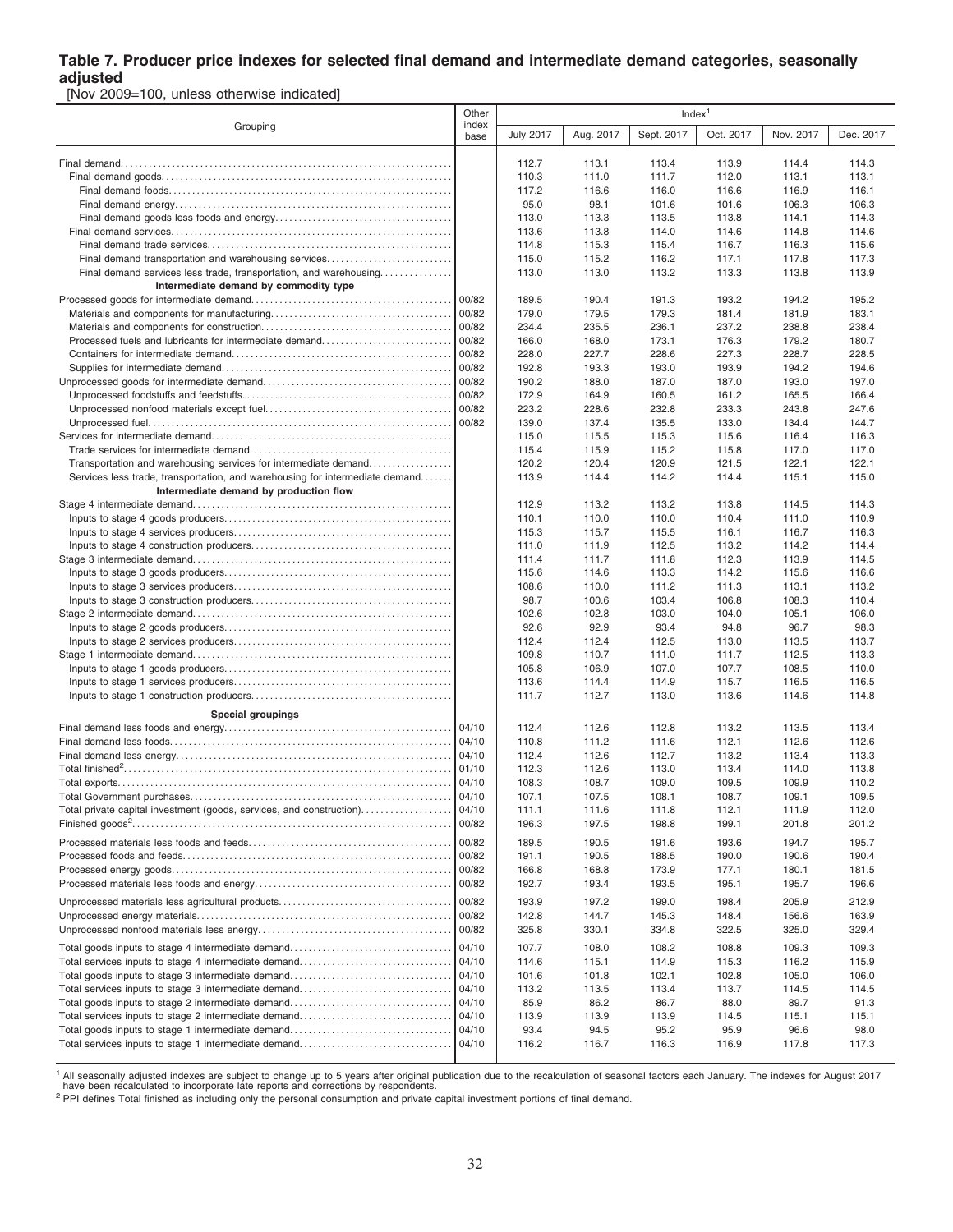### Table 7. Producer price indexes for selected final demand and intermediate demand categories, seasonally adjusted

[Nov 2009=100, unless otherwise indicated]

| Grouping | Other index base | July 2017 | Aug. 2017 | Sept. 2017 | Oct. 2017 | Nov. 2017 | Dec. 2017 |
|---|---|---|---|---|---|---|---|
| | | Index[1] | | | | | |
| Final demand | | 112.7 | 113.1 | 113.4 | 113.9 | 114.4 | 114.3 |
| Final demand goods | | 110.3 | 111.0 | 111.7 | 112.0 | 113.1 | 113.1 |
| Final demand foods | | 117.2 | 116.6 | 116.0 | 116.6 | 116.9 | 116.1 |
| Final demand energy | | 95.0 | 98.1 | 101.6 | 101.6 | 106.3 | 106.3 |
| Final demand goods less foods and energy | | 113.0 | 113.3 | 113.5 | 113.8 | 114.1 | 114.3 |
| Final demand services | | 113.6 | 113.8 | 114.0 | 114.6 | 114.8 | 114.6 |
| Final demand trade services | | 114.8 | 115.3 | 115.4 | 116.7 | 116.3 | 115.6 |
| Final demand transportation and warehousing services | | 115.0 | 115.2 | 116.2 | 117.1 | 117.8 | 117.3 |
| Final demand services less trade, transportation, and warehousing | | 113.0 | 113.0 | 113.2 | 113.3 | 113.8 | 113.9 |
| **Intermediate demand by commodity type** | | | | | | | |
| Processed goods for intermediate demand | 00/82 | 189.5 | 190.4 | 191.3 | 193.2 | 194.2 | 195.2 |
| Materials and components for manufacturing | 00/82 | 179.0 | 179.5 | 179.3 | 181.4 | 181.9 | 183.1 |
| Materials and components for construction | 00/82 | 234.4 | 235.5 | 236.1 | 237.2 | 238.8 | 238.4 |
| Processed fuels and lubricants for intermediate demand | 00/82 | 166.0 | 168.0 | 173.1 | 176.3 | 179.2 | 180.7 |
| Containers for intermediate demand | 00/82 | 228.0 | 227.7 | 228.6 | 227.3 | 228.7 | 228.5 |
| Supplies for intermediate demand | 00/82 | 192.8 | 193.3 | 193.0 | 193.9 | 194.2 | 194.6 |
| Unprocessed goods for intermediate demand | 00/82 | 190.2 | 188.0 | 187.0 | 187.0 | 193.0 | 197.0 |
| Unprocessed foodstuffs and feedstuffs | 00/82 | 172.9 | 164.9 | 160.5 | 161.2 | 165.5 | 166.4 |
| Unprocessed nonfood materials except fuel | 00/82 | 223.2 | 228.6 | 232.8 | 233.3 | 243.8 | 247.6 |
| Unprocessed fuel | 00/82 | 139.0 | 137.4 | 135.5 | 133.0 | 134.4 | 144.7 |
| Services for intermediate demand | | 115.0 | 115.5 | 115.3 | 115.6 | 116.4 | 116.3 |
| Trade services for intermediate demand | | 115.4 | 115.9 | 115.2 | 115.8 | 117.0 | 117.0 |
| Transportation and warehousing services for intermediate demand | | 120.2 | 120.4 | 120.9 | 121.5 | 122.1 | 122.1 |
| Services less trade, transportation, and warehousing for intermediate demand | | 113.9 | 114.4 | 114.2 | 114.4 | 115.1 | 115.0 |
| **Intermediate demand by production flow** | | | | | | | |
| Stage 4 intermediate demand | | 112.9 | 113.2 | 113.2 | 113.8 | 114.5 | 114.3 |
| Inputs to stage 4 goods producers | | 110.1 | 110.0 | 110.0 | 110.4 | 111.0 | 110.9 |
| Inputs to stage 4 services producers | | 115.3 | 115.7 | 115.5 | 116.1 | 116.7 | 116.3 |
| Inputs to stage 4 construction producers | | 111.0 | 111.9 | 112.5 | 113.2 | 114.2 | 114.4 |
| Stage 3 intermediate demand | | 111.4 | 111.7 | 111.8 | 112.3 | 113.9 | 114.5 |
| Inputs to stage 3 goods producers | | 115.6 | 114.6 | 113.3 | 114.2 | 115.6 | 116.6 |
| Inputs to stage 3 services producers | | 108.6 | 110.0 | 111.2 | 111.3 | 113.1 | 113.2 |
| Inputs to stage 3 construction producers | | 98.7 | 100.6 | 103.4 | 106.8 | 108.3 | 110.4 |
| Stage 2 intermediate demand | | 102.6 | 102.8 | 103.0 | 104.0 | 105.1 | 106.0 |
| Inputs to stage 2 goods producers | | 92.6 | 92.9 | 93.4 | 94.8 | 96.7 | 98.3 |
| Inputs to stage 2 services producers | | 112.4 | 112.4 | 112.5 | 113.0 | 113.5 | 113.7 |
| Stage 1 intermediate demand | | 109.8 | 110.7 | 111.0 | 111.7 | 112.5 | 113.3 |
| Inputs to stage 1 goods producers | | 105.8 | 106.9 | 107.0 | 107.7 | 108.5 | 110.0 |
| Inputs to stage 1 services producers | | 113.6 | 114.4 | 114.9 | 115.7 | 116.5 | 116.5 |
| Inputs to stage 1 construction producers | | 111.7 | 112.7 | 113.0 | 113.6 | 114.6 | 114.8 |
| **Special groupings** | | | | | | | |
| Final demand less foods and energy | 04/10 | 112.4 | 112.6 | 112.8 | 113.2 | 113.5 | 113.4 |
| Final demand less foods | 04/10 | 110.8 | 111.2 | 111.6 | 112.1 | 112.6 | 112.6 |
| Final demand less energy | 04/10 | 112.4 | 112.6 | 112.7 | 113.2 | 113.4 | 113.3 |
| Total finished[2] | 01/10 | 112.3 | 112.6 | 113.0 | 113.4 | 114.0 | 113.8 |
| Total exports | 04/10 | 108.3 | 108.7 | 109.0 | 109.5 | 109.9 | 110.2 |
| Total Government purchases | 04/10 | 107.1 | 107.5 | 108.1 | 108.7 | 109.1 | 109.5 |
| Total private capital investment (goods, services, and construction) | 04/10 | 111.1 | 111.6 | 111.8 | 112.1 | 111.9 | 112.0 |
| Finished goods[2] | 00/82 | 196.3 | 197.5 | 198.8 | 199.1 | 201.8 | 201.2 |
| Processed materials less foods and feeds | 00/82 | 189.5 | 190.5 | 191.6 | 193.6 | 194.7 | 195.7 |
| Processed foods and feeds | 00/82 | 191.1 | 190.5 | 188.5 | 190.0 | 190.6 | 190.4 |
| Processed energy goods | 00/82 | 166.8 | 168.8 | 173.9 | 177.1 | 180.1 | 181.5 |
| Processed materials less foods and energy | 00/82 | 192.7 | 193.4 | 193.5 | 195.1 | 195.7 | 196.6 |
| Unprocessed materials less agricultural products | 00/82 | 193.9 | 197.2 | 199.0 | 198.4 | 205.9 | 212.9 |
| Unprocessed energy materials | 00/82 | 142.8 | 144.7 | 145.3 | 148.4 | 156.6 | 163.9 |
| Unprocessed nonfood materials less energy | 00/82 | 325.8 | 330.1 | 334.8 | 322.5 | 325.0 | 329.4 |
| Total goods inputs to stage 4 intermediate demand | 04/10 | 107.7 | 108.0 | 108.2 | 108.8 | 109.3 | 109.3 |
| Total services inputs to stage 4 intermediate demand | 04/10 | 114.6 | 115.1 | 114.9 | 115.3 | 116.2 | 115.9 |
| Total goods inputs to stage 3 intermediate demand | 04/10 | 101.6 | 101.8 | 102.1 | 102.8 | 105.0 | 106.0 |
| Total services inputs to stage 3 intermediate demand | 04/10 | 113.2 | 113.5 | 113.4 | 113.7 | 114.5 | 114.5 |
| Total goods inputs to stage 2 intermediate demand | 04/10 | 85.9 | 86.2 | 86.7 | 88.0 | 89.7 | 91.3 |
| Total services inputs to stage 2 intermediate demand | 04/10 | 113.9 | 113.9 | 113.9 | 114.5 | 115.1 | 115.1 |
| Total goods inputs to stage 1 intermediate demand | 04/10 | 93.4 | 94.5 | 95.2 | 95.9 | 96.6 | 98.0 |
| Total services inputs to stage 1 intermediate demand | 04/10 | 116.2 | 116.7 | 116.3 | 116.9 | 117.8 | 117.3 |

[1] All seasonally adjusted indexes are subject to change up to 5 years after original publication due to the recalculation of seasonal factors each January. The indexes for August 2017 have been recalculated to incorporate late reports and corrections by respondents.

[2] PPI defines Total finished as including only the personal consumption and private capital investment portions of final demand.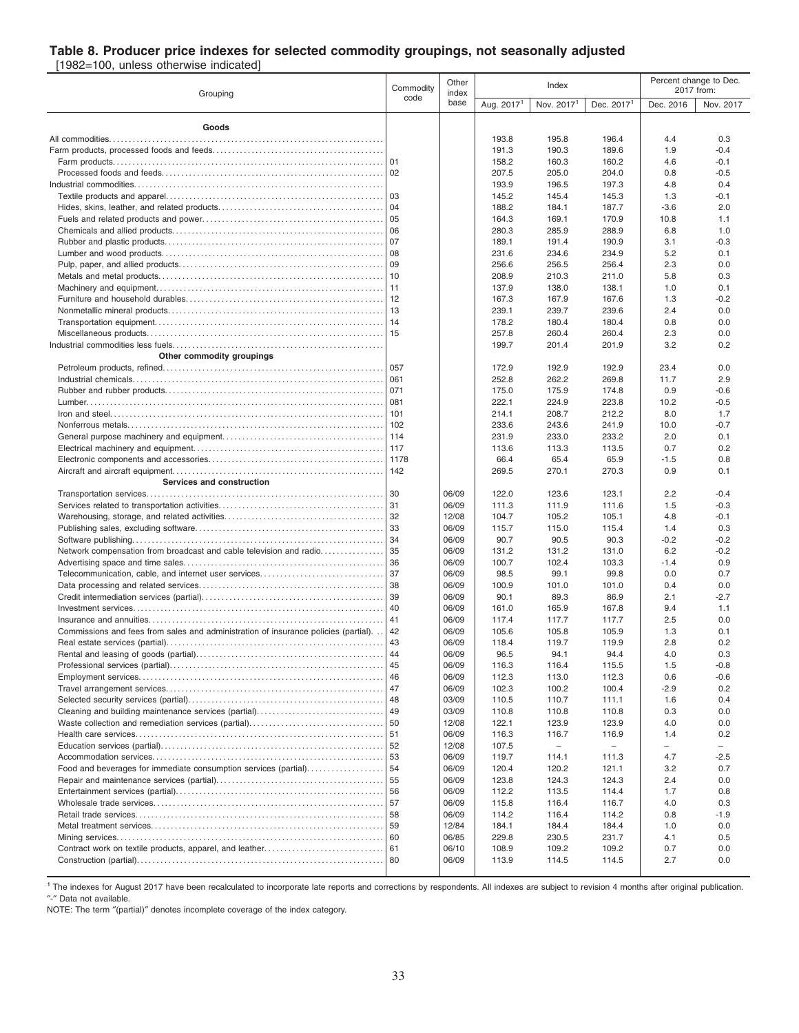## Table 8. Producer price indexes for selected commodity groupings, not seasonally adjusted

[1982=100, unless otherwise indicated]

| Grouping | Commodity code | Other index base | Index | | | Percent change to Dec. 2017 from: | |
|---|---|---|---|---|---|---|---|
| | | | Aug. 2017[1] | Nov. 2017[1] | Dec. 2017[1] | Dec. 2016 | Nov. 2017 |
| **Goods** | | | | | | | |
| All commodities | | | 193.8 | 195.8 | 196.4 | 4.4 | 0.3 |
| Farm products, processed foods and feeds | | | 191.3 | 190.3 | 189.6 | 1.9 | -0.4 |
| Farm products | 01 | | 158.2 | 160.3 | 160.2 | 4.6 | -0.1 |
| Processed foods and feeds | 02 | | 207.5 | 205.0 | 204.0 | 0.8 | -0.5 |
| Industrial commodities | | | 193.9 | 196.5 | 197.3 | 4.8 | 0.4 |
| Textile products and apparel | 03 | | 145.2 | 145.4 | 145.3 | 1.3 | -0.1 |
| Hides, skins, leather, and related products | 04 | | 188.2 | 184.1 | 187.7 | -3.6 | 2.0 |
| Fuels and related products and power | 05 | | 164.3 | 169.1 | 170.9 | 10.8 | 1.1 |
| Chemicals and allied products | 06 | | 280.3 | 285.9 | 288.9 | 6.8 | 1.0 |
| Rubber and plastic products | 07 | | 189.1 | 191.4 | 190.9 | 3.1 | -0.3 |
| Lumber and wood products | 08 | | 231.6 | 234.6 | 234.9 | 5.2 | 0.1 |
| Pulp, paper, and allied products | 09 | | 256.6 | 256.5 | 256.4 | 2.3 | 0.0 |
| Metals and metal products | 10 | | 208.9 | 210.3 | 211.0 | 5.8 | 0.3 |
| Machinery and equipment | 11 | | 137.9 | 138.0 | 138.1 | 1.0 | 0.1 |
| Furniture and household durables | 12 | | 167.3 | 167.9 | 167.6 | 1.3 | -0.2 |
| Nonmetallic mineral products | 13 | | 239.1 | 239.7 | 239.6 | 2.4 | 0.0 |
| Transportation equipment | 14 | | 178.2 | 180.4 | 180.4 | 0.8 | 0.0 |
| Miscellaneous products | 15 | | 257.8 | 260.4 | 260.4 | 2.3 | 0.0 |
| Industrial commodities less fuels | | | 199.7 | 201.4 | 201.9 | 3.2 | 0.2 |
| **Other commodity groupings** | | | | | | | |
| Petroleum products, refined | 057 | | 172.9 | 192.9 | 192.9 | 23.4 | 0.0 |
| Industrial chemicals | 061 | | 252.8 | 262.2 | 269.8 | 11.7 | 2.9 |
| Rubber and rubber products | 071 | | 175.0 | 175.9 | 174.8 | 0.9 | -0.6 |
| Lumber | 081 | | 222.1 | 224.9 | 223.8 | 10.2 | -0.5 |
| Iron and steel | 101 | | 214.1 | 208.7 | 212.2 | 8.0 | 1.7 |
| Nonferrous metals | 102 | | 233.6 | 243.6 | 241.9 | 10.0 | -0.7 |
| General purpose machinery and equipment | 114 | | 231.9 | 233.0 | 233.2 | 2.0 | 0.1 |
| Electrical machinery and equipment | 117 | | 113.6 | 113.3 | 113.5 | 0.7 | 0.2 |
| Electronic components and accessories | 1178 | | 66.4 | 65.4 | 65.9 | -1.5 | 0.8 |
| Aircraft and aircraft equipment | 142 | | 269.5 | 270.1 | 270.3 | 0.9 | 0.1 |
| **Services and construction** | | | | | | | |
| Transportation services | 30 | 06/09 | 122.0 | 123.6 | 123.1 | 2.2 | -0.4 |
| Services related to transportation activities | 31 | 06/09 | 111.3 | 111.9 | 111.6 | 1.5 | -0.3 |
| Warehousing, storage, and related activities | 32 | 12/08 | 104.7 | 105.2 | 105.1 | 4.8 | -0.1 |
| Publishing sales, excluding software | 33 | 06/09 | 115.7 | 115.0 | 115.4 | 1.4 | 0.3 |
| Software publishing | 34 | 06/09 | 90.7 | 90.5 | 90.3 | -0.2 | -0.2 |
| Network compensation from broadcast and cable television and radio | 35 | 06/09 | 131.2 | 131.2 | 131.0 | 6.2 | -0.2 |
| Advertising space and time sales | 36 | 06/09 | 100.7 | 102.4 | 103.3 | -1.4 | 0.9 |
| Telecommunication, cable, and internet user services | 37 | 06/09 | 98.5 | 99.1 | 99.8 | 0.0 | 0.7 |
| Data processing and related services | 38 | 06/09 | 100.9 | 101.0 | 101.0 | 0.4 | 0.0 |
| Credit intermediation services (partial) | 39 | 06/09 | 90.1 | 89.3 | 86.9 | 2.1 | -2.7 |
| Investment services | 40 | 06/09 | 161.0 | 165.9 | 167.8 | 9.4 | 1.1 |
| Insurance and annuities | 41 | 06/09 | 117.4 | 117.7 | 117.7 | 2.5 | 0.0 |
| Commissions and fees from sales and administration of insurance policies (partial) | 42 | 06/09 | 105.6 | 105.8 | 105.9 | 1.3 | 0.1 |
| Real estate services (partial) | 43 | 06/09 | 118.4 | 119.7 | 119.9 | 2.8 | 0.2 |
| Rental and leasing of goods (partial) | 44 | 06/09 | 96.5 | 94.1 | 94.4 | 4.0 | 0.3 |
| Professional services (partial) | 45 | 06/09 | 116.3 | 116.4 | 115.5 | 1.5 | -0.8 |
| Employment services | 46 | 06/09 | 112.3 | 113.0 | 112.3 | 0.6 | -0.6 |
| Travel arrangement services | 47 | 06/09 | 102.3 | 100.2 | 100.4 | -2.9 | 0.2 |
| Selected security services (partial) | 48 | 03/09 | 110.5 | 110.7 | 111.1 | 1.6 | 0.4 |
| Cleaning and building maintenance services (partial) | 49 | 03/09 | 110.8 | 110.8 | 110.8 | 0.3 | 0.0 |
| Waste collection and remediation services (partial) | 50 | 12/08 | 122.1 | 123.9 | 123.9 | 4.0 | 0.0 |
| Health care services | 51 | 06/09 | 116.3 | 116.7 | 116.9 | 1.4 | 0.2 |
| Education services (partial) | 52 | 12/08 | 107.5 | – | – | – | – |
| Accommodation services | 53 | 06/09 | 119.7 | 114.1 | 111.3 | 4.7 | -2.5 |
| Food and beverages for immediate consumption services (partial) | 54 | 06/09 | 120.4 | 120.2 | 121.1 | 3.2 | 0.7 |
| Repair and maintenance services (partial) | 55 | 06/09 | 123.8 | 124.3 | 124.3 | 2.4 | 0.0 |
| Entertainment services (partial) | 56 | 06/09 | 112.2 | 113.5 | 114.4 | 1.7 | 0.8 |
| Wholesale trade services | 57 | 06/09 | 115.8 | 116.4 | 116.7 | 4.0 | 0.3 |
| Retail trade services | 58 | 06/09 | 114.2 | 116.4 | 114.2 | 0.8 | -1.9 |
| Metal treatment services | 59 | 12/84 | 184.1 | 184.4 | 184.4 | 1.0 | 0.0 |
| Mining services | 60 | 06/85 | 229.8 | 230.5 | 231.7 | 4.1 | 0.5 |
| Contract work on textile products, apparel, and leather | 61 | 06/10 | 108.9 | 109.2 | 109.2 | 0.7 | 0.0 |
| Construction (partial) | 80 | 06/09 | 113.9 | 114.5 | 114.5 | 2.7 | 0.0 |

[1] The indexes for August 2017 have been recalculated to incorporate late reports and corrections by respondents. All indexes are subject to revision 4 months after original publication.

"-" Data not available.

NOTE: The term "(partial)" denotes incomplete coverage of the index category.